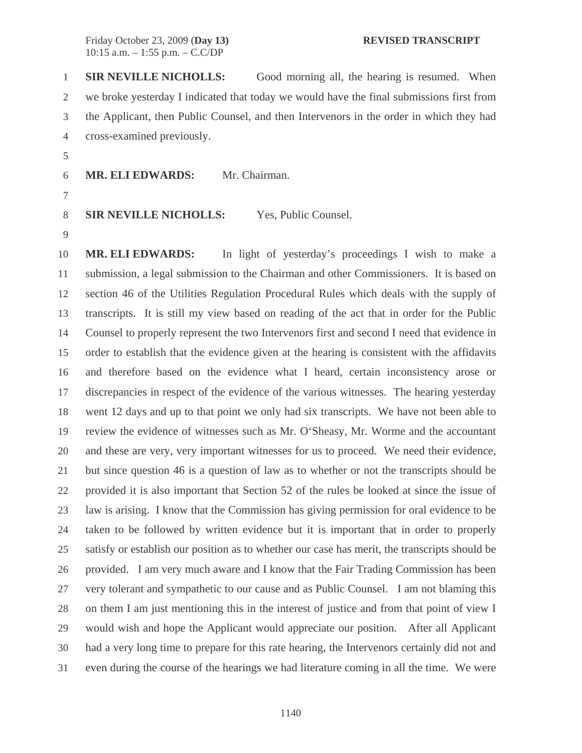Friday October 23, 2009 (**Day 13**) **REVISED TRANSCRIPT**
10:15 a.m. – 1:55 p.m. – C.C/DP

**SIR NEVILLE NICHOLLS:** Good morning all, the hearing is resumed. When we broke yesterday I indicated that today we would have the final submissions first from the Applicant, then Public Counsel, and then Intervenors in the order in which they had cross-examined previously.

**MR. ELI EDWARDS:** Mr. Chairman.

**SIR NEVILLE NICHOLLS:** Yes, Public Counsel.

**MR. ELI EDWARDS:** In light of yesterday's proceedings I wish to make a submission, a legal submission to the Chairman and other Commissioners. It is based on section 46 of the Utilities Regulation Procedural Rules which deals with the supply of transcripts. It is still my view based on reading of the act that in order for the Public Counsel to properly represent the two Intervenors first and second I need that evidence in order to establish that the evidence given at the hearing is consistent with the affidavits and therefore based on the evidence what I heard, certain inconsistency arose or discrepancies in respect of the evidence of the various witnesses. The hearing yesterday went 12 days and up to that point we only had six transcripts. We have not been able to review the evidence of witnesses such as Mr. O'Sheasy, Mr. Worme and the accountant and these are very, very important witnesses for us to proceed. We need their evidence, but since question 46 is a question of law as to whether or not the transcripts should be provided it is also important that Section 52 of the rules be looked at since the issue of law is arising. I know that the Commission has giving permission for oral evidence to be taken to be followed by written evidence but it is important that in order to properly satisfy or establish our position as to whether our case has merit, the transcripts should be provided. I am very much aware and I know that the Fair Trading Commission has been very tolerant and sympathetic to our cause and as Public Counsel. I am not blaming this on them I am just mentioning this in the interest of justice and from that point of view I would wish and hope the Applicant would appreciate our position. After all Applicant had a very long time to prepare for this rate hearing, the Intervenors certainly did not and even during the course of the hearings we had literature coming in all the time. We were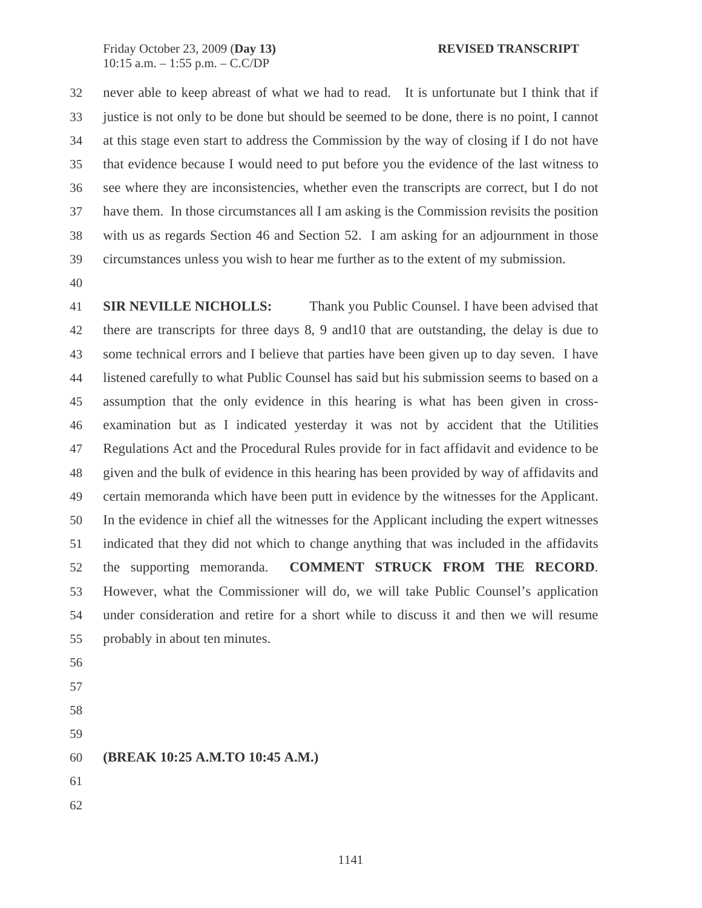never able to keep abreast of what we had to read. It is unfortunate but I think that if justice is not only to be done but should be seemed to be done, there is no point, I cannot at this stage even start to address the Commission by the way of closing if I do not have that evidence because I would need to put before you the evidence of the last witness to see where they are inconsistencies, whether even the transcripts are correct, but I do not have them. In those circumstances all I am asking is the Commission revisits the position with us as regards Section 46 and Section 52. I am asking for an adjournment in those circumstances unless you wish to hear me further as to the extent of my submission.

**SIR NEVILLE NICHOLLS:** Thank you Public Counsel. I have been advised that there are transcripts for three days 8, 9 and10 that are outstanding, the delay is due to some technical errors and I believe that parties have been given up to day seven. I have listened carefully to what Public Counsel has said but his submission seems to based on a assumption that the only evidence in this hearing is what has been given in cross-examination but as I indicated yesterday it was not by accident that the Utilities Regulations Act and the Procedural Rules provide for in fact affidavit and evidence to be given and the bulk of evidence in this hearing has been provided by way of affidavits and certain memoranda which have been putt in evidence by the witnesses for the Applicant. In the evidence in chief all the witnesses for the Applicant including the expert witnesses indicated that they did not which to change anything that was included in the affidavits the supporting memoranda. **COMMENT STRUCK FROM THE RECORD**. However, what the Commissioner will do, we will take Public Counsel's application under consideration and retire for a short while to discuss it and then we will resume probably in about ten minutes.

**(BREAK 10:25 A.M.TO 10:45 A.M.)**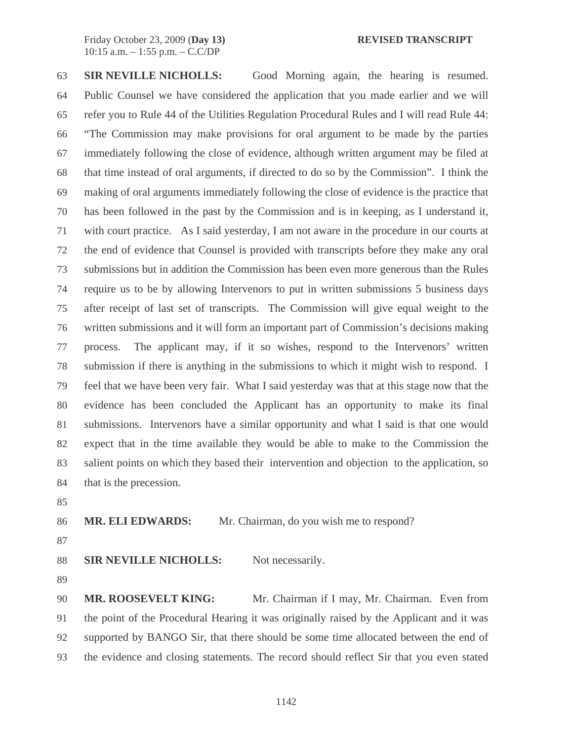**SIR NEVILLE NICHOLLS:** Good Morning again, the hearing is resumed. Public Counsel we have considered the application that you made earlier and we will refer you to Rule 44 of the Utilities Regulation Procedural Rules and I will read Rule 44: "The Commission may make provisions for oral argument to be made by the parties immediately following the close of evidence, although written argument may be filed at that time instead of oral arguments, if directed to do so by the Commission". I think the making of oral arguments immediately following the close of evidence is the practice that has been followed in the past by the Commission and is in keeping, as I understand it, with court practice. As I said yesterday, I am not aware in the procedure in our courts at the end of evidence that Counsel is provided with transcripts before they make any oral submissions but in addition the Commission has been even more generous than the Rules require us to be by allowing Intervenors to put in written submissions 5 business days after receipt of last set of transcripts. The Commission will give equal weight to the written submissions and it will form an important part of Commission's decisions making process. The applicant may, if it so wishes, respond to the Intervenors' written submission if there is anything in the submissions to which it might wish to respond. I feel that we have been very fair. What I said yesterday was that at this stage now that the evidence has been concluded the Applicant has an opportunity to make its final submissions. Intervenors have a similar opportunity and what I said is that one would expect that in the time available they would be able to make to the Commission the salient points on which they based their intervention and objection to the application, so that is the precession.

**MR. ELI EDWARDS:** Mr. Chairman, do you wish me to respond?

**SIR NEVILLE NICHOLLS:** Not necessarily.

**MR. ROOSEVELT KING:** Mr. Chairman if I may, Mr. Chairman. Even from the point of the Procedural Hearing it was originally raised by the Applicant and it was supported by BANGO Sir, that there should be some time allocated between the end of the evidence and closing statements. The record should reflect Sir that you even stated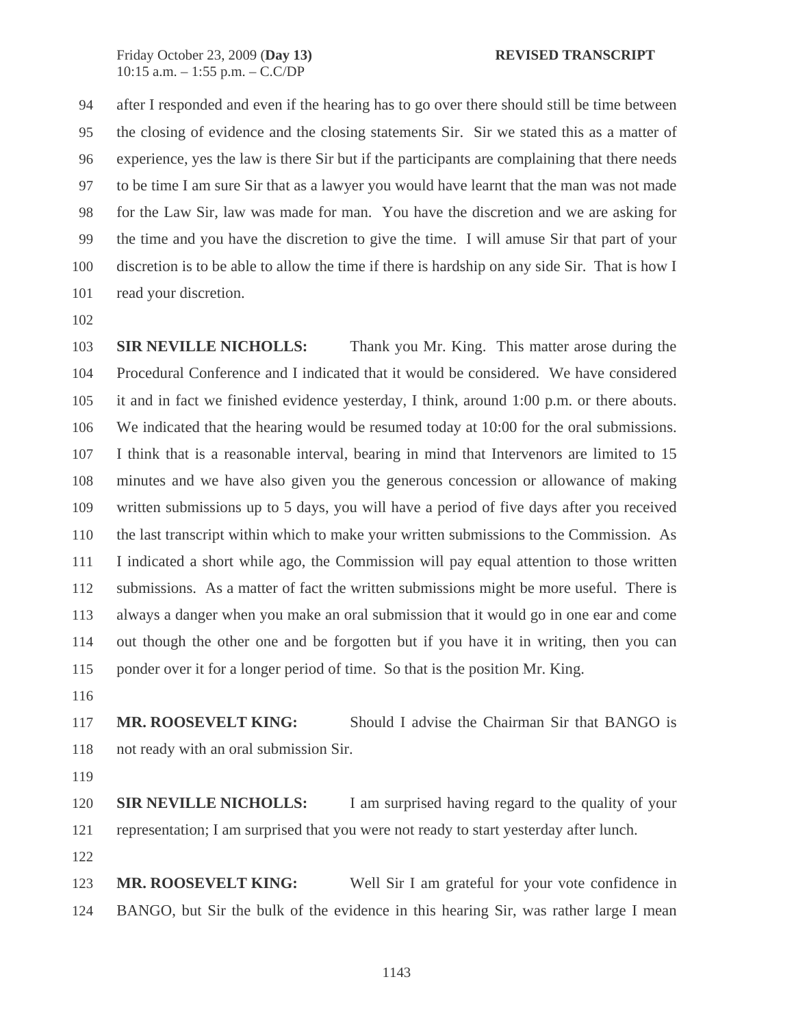94 after I responded and even if the hearing has to go over there should still be time between
95 the closing of evidence and the closing statements Sir. Sir we stated this as a matter of
96 experience, yes the law is there Sir but if the participants are complaining that there needs
97 to be time I am sure Sir that as a lawyer you would have learnt that the man was not made
98 for the Law Sir, law was made for man. You have the discretion and we are asking for
99 the time and you have the discretion to give the time. I will amuse Sir that part of your
100 discretion is to be able to allow the time if there is hardship on any side Sir. That is how I
101 read your discretion.
102
103 **SIR NEVILLE NICHOLLS:** Thank you Mr. King. This matter arose during the
104 Procedural Conference and I indicated that it would be considered. We have considered
105 it and in fact we finished evidence yesterday, I think, around 1:00 p.m. or there abouts.
106 We indicated that the hearing would be resumed today at 10:00 for the oral submissions.
107 I think that is a reasonable interval, bearing in mind that Intervenors are limited to 15
108 minutes and we have also given you the generous concession or allowance of making
109 written submissions up to 5 days, you will have a period of five days after you received
110 the last transcript within which to make your written submissions to the Commission. As
111 I indicated a short while ago, the Commission will pay equal attention to those written
112 submissions. As a matter of fact the written submissions might be more useful. There is
113 always a danger when you make an oral submission that it would go in one ear and come
114 out though the other one and be forgotten but if you have it in writing, then you can
115 ponder over it for a longer period of time. So that is the position Mr. King.
116
117 **MR. ROOSEVELT KING:** Should I advise the Chairman Sir that BANGO is
118 not ready with an oral submission Sir.
119
120 **SIR NEVILLE NICHOLLS:** I am surprised having regard to the quality of your
121 representation; I am surprised that you were not ready to start yesterday after lunch.
122
123 **MR. ROOSEVELT KING:** Well Sir I am grateful for your vote confidence in
124 BANGO, but Sir the bulk of the evidence in this hearing Sir, was rather large I mean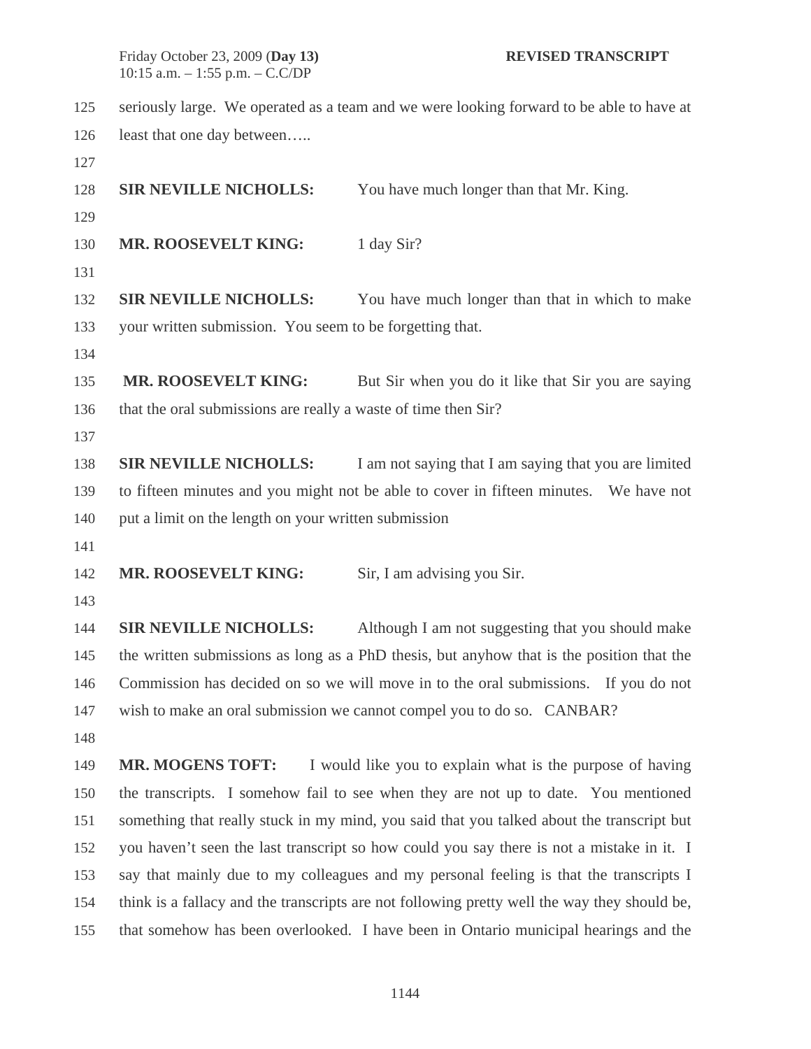seriously large. We operated as a team and we were looking forward to be able to have at least that one day between…..

**SIR NEVILLE NICHOLLS:** You have much longer than that Mr. King.

**MR. ROOSEVELT KING:** 1 day Sir?

**SIR NEVILLE NICHOLLS:** You have much longer than that in which to make your written submission. You seem to be forgetting that.

**MR. ROOSEVELT KING:** But Sir when you do it like that Sir you are saying that the oral submissions are really a waste of time then Sir?

**SIR NEVILLE NICHOLLS:** I am not saying that I am saying that you are limited to fifteen minutes and you might not be able to cover in fifteen minutes. We have not put a limit on the length on your written submission

**MR. ROOSEVELT KING:** Sir, I am advising you Sir.

**SIR NEVILLE NICHOLLS:** Although I am not suggesting that you should make the written submissions as long as a PhD thesis, but anyhow that is the position that the Commission has decided on so we will move in to the oral submissions. If you do not wish to make an oral submission we cannot compel you to do so. CANBAR?

**MR. MOGENS TOFT:** I would like you to explain what is the purpose of having the transcripts. I somehow fail to see when they are not up to date. You mentioned something that really stuck in my mind, you said that you talked about the transcript but you haven't seen the last transcript so how could you say there is not a mistake in it. I say that mainly due to my colleagues and my personal feeling is that the transcripts I think is a fallacy and the transcripts are not following pretty well the way they should be, that somehow has been overlooked. I have been in Ontario municipal hearings and the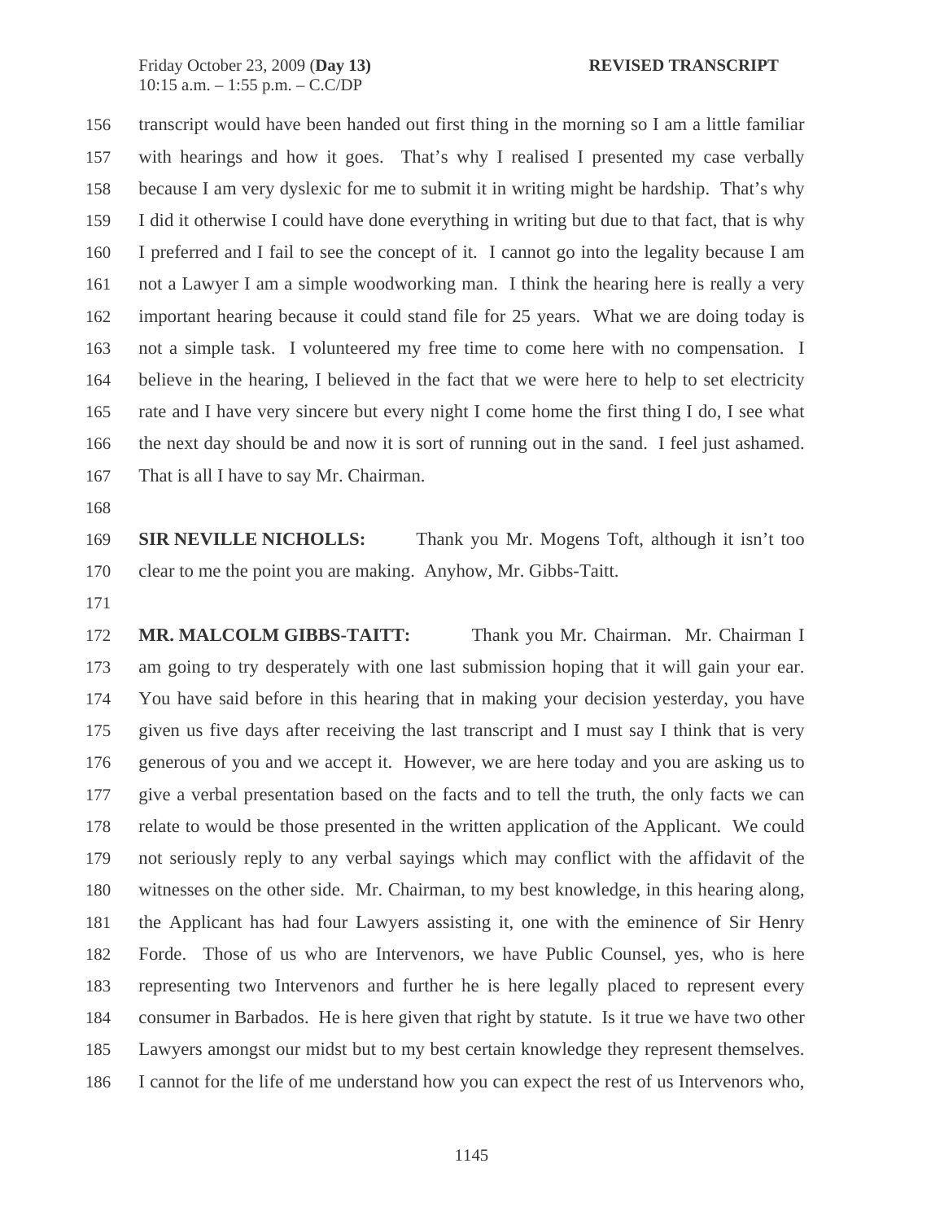transcript would have been handed out first thing in the morning so I am a little familiar with hearings and how it goes. That's why I realised I presented my case verbally because I am very dyslexic for me to submit it in writing might be hardship. That's why I did it otherwise I could have done everything in writing but due to that fact, that is why I preferred and I fail to see the concept of it. I cannot go into the legality because I am not a Lawyer I am a simple woodworking man. I think the hearing here is really a very important hearing because it could stand file for 25 years. What we are doing today is not a simple task. I volunteered my free time to come here with no compensation. I believe in the hearing, I believed in the fact that we were here to help to set electricity rate and I have very sincere but every night I come home the first thing I do, I see what the next day should be and now it is sort of running out in the sand. I feel just ashamed. That is all I have to say Mr. Chairman.

**SIR NEVILLE NICHOLLS:** Thank you Mr. Mogens Toft, although it isn't too clear to me the point you are making. Anyhow, Mr. Gibbs-Taitt.

**MR. MALCOLM GIBBS-TAITT:** Thank you Mr. Chairman. Mr. Chairman I am going to try desperately with one last submission hoping that it will gain your ear. You have said before in this hearing that in making your decision yesterday, you have given us five days after receiving the last transcript and I must say I think that is very generous of you and we accept it. However, we are here today and you are asking us to give a verbal presentation based on the facts and to tell the truth, the only facts we can relate to would be those presented in the written application of the Applicant. We could not seriously reply to any verbal sayings which may conflict with the affidavit of the witnesses on the other side. Mr. Chairman, to my best knowledge, in this hearing along, the Applicant has had four Lawyers assisting it, one with the eminence of Sir Henry Forde. Those of us who are Intervenors, we have Public Counsel, yes, who is here representing two Intervenors and further he is here legally placed to represent every consumer in Barbados. He is here given that right by statute. Is it true we have two other Lawyers amongst our midst but to my best certain knowledge they represent themselves. I cannot for the life of me understand how you can expect the rest of us Intervenors who,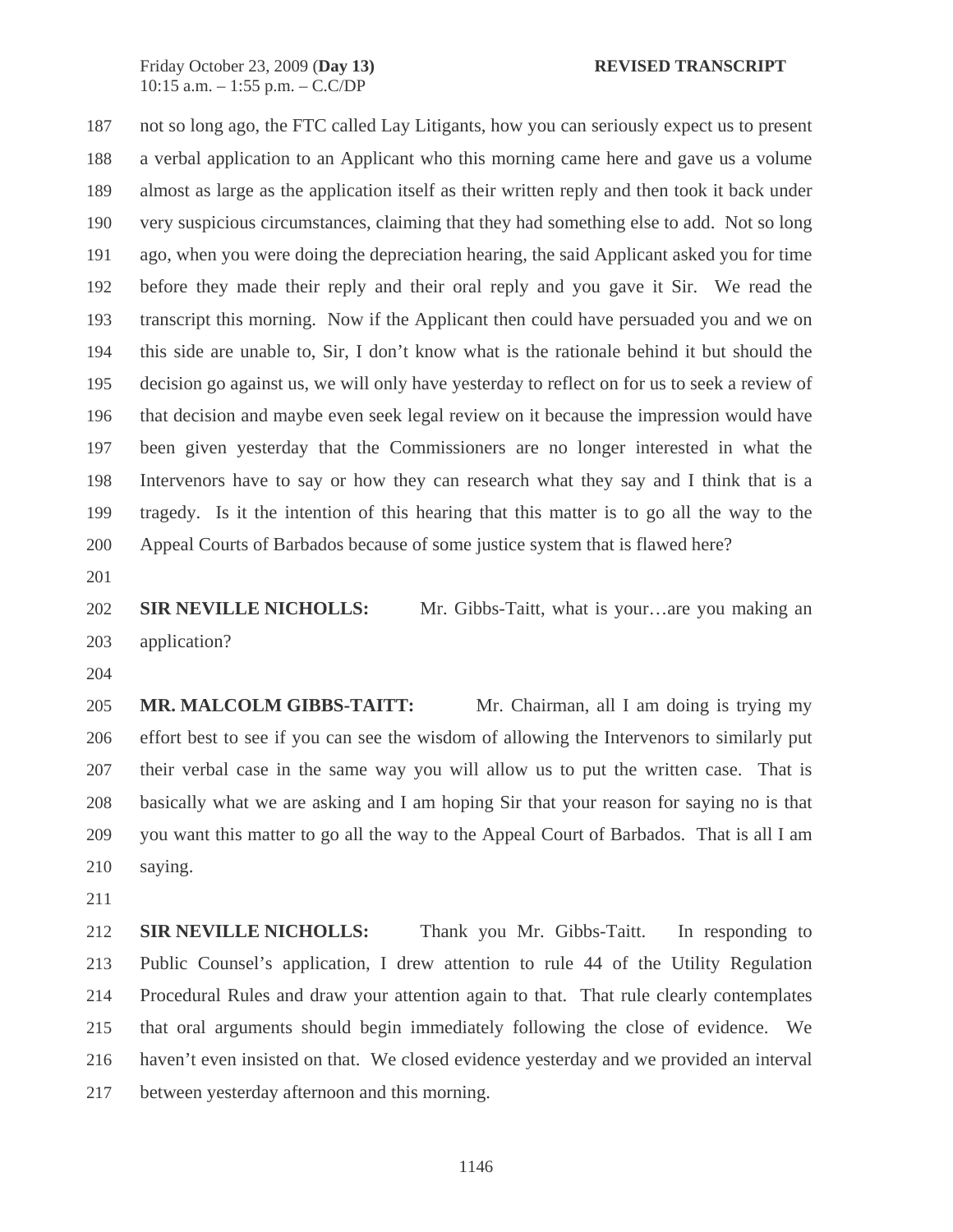not so long ago, the FTC called Lay Litigants, how you can seriously expect us to present a verbal application to an Applicant who this morning came here and gave us a volume almost as large as the application itself as their written reply and then took it back under very suspicious circumstances, claiming that they had something else to add. Not so long ago, when you were doing the depreciation hearing, the said Applicant asked you for time before they made their reply and their oral reply and you gave it Sir. We read the transcript this morning. Now if the Applicant then could have persuaded you and we on this side are unable to, Sir, I don't know what is the rationale behind it but should the decision go against us, we will only have yesterday to reflect on for us to seek a review of that decision and maybe even seek legal review on it because the impression would have been given yesterday that the Commissioners are no longer interested in what the Intervenors have to say or how they can research what they say and I think that is a tragedy. Is it the intention of this hearing that this matter is to go all the way to the Appeal Courts of Barbados because of some justice system that is flawed here?

**SIR NEVILLE NICHOLLS:** Mr. Gibbs-Taitt, what is your…are you making an application?

**MR. MALCOLM GIBBS-TAITT:** Mr. Chairman, all I am doing is trying my effort best to see if you can see the wisdom of allowing the Intervenors to similarly put their verbal case in the same way you will allow us to put the written case. That is basically what we are asking and I am hoping Sir that your reason for saying no is that you want this matter to go all the way to the Appeal Court of Barbados. That is all I am saying.

**SIR NEVILLE NICHOLLS:** Thank you Mr. Gibbs-Taitt. In responding to Public Counsel's application, I drew attention to rule 44 of the Utility Regulation Procedural Rules and draw your attention again to that. That rule clearly contemplates that oral arguments should begin immediately following the close of evidence. We haven't even insisted on that. We closed evidence yesterday and we provided an interval between yesterday afternoon and this morning.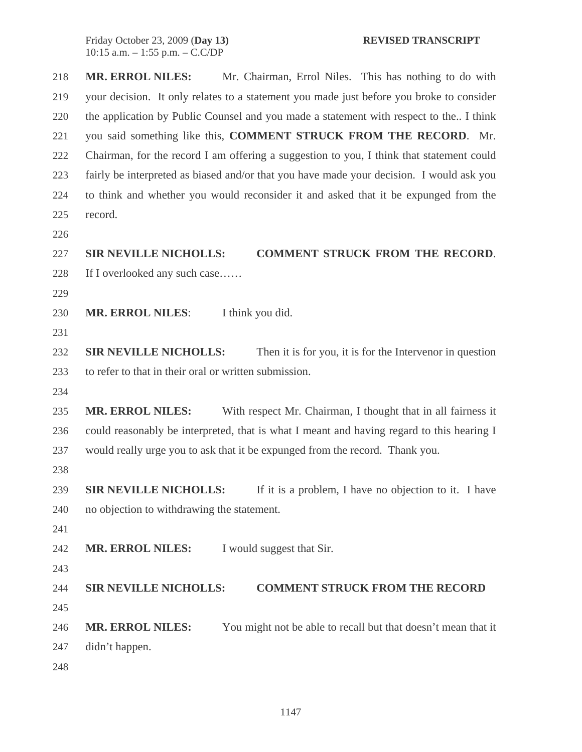**MR. ERROL NILES:** Mr. Chairman, Errol Niles. This has nothing to do with your decision. It only relates to a statement you made just before you broke to consider the application by Public Counsel and you made a statement with respect to the.. I think you said something like this, **COMMENT STRUCK FROM THE RECORD**. Mr. Chairman, for the record I am offering a suggestion to you, I think that statement could fairly be interpreted as biased and/or that you have made your decision. I would ask you to think and whether you would reconsider it and asked that it be expunged from the record.

**SIR NEVILLE NICHOLLS:** **COMMENT STRUCK FROM THE RECORD**. If I overlooked any such case……

**MR. ERROL NILES**: I think you did.

**SIR NEVILLE NICHOLLS:** Then it is for you, it is for the Intervenor in question to refer to that in their oral or written submission.

**MR. ERROL NILES:** With respect Mr. Chairman, I thought that in all fairness it could reasonably be interpreted, that is what I meant and having regard to this hearing I would really urge you to ask that it be expunged from the record. Thank you.

**SIR NEVILLE NICHOLLS:** If it is a problem, I have no objection to it. I have no objection to withdrawing the statement.

**MR. ERROL NILES:** I would suggest that Sir.

**SIR NEVILLE NICHOLLS:** **COMMENT STRUCK FROM THE RECORD**

**MR. ERROL NILES:** You might not be able to recall but that doesn't mean that it didn't happen.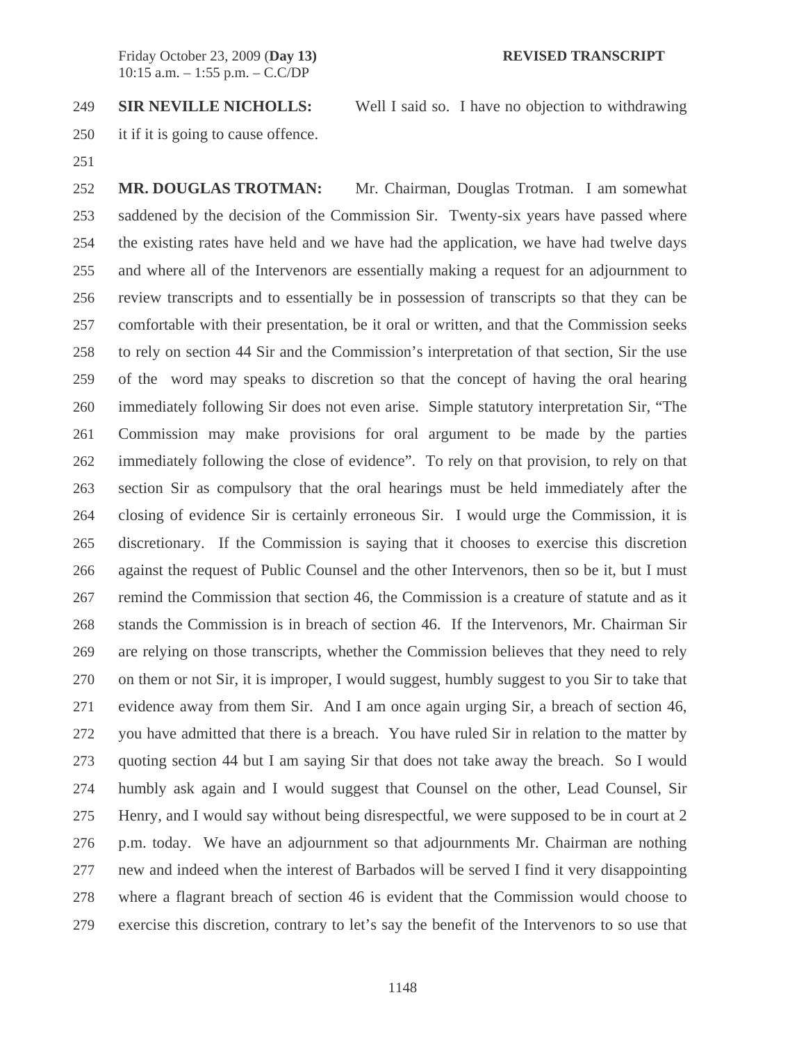**SIR NEVILLE NICHOLLS:** Well I said so. I have no objection to withdrawing it if it is going to cause offence.

**MR. DOUGLAS TROTMAN:** Mr. Chairman, Douglas Trotman. I am somewhat saddened by the decision of the Commission Sir. Twenty-six years have passed where the existing rates have held and we have had the application, we have had twelve days and where all of the Intervenors are essentially making a request for an adjournment to review transcripts and to essentially be in possession of transcripts so that they can be comfortable with their presentation, be it oral or written, and that the Commission seeks to rely on section 44 Sir and the Commission's interpretation of that section, Sir the use of the word may speaks to discretion so that the concept of having the oral hearing immediately following Sir does not even arise. Simple statutory interpretation Sir, "The Commission may make provisions for oral argument to be made by the parties immediately following the close of evidence". To rely on that provision, to rely on that section Sir as compulsory that the oral hearings must be held immediately after the closing of evidence Sir is certainly erroneous Sir. I would urge the Commission, it is discretionary. If the Commission is saying that it chooses to exercise this discretion against the request of Public Counsel and the other Intervenors, then so be it, but I must remind the Commission that section 46, the Commission is a creature of statute and as it stands the Commission is in breach of section 46. If the Intervenors, Mr. Chairman Sir are relying on those transcripts, whether the Commission believes that they need to rely on them or not Sir, it is improper, I would suggest, humbly suggest to you Sir to take that evidence away from them Sir. And I am once again urging Sir, a breach of section 46, you have admitted that there is a breach. You have ruled Sir in relation to the matter by quoting section 44 but I am saying Sir that does not take away the breach. So I would humbly ask again and I would suggest that Counsel on the other, Lead Counsel, Sir Henry, and I would say without being disrespectful, we were supposed to be in court at 2 p.m. today. We have an adjournment so that adjournments Mr. Chairman are nothing new and indeed when the interest of Barbados will be served I find it very disappointing where a flagrant breach of section 46 is evident that the Commission would choose to exercise this discretion, contrary to let's say the benefit of the Intervenors to so use that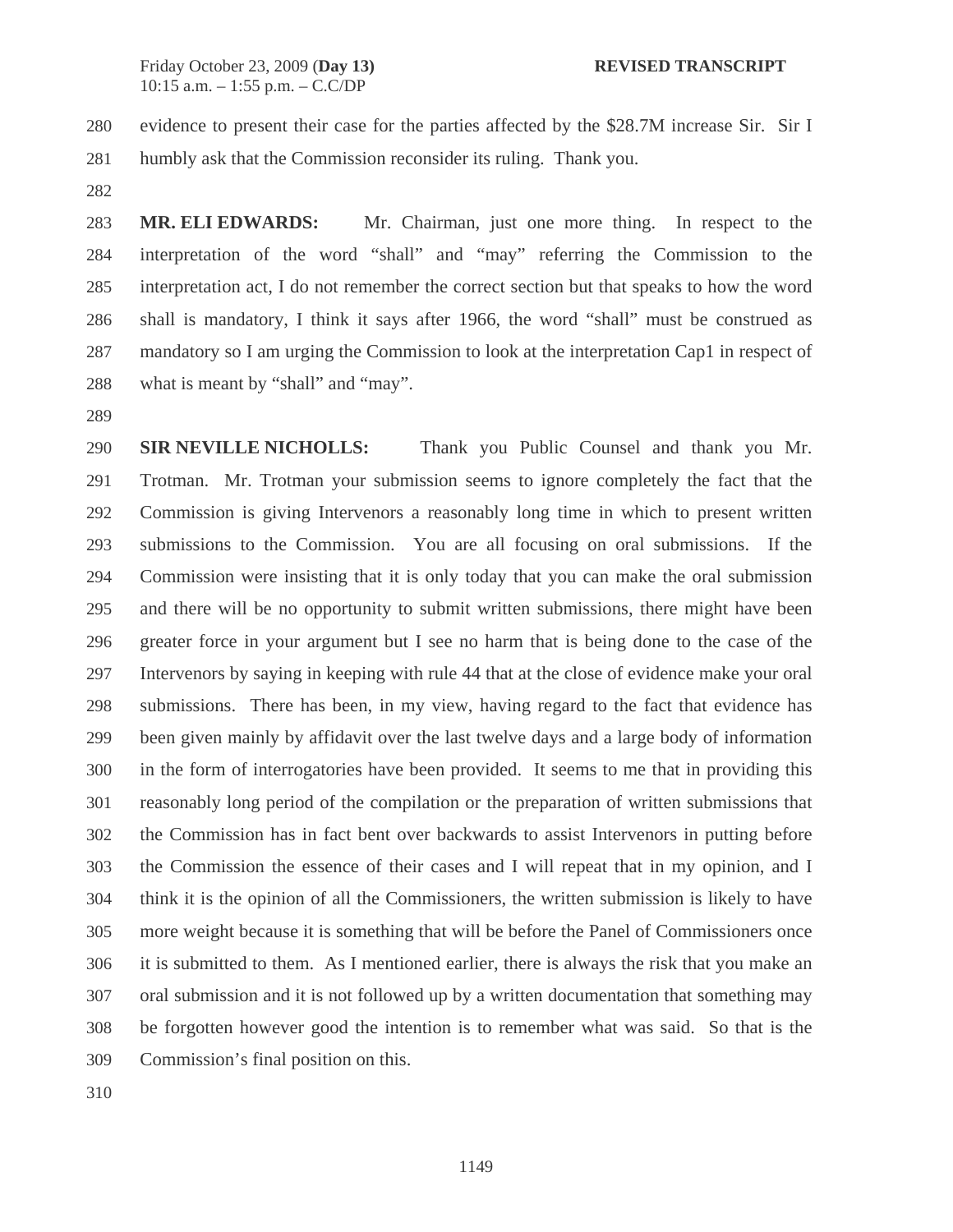evidence to present their case for the parties affected by the $28.7M increase Sir. Sir I humbly ask that the Commission reconsider its ruling. Thank you.

**MR. ELI EDWARDS:** Mr. Chairman, just one more thing. In respect to the interpretation of the word "shall" and "may" referring the Commission to the interpretation act, I do not remember the correct section but that speaks to how the word shall is mandatory, I think it says after 1966, the word "shall" must be construed as mandatory so I am urging the Commission to look at the interpretation Cap1 in respect of what is meant by "shall" and "may".

**SIR NEVILLE NICHOLLS:** Thank you Public Counsel and thank you Mr. Trotman. Mr. Trotman your submission seems to ignore completely the fact that the Commission is giving Intervenors a reasonably long time in which to present written submissions to the Commission. You are all focusing on oral submissions. If the Commission were insisting that it is only today that you can make the oral submission and there will be no opportunity to submit written submissions, there might have been greater force in your argument but I see no harm that is being done to the case of the Intervenors by saying in keeping with rule 44 that at the close of evidence make your oral submissions. There has been, in my view, having regard to the fact that evidence has been given mainly by affidavit over the last twelve days and a large body of information in the form of interrogatories have been provided. It seems to me that in providing this reasonably long period of the compilation or the preparation of written submissions that the Commission has in fact bent over backwards to assist Intervenors in putting before the Commission the essence of their cases and I will repeat that in my opinion, and I think it is the opinion of all the Commissioners, the written submission is likely to have more weight because it is something that will be before the Panel of Commissioners once it is submitted to them. As I mentioned earlier, there is always the risk that you make an oral submission and it is not followed up by a written documentation that something may be forgotten however good the intention is to remember what was said. So that is the Commission's final position on this.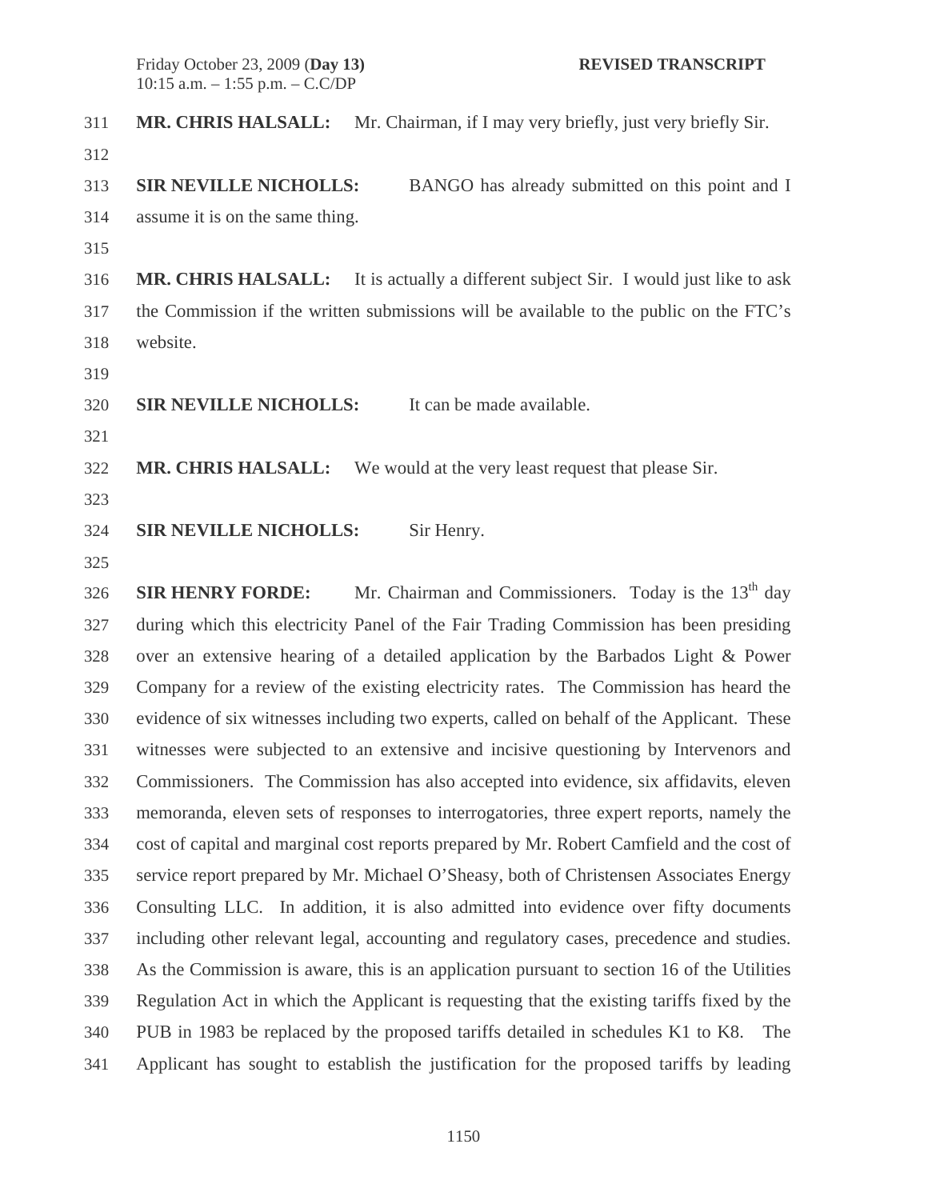**MR. CHRIS HALSALL:** Mr. Chairman, if I may very briefly, just very briefly Sir.

**SIR NEVILLE NICHOLLS:** BANGO has already submitted on this point and I assume it is on the same thing.

**MR. CHRIS HALSALL:** It is actually a different subject Sir. I would just like to ask the Commission if the written submissions will be available to the public on the FTC's website.

**SIR NEVILLE NICHOLLS:** It can be made available.

**MR. CHRIS HALSALL:** We would at the very least request that please Sir.

**SIR NEVILLE NICHOLLS:** Sir Henry.

**SIR HENRY FORDE:** Mr. Chairman and Commissioners. Today is the 13th day during which this electricity Panel of the Fair Trading Commission has been presiding over an extensive hearing of a detailed application by the Barbados Light & Power Company for a review of the existing electricity rates. The Commission has heard the evidence of six witnesses including two experts, called on behalf of the Applicant. These witnesses were subjected to an extensive and incisive questioning by Intervenors and Commissioners. The Commission has also accepted into evidence, six affidavits, eleven memoranda, eleven sets of responses to interrogatories, three expert reports, namely the cost of capital and marginal cost reports prepared by Mr. Robert Camfield and the cost of service report prepared by Mr. Michael O'Sheasy, both of Christensen Associates Energy Consulting LLC. In addition, it is also admitted into evidence over fifty documents including other relevant legal, accounting and regulatory cases, precedence and studies. As the Commission is aware, this is an application pursuant to section 16 of the Utilities Regulation Act in which the Applicant is requesting that the existing tariffs fixed by the PUB in 1983 be replaced by the proposed tariffs detailed in schedules K1 to K8. The Applicant has sought to establish the justification for the proposed tariffs by leading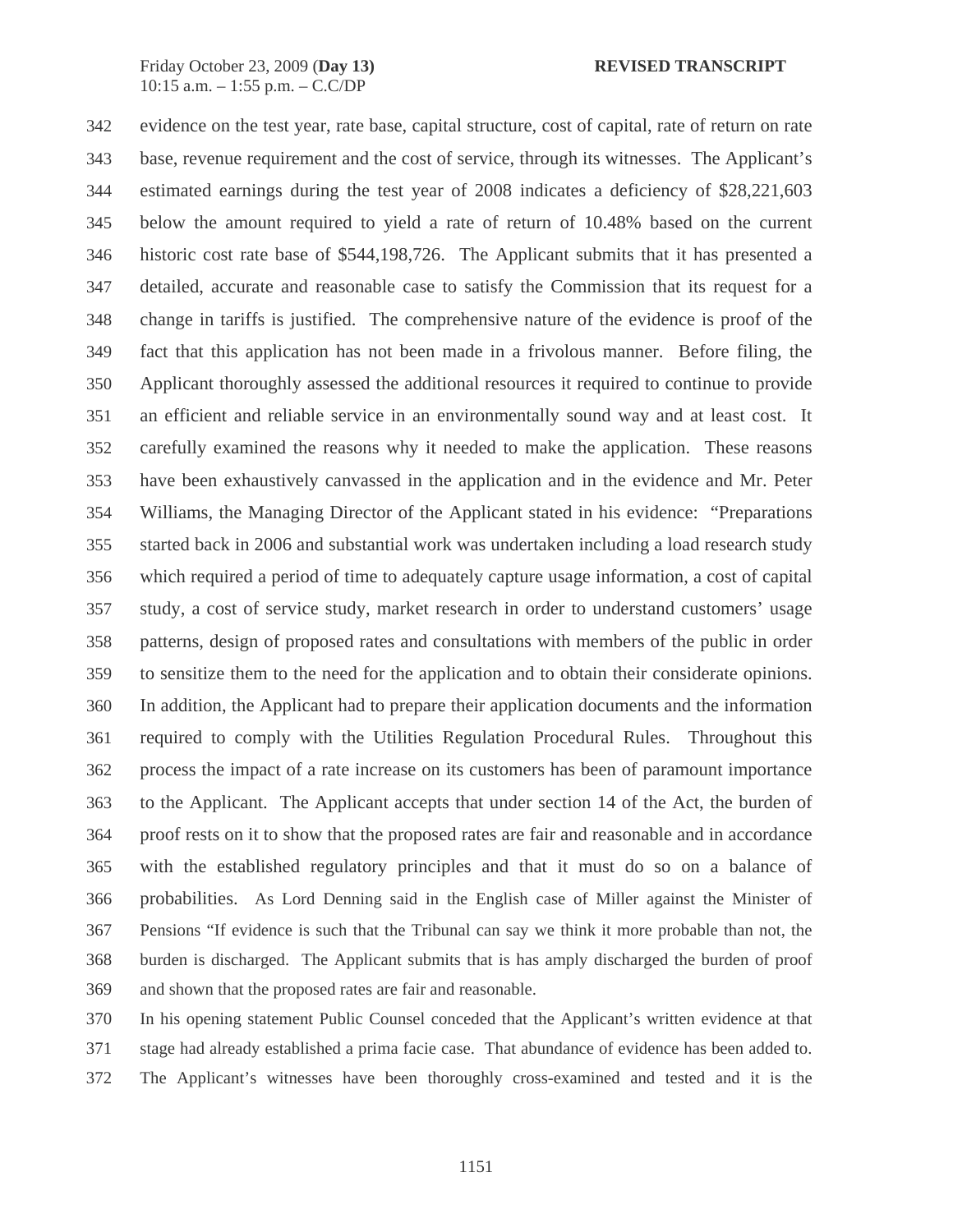342 evidence on the test year, rate base, capital structure, cost of capital, rate of return on rate
343 base, revenue requirement and the cost of service, through its witnesses. The Applicant's
344 estimated earnings during the test year of 2008 indicates a deficiency of $28,221,603
345 below the amount required to yield a rate of return of 10.48% based on the current
346 historic cost rate base of $544,198,726. The Applicant submits that it has presented a
347 detailed, accurate and reasonable case to satisfy the Commission that its request for a
348 change in tariffs is justified. The comprehensive nature of the evidence is proof of the
349 fact that this application has not been made in a frivolous manner. Before filing, the
350 Applicant thoroughly assessed the additional resources it required to continue to provide
351 an efficient and reliable service in an environmentally sound way and at least cost. It
352 carefully examined the reasons why it needed to make the application. These reasons
353 have been exhaustively canvassed in the application and in the evidence and Mr. Peter
354 Williams, the Managing Director of the Applicant stated in his evidence: "Preparations
355 started back in 2006 and substantial work was undertaken including a load research study
356 which required a period of time to adequately capture usage information, a cost of capital
357 study, a cost of service study, market research in order to understand customers' usage
358 patterns, design of proposed rates and consultations with members of the public in order
359 to sensitize them to the need for the application and to obtain their considerate opinions.
360 In addition, the Applicant had to prepare their application documents and the information
361 required to comply with the Utilities Regulation Procedural Rules. Throughout this
362 process the impact of a rate increase on its customers has been of paramount importance
363 to the Applicant. The Applicant accepts that under section 14 of the Act, the burden of
364 proof rests on it to show that the proposed rates are fair and reasonable and in accordance
365 with the established regulatory principles and that it must do so on a balance of
366 probabilities. As Lord Denning said in the English case of Miller against the Minister of
367 Pensions "If evidence is such that the Tribunal can say we think it more probable than not, the
368 burden is discharged. The Applicant submits that is has amply discharged the burden of proof
369 and shown that the proposed rates are fair and reasonable.

370 In his opening statement Public Counsel conceded that the Applicant's written evidence at that
371 stage had already established a prima facie case. That abundance of evidence has been added to.
372 The Applicant's witnesses have been thoroughly cross-examined and tested and it is the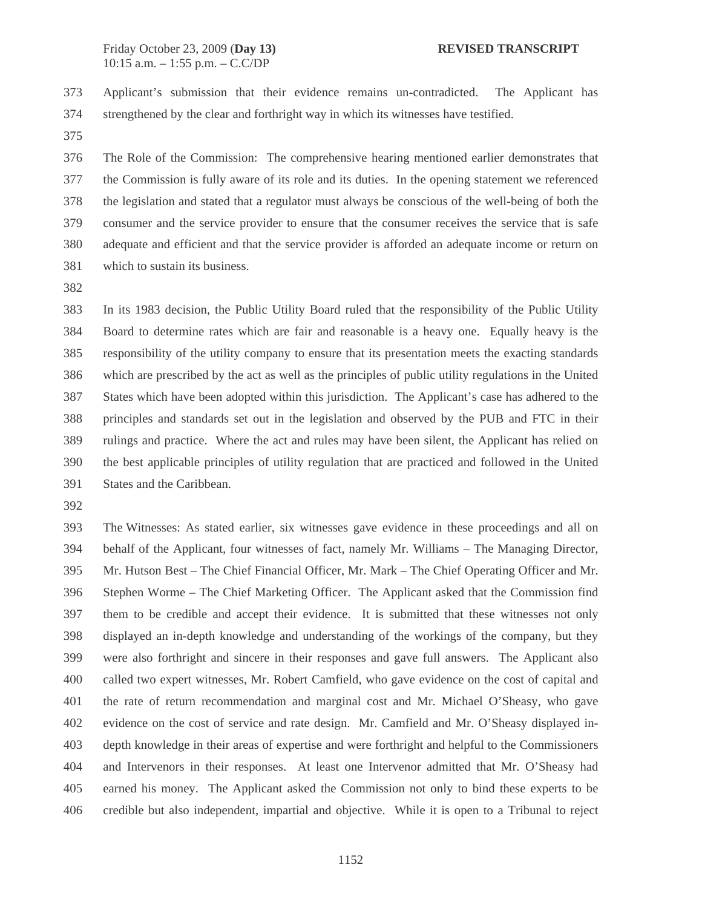Applicant's submission that their evidence remains un-contradicted. The Applicant has strengthened by the clear and forthright way in which its witnesses have testified.

The Role of the Commission: The comprehensive hearing mentioned earlier demonstrates that the Commission is fully aware of its role and its duties. In the opening statement we referenced the legislation and stated that a regulator must always be conscious of the well-being of both the consumer and the service provider to ensure that the consumer receives the service that is safe adequate and efficient and that the service provider is afforded an adequate income or return on which to sustain its business.

In its 1983 decision, the Public Utility Board ruled that the responsibility of the Public Utility Board to determine rates which are fair and reasonable is a heavy one. Equally heavy is the responsibility of the utility company to ensure that its presentation meets the exacting standards which are prescribed by the act as well as the principles of public utility regulations in the United States which have been adopted within this jurisdiction. The Applicant's case has adhered to the principles and standards set out in the legislation and observed by the PUB and FTC in their rulings and practice. Where the act and rules may have been silent, the Applicant has relied on the best applicable principles of utility regulation that are practiced and followed in the United States and the Caribbean.

The Witnesses: As stated earlier, six witnesses gave evidence in these proceedings and all on behalf of the Applicant, four witnesses of fact, namely Mr. Williams – The Managing Director, Mr. Hutson Best – The Chief Financial Officer, Mr. Mark – The Chief Operating Officer and Mr. Stephen Worme – The Chief Marketing Officer. The Applicant asked that the Commission find them to be credible and accept their evidence. It is submitted that these witnesses not only displayed an in-depth knowledge and understanding of the workings of the company, but they were also forthright and sincere in their responses and gave full answers. The Applicant also called two expert witnesses, Mr. Robert Camfield, who gave evidence on the cost of capital and the rate of return recommendation and marginal cost and Mr. Michael O'Sheasy, who gave evidence on the cost of service and rate design. Mr. Camfield and Mr. O'Sheasy displayed in-depth knowledge in their areas of expertise and were forthright and helpful to the Commissioners and Intervenors in their responses. At least one Intervenor admitted that Mr. O'Sheasy had earned his money. The Applicant asked the Commission not only to bind these experts to be credible but also independent, impartial and objective. While it is open to a Tribunal to reject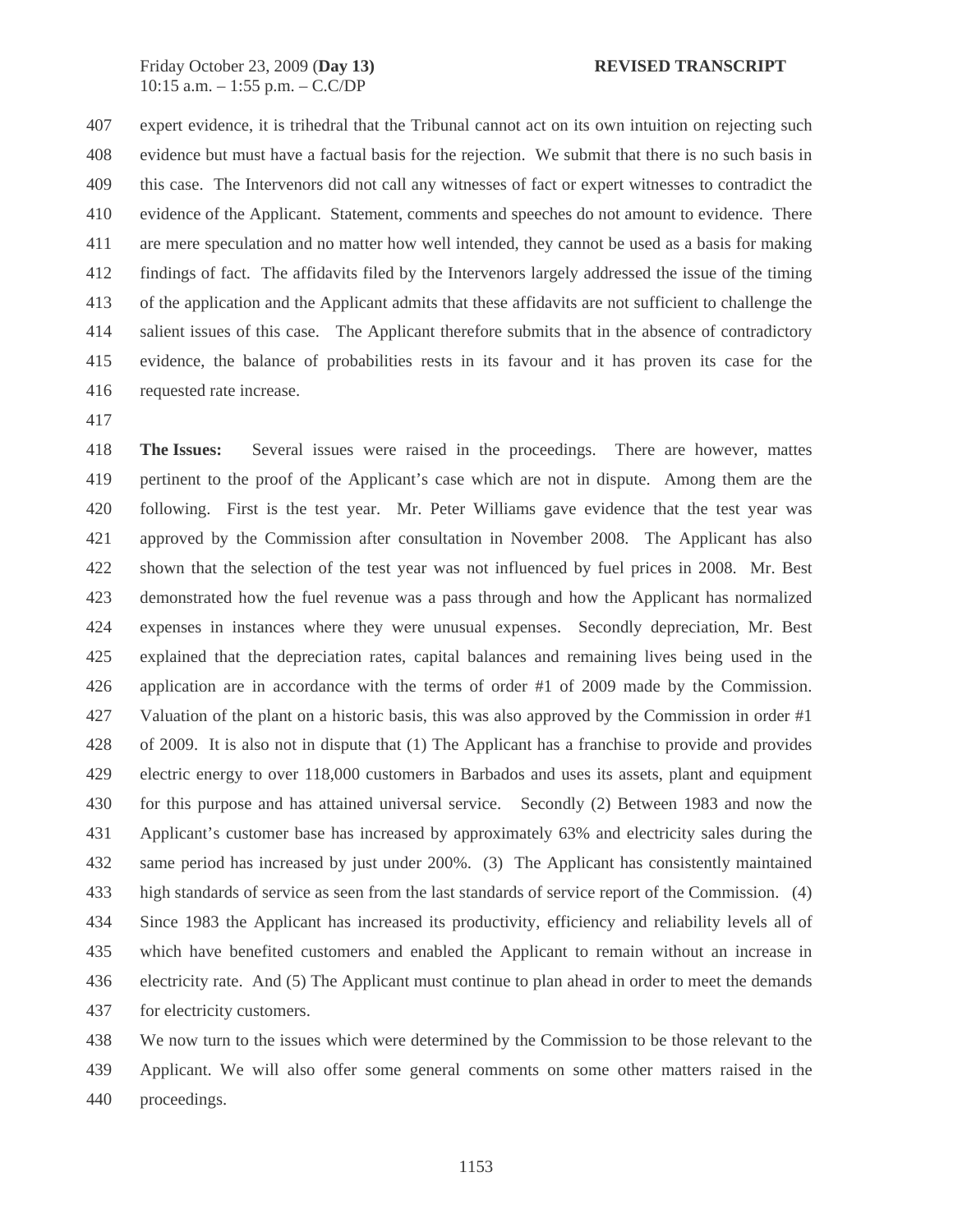expert evidence, it is trihedral that the Tribunal cannot act on its own intuition on rejecting such evidence but must have a factual basis for the rejection. We submit that there is no such basis in this case. The Intervenors did not call any witnesses of fact or expert witnesses to contradict the evidence of the Applicant. Statement, comments and speeches do not amount to evidence. There are mere speculation and no matter how well intended, they cannot be used as a basis for making findings of fact. The affidavits filed by the Intervenors largely addressed the issue of the timing of the application and the Applicant admits that these affidavits are not sufficient to challenge the salient issues of this case. The Applicant therefore submits that in the absence of contradictory evidence, the balance of probabilities rests in its favour and it has proven its case for the requested rate increase.

**The Issues:** Several issues were raised in the proceedings. There are however, mattes pertinent to the proof of the Applicant's case which are not in dispute. Among them are the following. First is the test year. Mr. Peter Williams gave evidence that the test year was approved by the Commission after consultation in November 2008. The Applicant has also shown that the selection of the test year was not influenced by fuel prices in 2008. Mr. Best demonstrated how the fuel revenue was a pass through and how the Applicant has normalized expenses in instances where they were unusual expenses. Secondly depreciation, Mr. Best explained that the depreciation rates, capital balances and remaining lives being used in the application are in accordance with the terms of order #1 of 2009 made by the Commission. Valuation of the plant on a historic basis, this was also approved by the Commission in order #1 of 2009. It is also not in dispute that (1) The Applicant has a franchise to provide and provides electric energy to over 118,000 customers in Barbados and uses its assets, plant and equipment for this purpose and has attained universal service. Secondly (2) Between 1983 and now the Applicant's customer base has increased by approximately 63% and electricity sales during the same period has increased by just under 200%. (3) The Applicant has consistently maintained high standards of service as seen from the last standards of service report of the Commission. (4) Since 1983 the Applicant has increased its productivity, efficiency and reliability levels all of which have benefited customers and enabled the Applicant to remain without an increase in electricity rate. And (5) The Applicant must continue to plan ahead in order to meet the demands for electricity customers.

We now turn to the issues which were determined by the Commission to be those relevant to the Applicant. We will also offer some general comments on some other matters raised in the proceedings.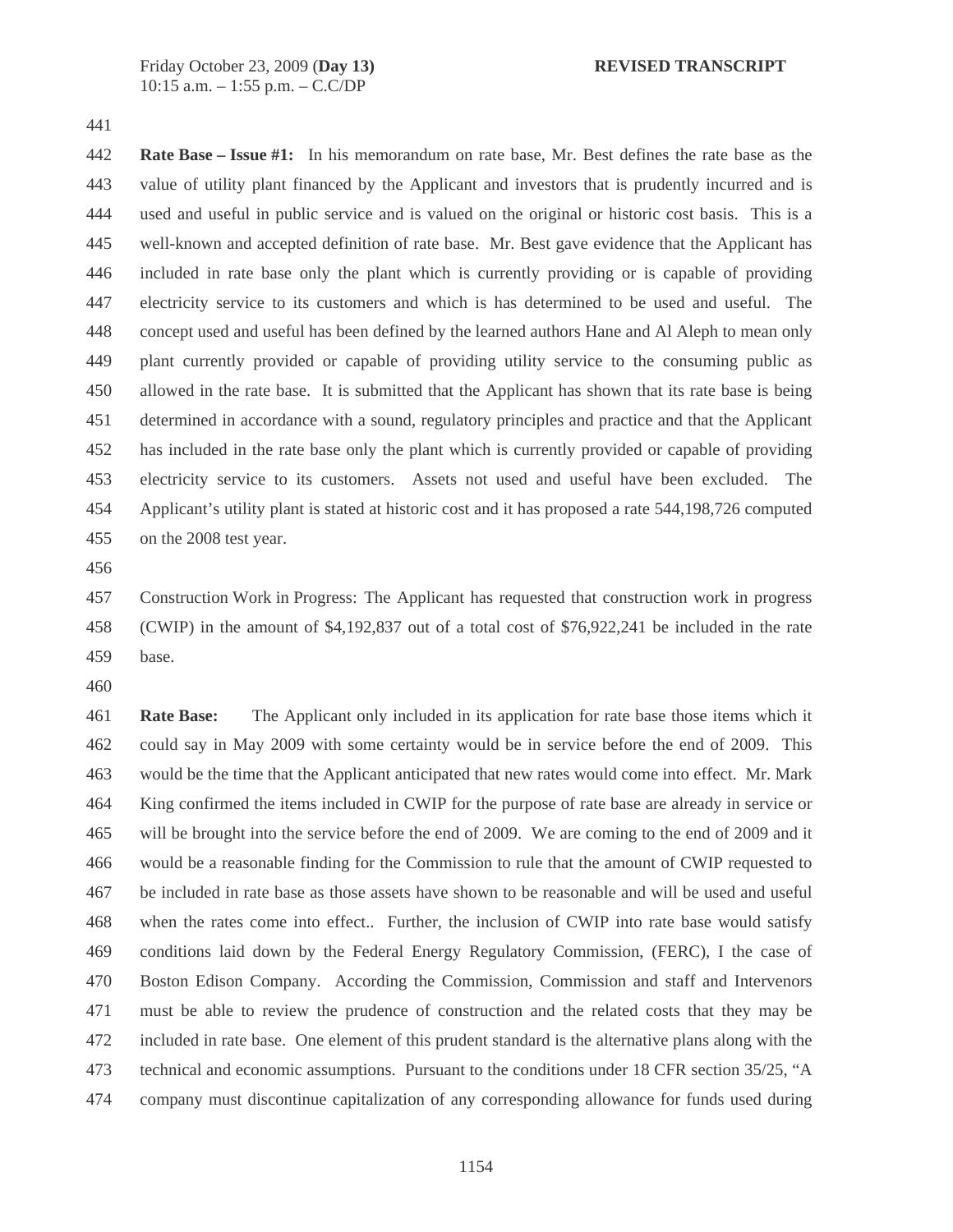**Rate Base – Issue #1:** In his memorandum on rate base, Mr. Best defines the rate base as the value of utility plant financed by the Applicant and investors that is prudently incurred and is used and useful in public service and is valued on the original or historic cost basis. This is a well-known and accepted definition of rate base. Mr. Best gave evidence that the Applicant has included in rate base only the plant which is currently providing or is capable of providing electricity service to its customers and which is has determined to be used and useful. The concept used and useful has been defined by the learned authors Hane and Al Aleph to mean only plant currently provided or capable of providing utility service to the consuming public as allowed in the rate base. It is submitted that the Applicant has shown that its rate base is being determined in accordance with a sound, regulatory principles and practice and that the Applicant has included in the rate base only the plant which is currently provided or capable of providing electricity service to its customers. Assets not used and useful have been excluded. The Applicant's utility plant is stated at historic cost and it has proposed a rate 544,198,726 computed on the 2008 test year.

Construction Work in Progress: The Applicant has requested that construction work in progress (CWIP) in the amount of $4,192,837 out of a total cost of $76,922,241 be included in the rate base.

**Rate Base:** The Applicant only included in its application for rate base those items which it could say in May 2009 with some certainty would be in service before the end of 2009. This would be the time that the Applicant anticipated that new rates would come into effect. Mr. Mark King confirmed the items included in CWIP for the purpose of rate base are already in service or will be brought into the service before the end of 2009. We are coming to the end of 2009 and it would be a reasonable finding for the Commission to rule that the amount of CWIP requested to be included in rate base as those assets have shown to be reasonable and will be used and useful when the rates come into effect.. Further, the inclusion of CWIP into rate base would satisfy conditions laid down by the Federal Energy Regulatory Commission, (FERC), I the case of Boston Edison Company. According the Commission, Commission and staff and Intervenors must be able to review the prudence of construction and the related costs that they may be included in rate base. One element of this prudent standard is the alternative plans along with the technical and economic assumptions. Pursuant to the conditions under 18 CFR section 35/25, "A company must discontinue capitalization of any corresponding allowance for funds used during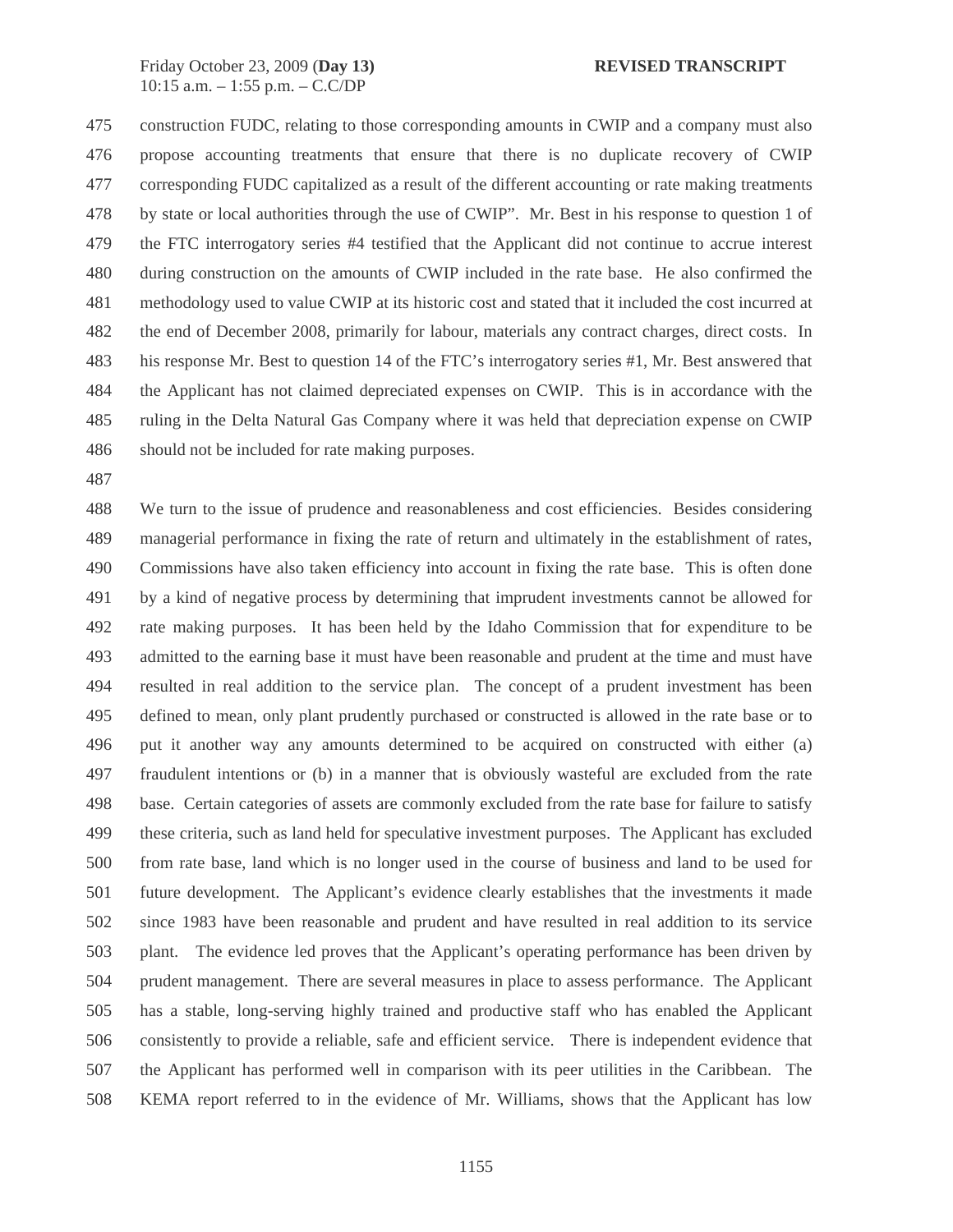construction FUDC, relating to those corresponding amounts in CWIP and a company must also propose accounting treatments that ensure that there is no duplicate recovery of CWIP corresponding FUDC capitalized as a result of the different accounting or rate making treatments by state or local authorities through the use of CWIP". Mr. Best in his response to question 1 of the FTC interrogatory series #4 testified that the Applicant did not continue to accrue interest during construction on the amounts of CWIP included in the rate base. He also confirmed the methodology used to value CWIP at its historic cost and stated that it included the cost incurred at the end of December 2008, primarily for labour, materials any contract charges, direct costs. In his response Mr. Best to question 14 of the FTC's interrogatory series #1, Mr. Best answered that the Applicant has not claimed depreciated expenses on CWIP. This is in accordance with the ruling in the Delta Natural Gas Company where it was held that depreciation expense on CWIP should not be included for rate making purposes.

We turn to the issue of prudence and reasonableness and cost efficiencies. Besides considering managerial performance in fixing the rate of return and ultimately in the establishment of rates, Commissions have also taken efficiency into account in fixing the rate base. This is often done by a kind of negative process by determining that imprudent investments cannot be allowed for rate making purposes. It has been held by the Idaho Commission that for expenditure to be admitted to the earning base it must have been reasonable and prudent at the time and must have resulted in real addition to the service plan. The concept of a prudent investment has been defined to mean, only plant prudently purchased or constructed is allowed in the rate base or to put it another way any amounts determined to be acquired on constructed with either (a) fraudulent intentions or (b) in a manner that is obviously wasteful are excluded from the rate base. Certain categories of assets are commonly excluded from the rate base for failure to satisfy these criteria, such as land held for speculative investment purposes. The Applicant has excluded from rate base, land which is no longer used in the course of business and land to be used for future development. The Applicant's evidence clearly establishes that the investments it made since 1983 have been reasonable and prudent and have resulted in real addition to its service plant. The evidence led proves that the Applicant's operating performance has been driven by prudent management. There are several measures in place to assess performance. The Applicant has a stable, long-serving highly trained and productive staff who has enabled the Applicant consistently to provide a reliable, safe and efficient service. There is independent evidence that the Applicant has performed well in comparison with its peer utilities in the Caribbean. The KEMA report referred to in the evidence of Mr. Williams, shows that the Applicant has low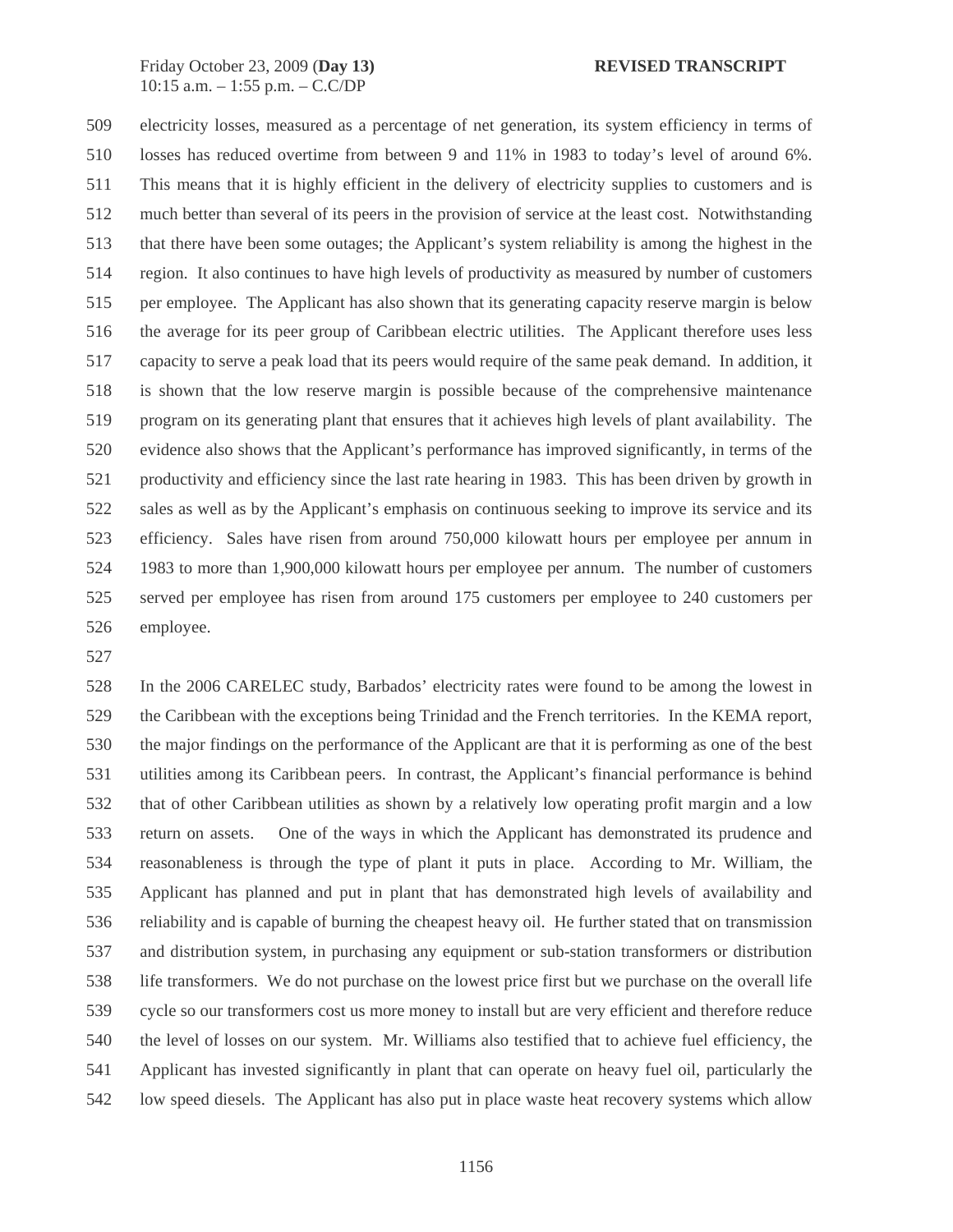electricity losses, measured as a percentage of net generation, its system efficiency in terms of losses has reduced overtime from between 9 and 11% in 1983 to today's level of around 6%. This means that it is highly efficient in the delivery of electricity supplies to customers and is much better than several of its peers in the provision of service at the least cost. Notwithstanding that there have been some outages; the Applicant's system reliability is among the highest in the region. It also continues to have high levels of productivity as measured by number of customers per employee. The Applicant has also shown that its generating capacity reserve margin is below the average for its peer group of Caribbean electric utilities. The Applicant therefore uses less capacity to serve a peak load that its peers would require of the same peak demand. In addition, it is shown that the low reserve margin is possible because of the comprehensive maintenance program on its generating plant that ensures that it achieves high levels of plant availability. The evidence also shows that the Applicant's performance has improved significantly, in terms of the productivity and efficiency since the last rate hearing in 1983. This has been driven by growth in sales as well as by the Applicant's emphasis on continuous seeking to improve its service and its efficiency. Sales have risen from around 750,000 kilowatt hours per employee per annum in 1983 to more than 1,900,000 kilowatt hours per employee per annum. The number of customers served per employee has risen from around 175 customers per employee to 240 customers per employee.

In the 2006 CARELEC study, Barbados' electricity rates were found to be among the lowest in the Caribbean with the exceptions being Trinidad and the French territories. In the KEMA report, the major findings on the performance of the Applicant are that it is performing as one of the best utilities among its Caribbean peers. In contrast, the Applicant's financial performance is behind that of other Caribbean utilities as shown by a relatively low operating profit margin and a low return on assets. One of the ways in which the Applicant has demonstrated its prudence and reasonableness is through the type of plant it puts in place. According to Mr. William, the Applicant has planned and put in plant that has demonstrated high levels of availability and reliability and is capable of burning the cheapest heavy oil. He further stated that on transmission and distribution system, in purchasing any equipment or sub-station transformers or distribution life transformers. We do not purchase on the lowest price first but we purchase on the overall life cycle so our transformers cost us more money to install but are very efficient and therefore reduce the level of losses on our system. Mr. Williams also testified that to achieve fuel efficiency, the Applicant has invested significantly in plant that can operate on heavy fuel oil, particularly the low speed diesels. The Applicant has also put in place waste heat recovery systems which allow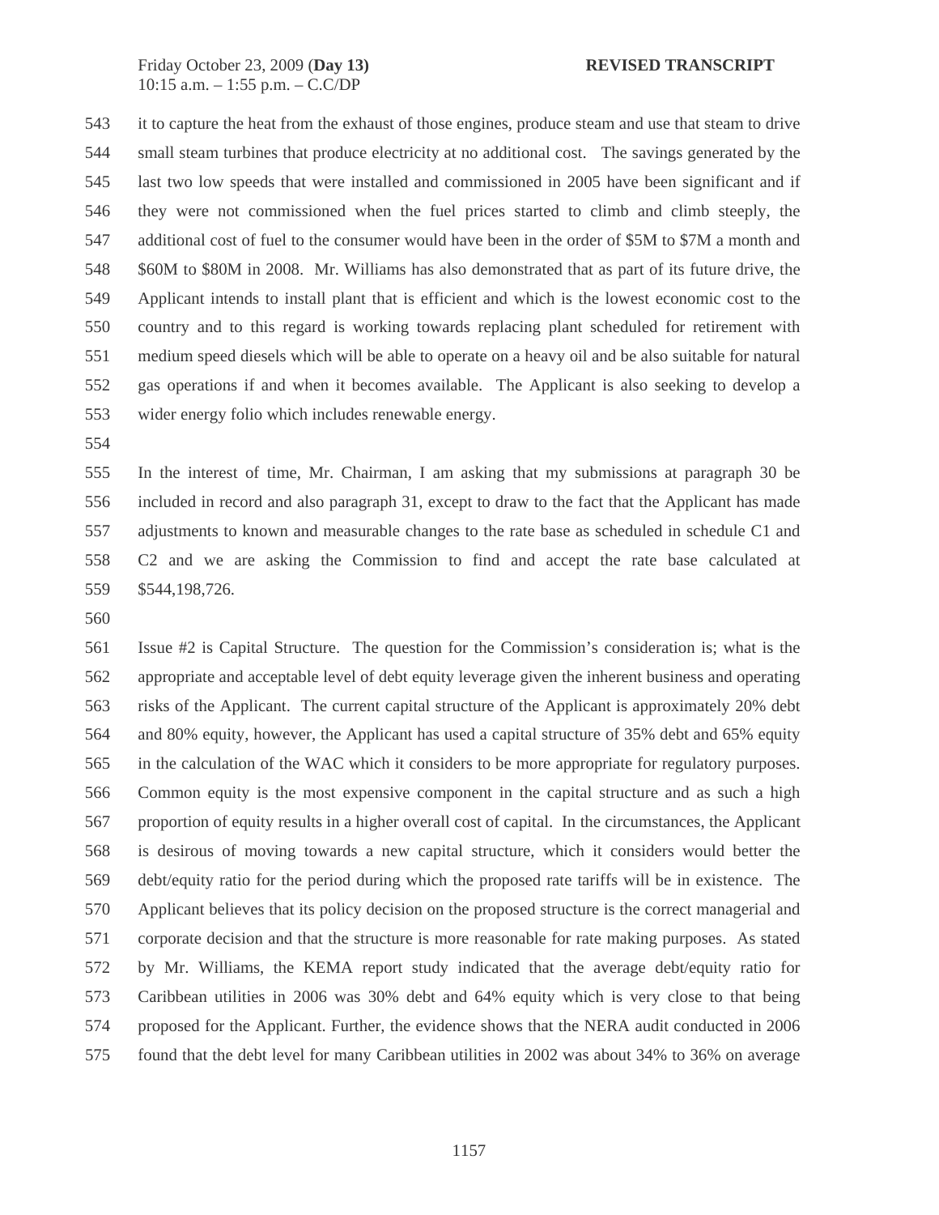it to capture the heat from the exhaust of those engines, produce steam and use that steam to drive small steam turbines that produce electricity at no additional cost. The savings generated by the last two low speeds that were installed and commissioned in 2005 have been significant and if they were not commissioned when the fuel prices started to climb and climb steeply, the additional cost of fuel to the consumer would have been in the order of \$5M to \$7M a month and \$60M to \$80M in 2008. Mr. Williams has also demonstrated that as part of its future drive, the Applicant intends to install plant that is efficient and which is the lowest economic cost to the country and to this regard is working towards replacing plant scheduled for retirement with medium speed diesels which will be able to operate on a heavy oil and be also suitable for natural gas operations if and when it becomes available. The Applicant is also seeking to develop a wider energy folio which includes renewable energy.

In the interest of time, Mr. Chairman, I am asking that my submissions at paragraph 30 be included in record and also paragraph 31, except to draw to the fact that the Applicant has made adjustments to known and measurable changes to the rate base as scheduled in schedule C1 and C2 and we are asking the Commission to find and accept the rate base calculated at \$544,198,726.

Issue #2 is Capital Structure. The question for the Commission's consideration is; what is the appropriate and acceptable level of debt equity leverage given the inherent business and operating risks of the Applicant. The current capital structure of the Applicant is approximately 20% debt and 80% equity, however, the Applicant has used a capital structure of 35% debt and 65% equity in the calculation of the WAC which it considers to be more appropriate for regulatory purposes. Common equity is the most expensive component in the capital structure and as such a high proportion of equity results in a higher overall cost of capital. In the circumstances, the Applicant is desirous of moving towards a new capital structure, which it considers would better the debt/equity ratio for the period during which the proposed rate tariffs will be in existence. The Applicant believes that its policy decision on the proposed structure is the correct managerial and corporate decision and that the structure is more reasonable for rate making purposes. As stated by Mr. Williams, the KEMA report study indicated that the average debt/equity ratio for Caribbean utilities in 2006 was 30% debt and 64% equity which is very close to that being proposed for the Applicant. Further, the evidence shows that the NERA audit conducted in 2006 found that the debt level for many Caribbean utilities in 2002 was about 34% to 36% on average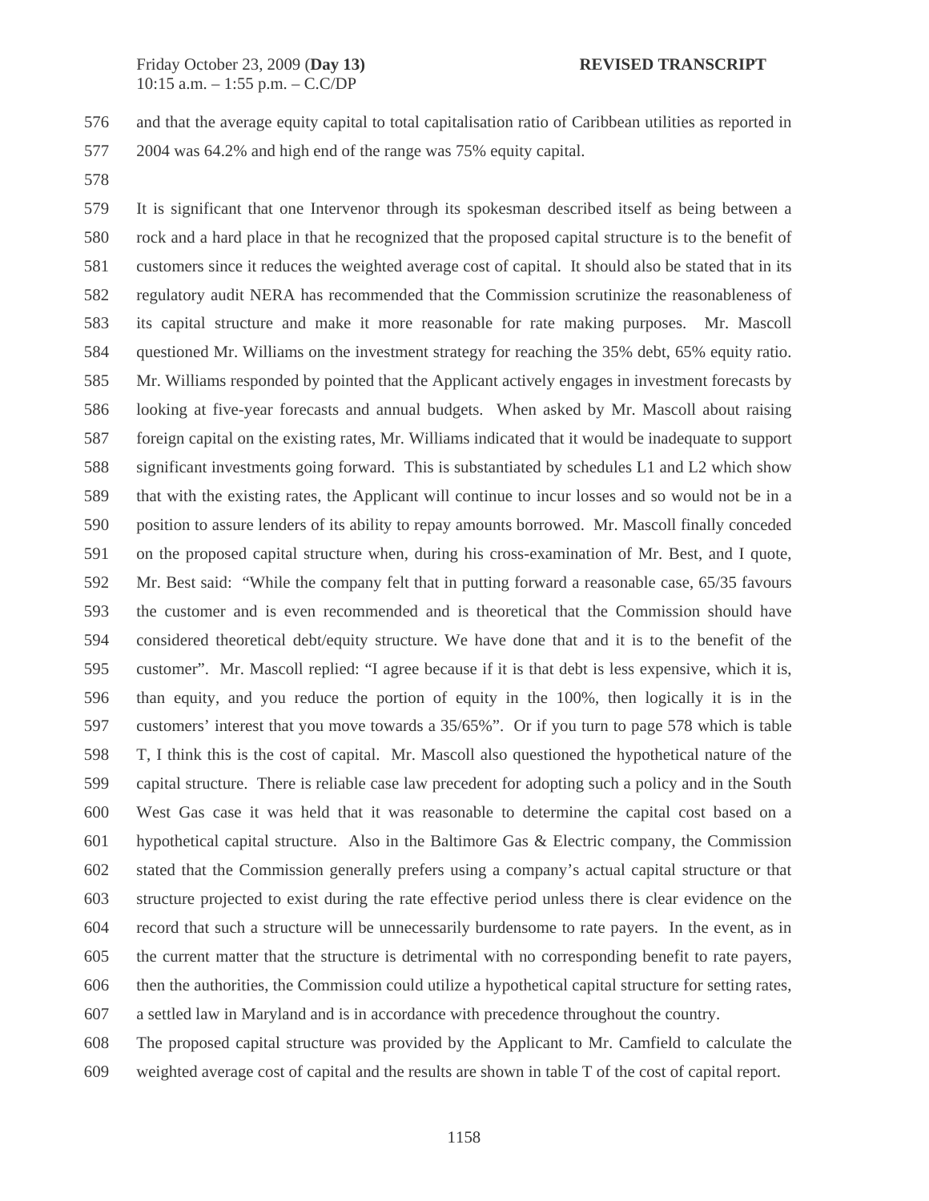and that the average equity capital to total capitalisation ratio of Caribbean utilities as reported in 2004 was 64.2% and high end of the range was 75% equity capital.

It is significant that one Intervenor through its spokesman described itself as being between a rock and a hard place in that he recognized that the proposed capital structure is to the benefit of customers since it reduces the weighted average cost of capital. It should also be stated that in its regulatory audit NERA has recommended that the Commission scrutinize the reasonableness of its capital structure and make it more reasonable for rate making purposes. Mr. Mascoll questioned Mr. Williams on the investment strategy for reaching the 35% debt, 65% equity ratio. Mr. Williams responded by pointed that the Applicant actively engages in investment forecasts by looking at five-year forecasts and annual budgets. When asked by Mr. Mascoll about raising foreign capital on the existing rates, Mr. Williams indicated that it would be inadequate to support significant investments going forward. This is substantiated by schedules L1 and L2 which show that with the existing rates, the Applicant will continue to incur losses and so would not be in a position to assure lenders of its ability to repay amounts borrowed. Mr. Mascoll finally conceded on the proposed capital structure when, during his cross-examination of Mr. Best, and I quote, Mr. Best said: "While the company felt that in putting forward a reasonable case, 65/35 favours the customer and is even recommended and is theoretical that the Commission should have considered theoretical debt/equity structure. We have done that and it is to the benefit of the customer". Mr. Mascoll replied: "I agree because if it is that debt is less expensive, which it is, than equity, and you reduce the portion of equity in the 100%, then logically it is in the customers' interest that you move towards a 35/65%". Or if you turn to page 578 which is table T, I think this is the cost of capital. Mr. Mascoll also questioned the hypothetical nature of the capital structure. There is reliable case law precedent for adopting such a policy and in the South West Gas case it was held that it was reasonable to determine the capital cost based on a hypothetical capital structure. Also in the Baltimore Gas & Electric company, the Commission stated that the Commission generally prefers using a company's actual capital structure or that structure projected to exist during the rate effective period unless there is clear evidence on the record that such a structure will be unnecessarily burdensome to rate payers. In the event, as in the current matter that the structure is detrimental with no corresponding benefit to rate payers, then the authorities, the Commission could utilize a hypothetical capital structure for setting rates, a settled law in Maryland and is in accordance with precedence throughout the country.

The proposed capital structure was provided by the Applicant to Mr. Camfield to calculate the weighted average cost of capital and the results are shown in table T of the cost of capital report.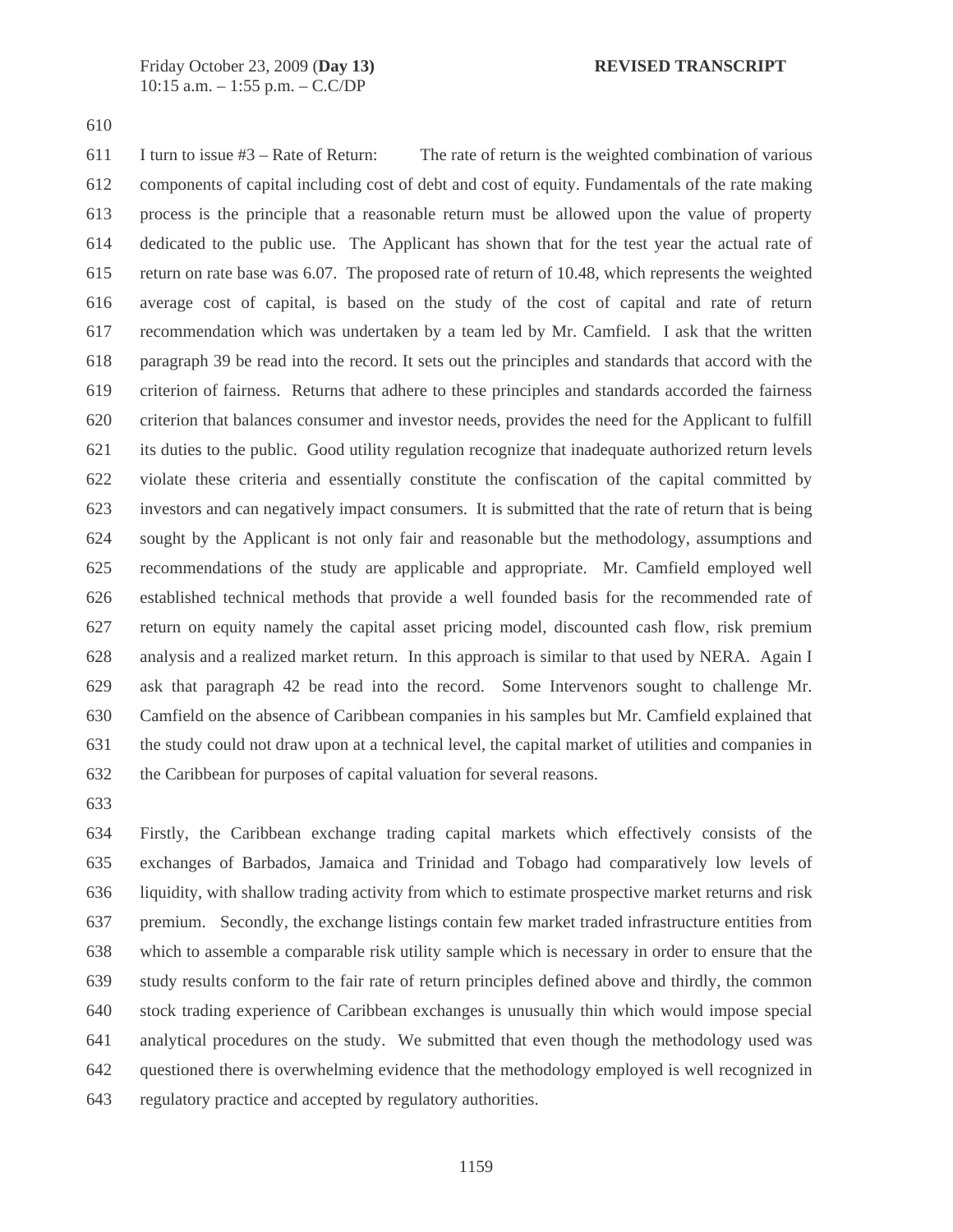I turn to issue #3 – Rate of Return: The rate of return is the weighted combination of various components of capital including cost of debt and cost of equity. Fundamentals of the rate making process is the principle that a reasonable return must be allowed upon the value of property dedicated to the public use. The Applicant has shown that for the test year the actual rate of return on rate base was 6.07. The proposed rate of return of 10.48, which represents the weighted average cost of capital, is based on the study of the cost of capital and rate of return recommendation which was undertaken by a team led by Mr. Camfield. I ask that the written paragraph 39 be read into the record. It sets out the principles and standards that accord with the criterion of fairness. Returns that adhere to these principles and standards accorded the fairness criterion that balances consumer and investor needs, provides the need for the Applicant to fulfill its duties to the public. Good utility regulation recognize that inadequate authorized return levels violate these criteria and essentially constitute the confiscation of the capital committed by investors and can negatively impact consumers. It is submitted that the rate of return that is being sought by the Applicant is not only fair and reasonable but the methodology, assumptions and recommendations of the study are applicable and appropriate. Mr. Camfield employed well established technical methods that provide a well founded basis for the recommended rate of return on equity namely the capital asset pricing model, discounted cash flow, risk premium analysis and a realized market return. In this approach is similar to that used by NERA. Again I ask that paragraph 42 be read into the record. Some Intervenors sought to challenge Mr. Camfield on the absence of Caribbean companies in his samples but Mr. Camfield explained that the study could not draw upon at a technical level, the capital market of utilities and companies in the Caribbean for purposes of capital valuation for several reasons.

Firstly, the Caribbean exchange trading capital markets which effectively consists of the exchanges of Barbados, Jamaica and Trinidad and Tobago had comparatively low levels of liquidity, with shallow trading activity from which to estimate prospective market returns and risk premium. Secondly, the exchange listings contain few market traded infrastructure entities from which to assemble a comparable risk utility sample which is necessary in order to ensure that the study results conform to the fair rate of return principles defined above and thirdly, the common stock trading experience of Caribbean exchanges is unusually thin which would impose special analytical procedures on the study. We submitted that even though the methodology used was questioned there is overwhelming evidence that the methodology employed is well recognized in regulatory practice and accepted by regulatory authorities.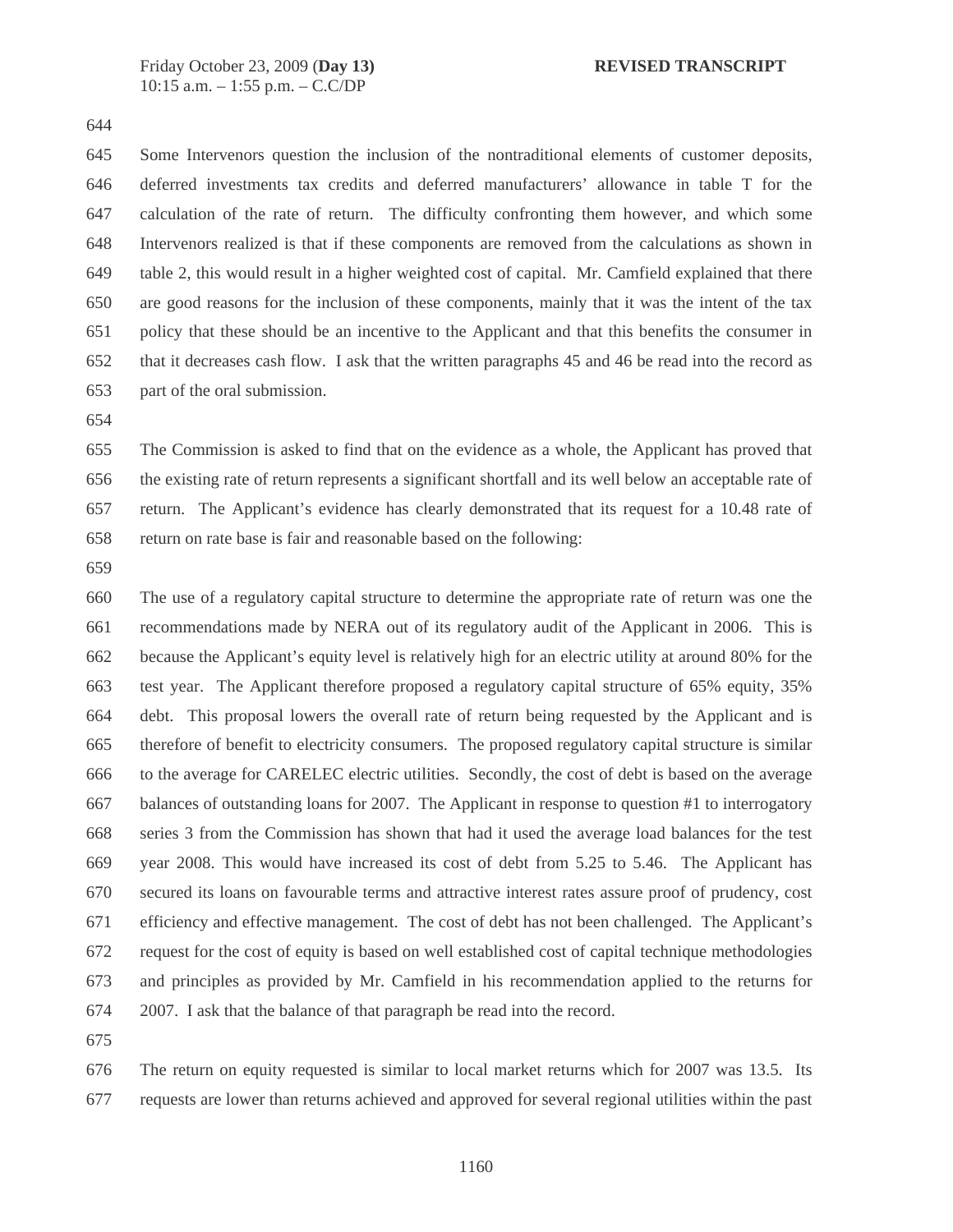Some Intervenors question the inclusion of the nontraditional elements of customer deposits, deferred investments tax credits and deferred manufacturers' allowance in table T for the calculation of the rate of return. The difficulty confronting them however, and which some Intervenors realized is that if these components are removed from the calculations as shown in table 2, this would result in a higher weighted cost of capital. Mr. Camfield explained that there are good reasons for the inclusion of these components, mainly that it was the intent of the tax policy that these should be an incentive to the Applicant and that this benefits the consumer in that it decreases cash flow. I ask that the written paragraphs 45 and 46 be read into the record as part of the oral submission.

The Commission is asked to find that on the evidence as a whole, the Applicant has proved that the existing rate of return represents a significant shortfall and its well below an acceptable rate of return. The Applicant's evidence has clearly demonstrated that its request for a 10.48 rate of return on rate base is fair and reasonable based on the following:

The use of a regulatory capital structure to determine the appropriate rate of return was one the recommendations made by NERA out of its regulatory audit of the Applicant in 2006. This is because the Applicant's equity level is relatively high for an electric utility at around 80% for the test year. The Applicant therefore proposed a regulatory capital structure of 65% equity, 35% debt. This proposal lowers the overall rate of return being requested by the Applicant and is therefore of benefit to electricity consumers. The proposed regulatory capital structure is similar to the average for CARELEC electric utilities. Secondly, the cost of debt is based on the average balances of outstanding loans for 2007. The Applicant in response to question #1 to interrogatory series 3 from the Commission has shown that had it used the average load balances for the test year 2008. This would have increased its cost of debt from 5.25 to 5.46. The Applicant has secured its loans on favourable terms and attractive interest rates assure proof of prudency, cost efficiency and effective management. The cost of debt has not been challenged. The Applicant's request for the cost of equity is based on well established cost of capital technique methodologies and principles as provided by Mr. Camfield in his recommendation applied to the returns for 2007. I ask that the balance of that paragraph be read into the record.

The return on equity requested is similar to local market returns which for 2007 was 13.5. Its requests are lower than returns achieved and approved for several regional utilities within the past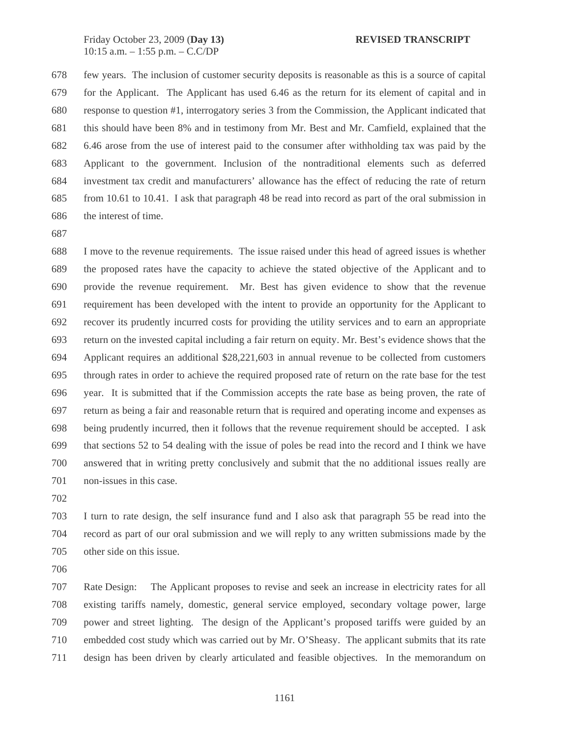678 few years. The inclusion of customer security deposits is reasonable as this is a source of capital
679 for the Applicant. The Applicant has used 6.46 as the return for its element of capital and in
680 response to question #1, interrogatory series 3 from the Commission, the Applicant indicated that
681 this should have been 8% and in testimony from Mr. Best and Mr. Camfield, explained that the
682 6.46 arose from the use of interest paid to the consumer after withholding tax was paid by the
683 Applicant to the government. Inclusion of the nontraditional elements such as deferred
684 investment tax credit and manufacturers' allowance has the effect of reducing the rate of return
685 from 10.61 to 10.41. I ask that paragraph 48 be read into record as part of the oral submission in
686 the interest of time.
687
688 I move to the revenue requirements. The issue raised under this head of agreed issues is whether
689 the proposed rates have the capacity to achieve the stated objective of the Applicant and to
690 provide the revenue requirement. Mr. Best has given evidence to show that the revenue
691 requirement has been developed with the intent to provide an opportunity for the Applicant to
692 recover its prudently incurred costs for providing the utility services and to earn an appropriate
693 return on the invested capital including a fair return on equity. Mr. Best's evidence shows that the
694 Applicant requires an additional $28,221,603 in annual revenue to be collected from customers
695 through rates in order to achieve the required proposed rate of return on the rate base for the test
696 year. It is submitted that if the Commission accepts the rate base as being proven, the rate of
697 return as being a fair and reasonable return that is required and operating income and expenses as
698 being prudently incurred, then it follows that the revenue requirement should be accepted. I ask
699 that sections 52 to 54 dealing with the issue of poles be read into the record and I think we have
700 answered that in writing pretty conclusively and submit that the no additional issues really are
701 non-issues in this case.
702
703 I turn to rate design, the self insurance fund and I also ask that paragraph 55 be read into the
704 record as part of our oral submission and we will reply to any written submissions made by the
705 other side on this issue.
706
707 Rate Design: The Applicant proposes to revise and seek an increase in electricity rates for all
708 existing tariffs namely, domestic, general service employed, secondary voltage power, large
709 power and street lighting. The design of the Applicant's proposed tariffs were guided by an
710 embedded cost study which was carried out by Mr. O'Sheasy. The applicant submits that its rate
711 design has been driven by clearly articulated and feasible objectives. In the memorandum on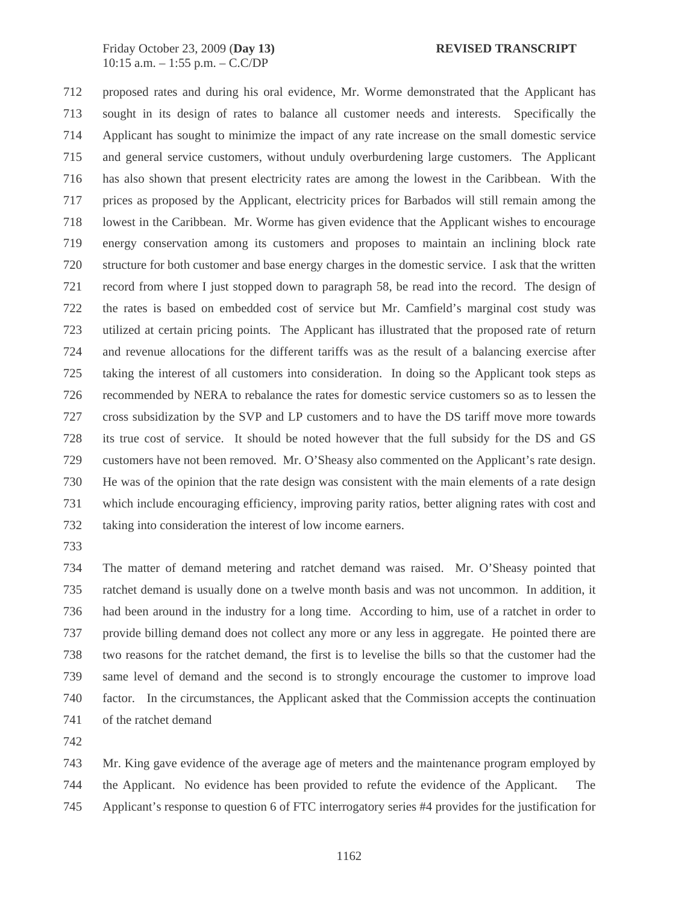proposed rates and during his oral evidence, Mr. Worme demonstrated that the Applicant has sought in its design of rates to balance all customer needs and interests. Specifically the Applicant has sought to minimize the impact of any rate increase on the small domestic service and general service customers, without unduly overburdening large customers. The Applicant has also shown that present electricity rates are among the lowest in the Caribbean. With the prices as proposed by the Applicant, electricity prices for Barbados will still remain among the lowest in the Caribbean. Mr. Worme has given evidence that the Applicant wishes to encourage energy conservation among its customers and proposes to maintain an inclining block rate structure for both customer and base energy charges in the domestic service. I ask that the written record from where I just stopped down to paragraph 58, be read into the record. The design of the rates is based on embedded cost of service but Mr. Camfield's marginal cost study was utilized at certain pricing points. The Applicant has illustrated that the proposed rate of return and revenue allocations for the different tariffs was as the result of a balancing exercise after taking the interest of all customers into consideration. In doing so the Applicant took steps as recommended by NERA to rebalance the rates for domestic service customers so as to lessen the cross subsidization by the SVP and LP customers and to have the DS tariff move more towards its true cost of service. It should be noted however that the full subsidy for the DS and GS customers have not been removed. Mr. O'Sheasy also commented on the Applicant's rate design. He was of the opinion that the rate design was consistent with the main elements of a rate design which include encouraging efficiency, improving parity ratios, better aligning rates with cost and taking into consideration the interest of low income earners.

The matter of demand metering and ratchet demand was raised. Mr. O'Sheasy pointed that ratchet demand is usually done on a twelve month basis and was not uncommon. In addition, it had been around in the industry for a long time. According to him, use of a ratchet in order to provide billing demand does not collect any more or any less in aggregate. He pointed there are two reasons for the ratchet demand, the first is to levelise the bills so that the customer had the same level of demand and the second is to strongly encourage the customer to improve load factor. In the circumstances, the Applicant asked that the Commission accepts the continuation of the ratchet demand

Mr. King gave evidence of the average age of meters and the maintenance program employed by the Applicant. No evidence has been provided to refute the evidence of the Applicant. The Applicant's response to question 6 of FTC interrogatory series #4 provides for the justification for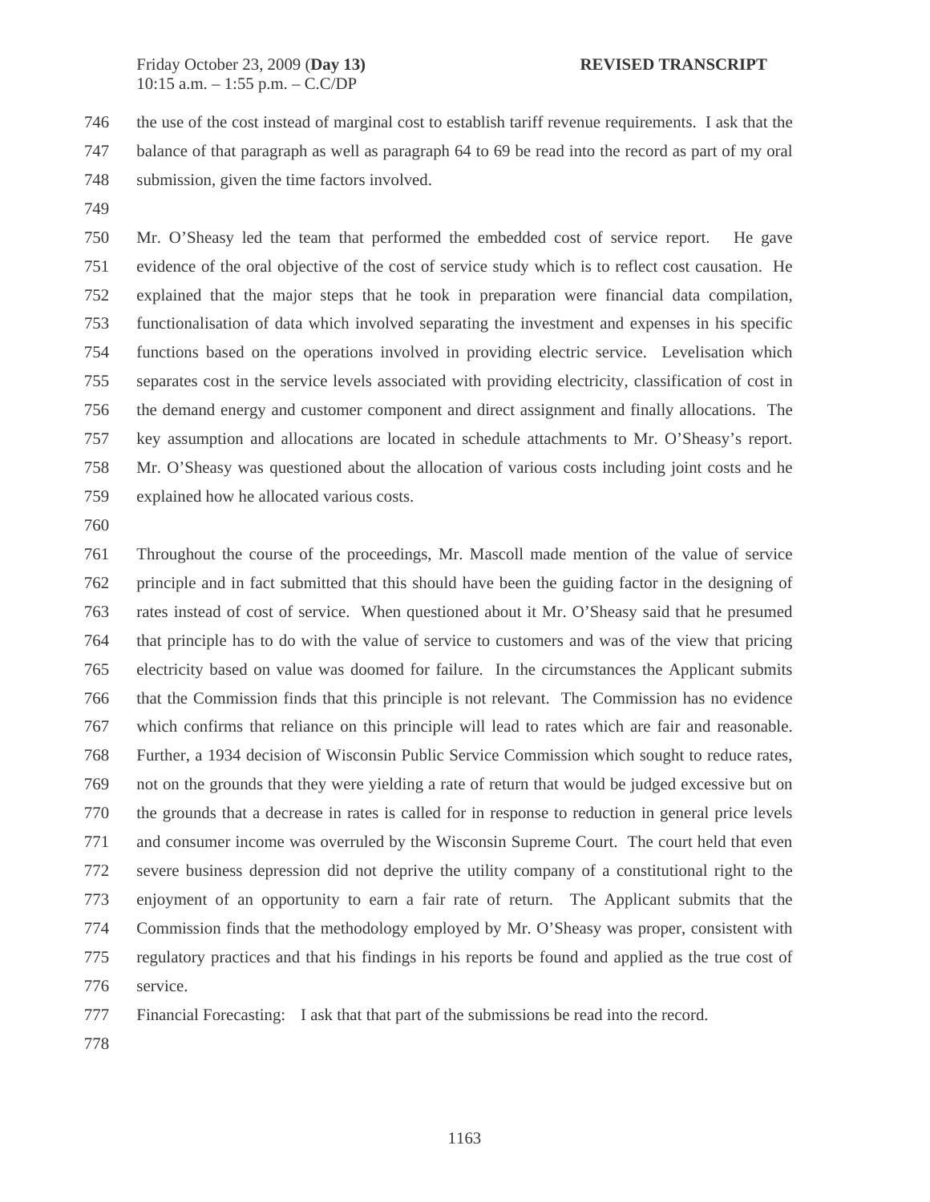the use of the cost instead of marginal cost to establish tariff revenue requirements. I ask that the balance of that paragraph as well as paragraph 64 to 69 be read into the record as part of my oral submission, given the time factors involved.

Mr. O'Sheasy led the team that performed the embedded cost of service report. He gave evidence of the oral objective of the cost of service study which is to reflect cost causation. He explained that the major steps that he took in preparation were financial data compilation, functionalisation of data which involved separating the investment and expenses in his specific functions based on the operations involved in providing electric service. Levelisation which separates cost in the service levels associated with providing electricity, classification of cost in the demand energy and customer component and direct assignment and finally allocations. The key assumption and allocations are located in schedule attachments to Mr. O'Sheasy's report. Mr. O'Sheasy was questioned about the allocation of various costs including joint costs and he explained how he allocated various costs.

Throughout the course of the proceedings, Mr. Mascoll made mention of the value of service principle and in fact submitted that this should have been the guiding factor in the designing of rates instead of cost of service. When questioned about it Mr. O'Sheasy said that he presumed that principle has to do with the value of service to customers and was of the view that pricing electricity based on value was doomed for failure. In the circumstances the Applicant submits that the Commission finds that this principle is not relevant. The Commission has no evidence which confirms that reliance on this principle will lead to rates which are fair and reasonable. Further, a 1934 decision of Wisconsin Public Service Commission which sought to reduce rates, not on the grounds that they were yielding a rate of return that would be judged excessive but on the grounds that a decrease in rates is called for in response to reduction in general price levels and consumer income was overruled by the Wisconsin Supreme Court. The court held that even severe business depression did not deprive the utility company of a constitutional right to the enjoyment of an opportunity to earn a fair rate of return. The Applicant submits that the Commission finds that the methodology employed by Mr. O'Sheasy was proper, consistent with regulatory practices and that his findings in his reports be found and applied as the true cost of service.

Financial Forecasting: I ask that that part of the submissions be read into the record.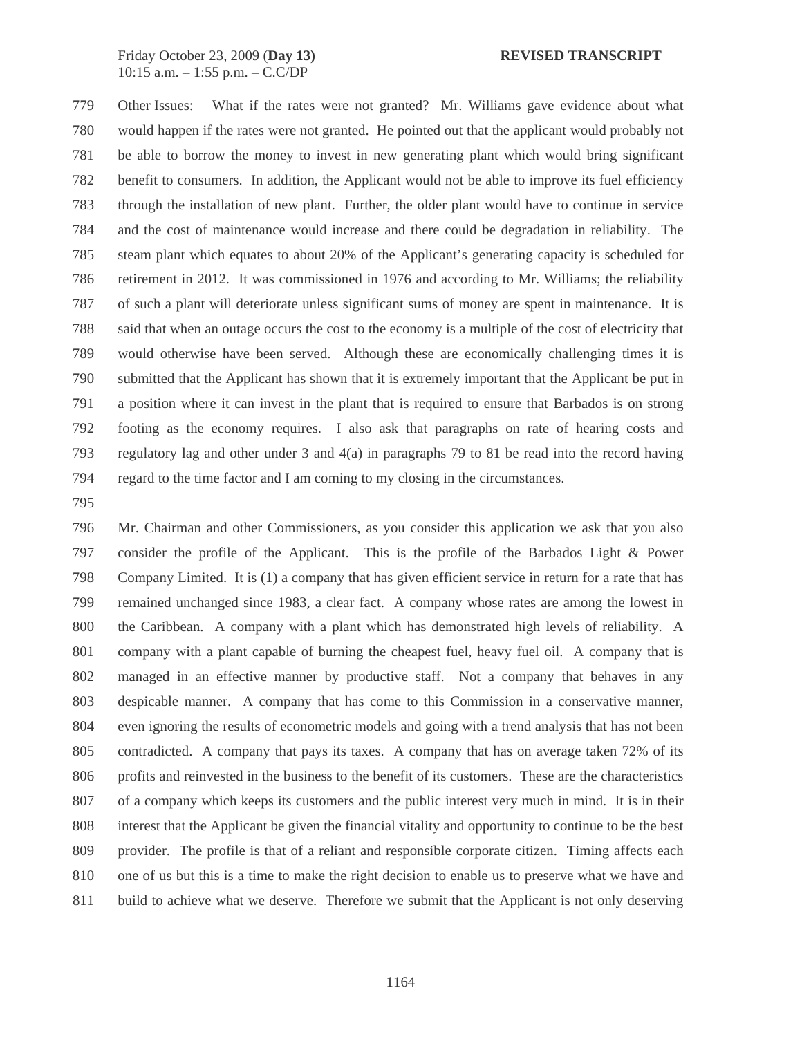Other Issues: What if the rates were not granted? Mr. Williams gave evidence about what would happen if the rates were not granted. He pointed out that the applicant would probably not be able to borrow the money to invest in new generating plant which would bring significant benefit to consumers. In addition, the Applicant would not be able to improve its fuel efficiency through the installation of new plant. Further, the older plant would have to continue in service and the cost of maintenance would increase and there could be degradation in reliability. The steam plant which equates to about 20% of the Applicant's generating capacity is scheduled for retirement in 2012. It was commissioned in 1976 and according to Mr. Williams; the reliability of such a plant will deteriorate unless significant sums of money are spent in maintenance. It is said that when an outage occurs the cost to the economy is a multiple of the cost of electricity that would otherwise have been served. Although these are economically challenging times it is submitted that the Applicant has shown that it is extremely important that the Applicant be put in a position where it can invest in the plant that is required to ensure that Barbados is on strong footing as the economy requires. I also ask that paragraphs on rate of hearing costs and regulatory lag and other under 3 and 4(a) in paragraphs 79 to 81 be read into the record having regard to the time factor and I am coming to my closing in the circumstances.

Mr. Chairman and other Commissioners, as you consider this application we ask that you also consider the profile of the Applicant. This is the profile of the Barbados Light & Power Company Limited. It is (1) a company that has given efficient service in return for a rate that has remained unchanged since 1983, a clear fact. A company whose rates are among the lowest in the Caribbean. A company with a plant which has demonstrated high levels of reliability. A company with a plant capable of burning the cheapest fuel, heavy fuel oil. A company that is managed in an effective manner by productive staff. Not a company that behaves in any despicable manner. A company that has come to this Commission in a conservative manner, even ignoring the results of econometric models and going with a trend analysis that has not been contradicted. A company that pays its taxes. A company that has on average taken 72% of its profits and reinvested in the business to the benefit of its customers. These are the characteristics of a company which keeps its customers and the public interest very much in mind. It is in their interest that the Applicant be given the financial vitality and opportunity to continue to be the best provider. The profile is that of a reliant and responsible corporate citizen. Timing affects each one of us but this is a time to make the right decision to enable us to preserve what we have and build to achieve what we deserve. Therefore we submit that the Applicant is not only deserving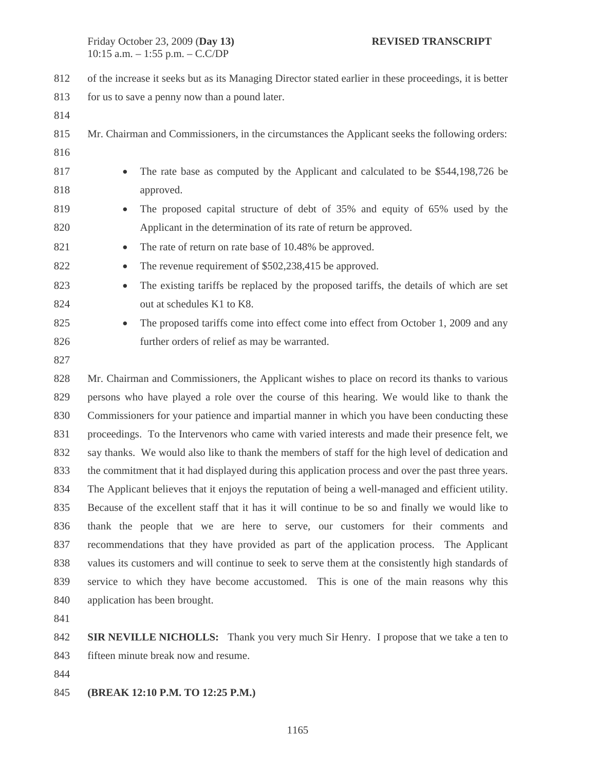of the increase it seeks but as its Managing Director stated earlier in these proceedings, it is better for us to save a penny now than a pound later.

Mr. Chairman and Commissioners, in the circumstances the Applicant seeks the following orders:

- The rate base as computed by the Applicant and calculated to be $544,198,726 be approved.
- The proposed capital structure of debt of 35% and equity of 65% used by the Applicant in the determination of its rate of return be approved.
- The rate of return on rate base of 10.48% be approved.
- The revenue requirement of $502,238,415 be approved.
- The existing tariffs be replaced by the proposed tariffs, the details of which are set out at schedules K1 to K8.
- The proposed tariffs come into effect come into effect from October 1, 2009 and any further orders of relief as may be warranted.

Mr. Chairman and Commissioners, the Applicant wishes to place on record its thanks to various persons who have played a role over the course of this hearing. We would like to thank the Commissioners for your patience and impartial manner in which you have been conducting these proceedings. To the Intervenors who came with varied interests and made their presence felt, we say thanks. We would also like to thank the members of staff for the high level of dedication and the commitment that it had displayed during this application process and over the past three years. The Applicant believes that it enjoys the reputation of being a well-managed and efficient utility. Because of the excellent staff that it has it will continue to be so and finally we would like to thank the people that we are here to serve, our customers for their comments and recommendations that they have provided as part of the application process. The Applicant values its customers and will continue to seek to serve them at the consistently high standards of service to which they have become accustomed. This is one of the main reasons why this application has been brought.

**SIR NEVILLE NICHOLLS:** Thank you very much Sir Henry. I propose that we take a ten to fifteen minute break now and resume.

**(BREAK 12:10 P.M. TO 12:25 P.M.)**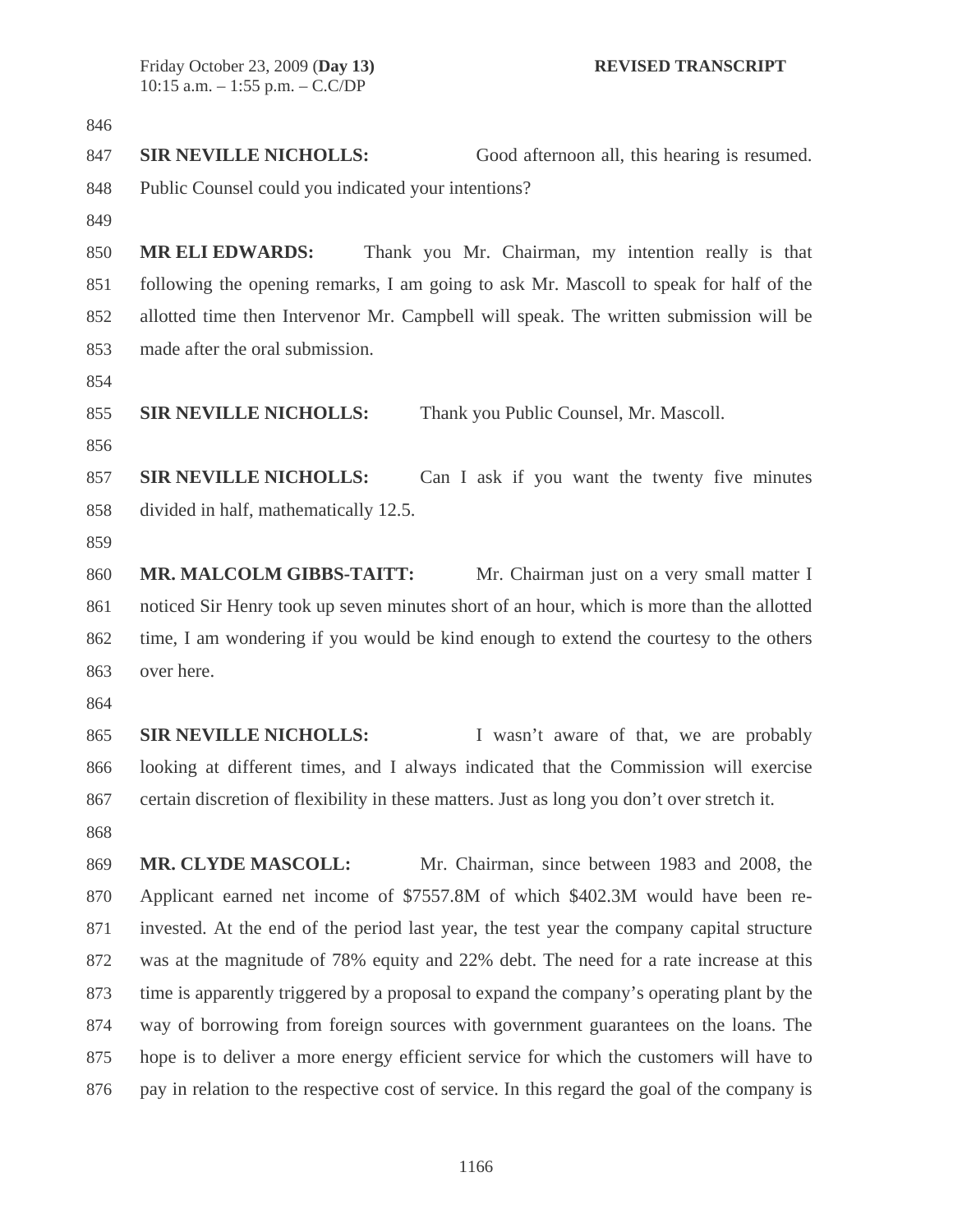**SIR NEVILLE NICHOLLS:** Good afternoon all, this hearing is resumed. Public Counsel could you indicated your intentions?

**MR ELI EDWARDS:** Thank you Mr. Chairman, my intention really is that following the opening remarks, I am going to ask Mr. Mascoll to speak for half of the allotted time then Intervenor Mr. Campbell will speak. The written submission will be made after the oral submission.

**SIR NEVILLE NICHOLLS:** Thank you Public Counsel, Mr. Mascoll.

**SIR NEVILLE NICHOLLS:** Can I ask if you want the twenty five minutes divided in half, mathematically 12.5.

**MR. MALCOLM GIBBS-TAITT:** Mr. Chairman just on a very small matter I noticed Sir Henry took up seven minutes short of an hour, which is more than the allotted time, I am wondering if you would be kind enough to extend the courtesy to the others over here.

**SIR NEVILLE NICHOLLS:** I wasn't aware of that, we are probably looking at different times, and I always indicated that the Commission will exercise certain discretion of flexibility in these matters. Just as long you don't over stretch it.

**MR. CLYDE MASCOLL:** Mr. Chairman, since between 1983 and 2008, the Applicant earned net income of $7557.8M of which $402.3M would have been re-invested. At the end of the period last year, the test year the company capital structure was at the magnitude of 78% equity and 22% debt. The need for a rate increase at this time is apparently triggered by a proposal to expand the company's operating plant by the way of borrowing from foreign sources with government guarantees on the loans. The hope is to deliver a more energy efficient service for which the customers will have to pay in relation to the respective cost of service. In this regard the goal of the company is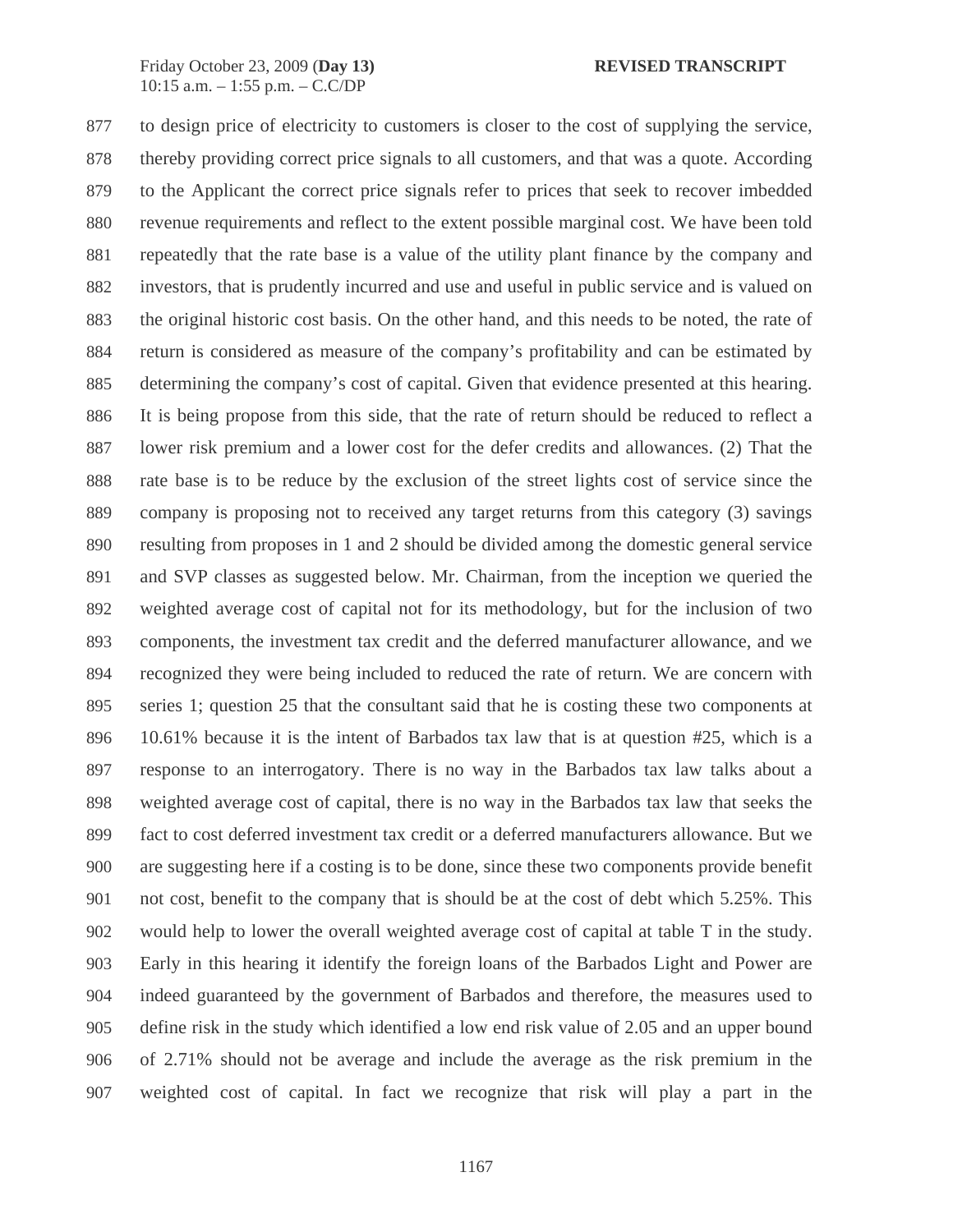to design price of electricity to customers is closer to the cost of supplying the service, thereby providing correct price signals to all customers, and that was a quote. According to the Applicant the correct price signals refer to prices that seek to recover imbedded revenue requirements and reflect to the extent possible marginal cost. We have been told repeatedly that the rate base is a value of the utility plant finance by the company and investors, that is prudently incurred and use and useful in public service and is valued on the original historic cost basis. On the other hand, and this needs to be noted, the rate of return is considered as measure of the company's profitability and can be estimated by determining the company's cost of capital. Given that evidence presented at this hearing. It is being propose from this side, that the rate of return should be reduced to reflect a lower risk premium and a lower cost for the defer credits and allowances. (2) That the rate base is to be reduce by the exclusion of the street lights cost of service since the company is proposing not to received any target returns from this category (3) savings resulting from proposes in 1 and 2 should be divided among the domestic general service and SVP classes as suggested below. Mr. Chairman, from the inception we queried the weighted average cost of capital not for its methodology, but for the inclusion of two components, the investment tax credit and the deferred manufacturer allowance, and we recognized they were being included to reduced the rate of return. We are concern with series 1; question 25 that the consultant said that he is costing these two components at 10.61% because it is the intent of Barbados tax law that is at question #25, which is a response to an interrogatory. There is no way in the Barbados tax law talks about a weighted average cost of capital, there is no way in the Barbados tax law that seeks the fact to cost deferred investment tax credit or a deferred manufacturers allowance. But we are suggesting here if a costing is to be done, since these two components provide benefit not cost, benefit to the company that is should be at the cost of debt which 5.25%. This would help to lower the overall weighted average cost of capital at table T in the study. Early in this hearing it identify the foreign loans of the Barbados Light and Power are indeed guaranteed by the government of Barbados and therefore, the measures used to define risk in the study which identified a low end risk value of 2.05 and an upper bound of 2.71% should not be average and include the average as the risk premium in the weighted cost of capital. In fact we recognize that risk will play a part in the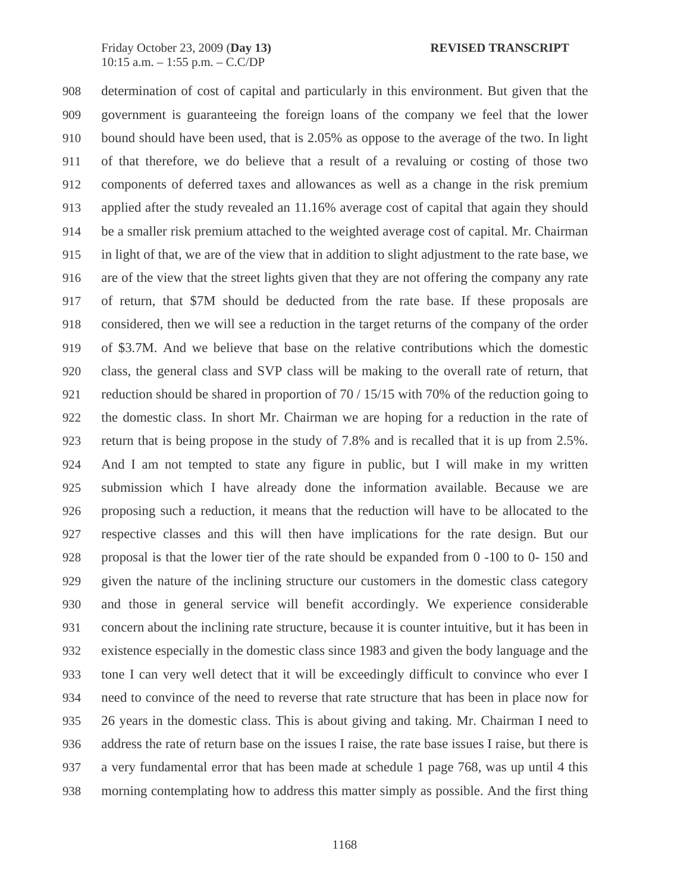908 determination of cost of capital and particularly in this environment. But given that the
909 government is guaranteeing the foreign loans of the company we feel that the lower
910 bound should have been used, that is 2.05% as oppose to the average of the two. In light
911 of that therefore, we do believe that a result of a revaluing or costing of those two
912 components of deferred taxes and allowances as well as a change in the risk premium
913 applied after the study revealed an 11.16% average cost of capital that again they should
914 be a smaller risk premium attached to the weighted average cost of capital. Mr. Chairman
915 in light of that, we are of the view that in addition to slight adjustment to the rate base, we
916 are of the view that the street lights given that they are not offering the company any rate
917 of return, that $7M should be deducted from the rate base. If these proposals are
918 considered, then we will see a reduction in the target returns of the company of the order
919 of $3.7M. And we believe that base on the relative contributions which the domestic
920 class, the general class and SVP class will be making to the overall rate of return, that
921 reduction should be shared in proportion of 70 / 15/15 with 70% of the reduction going to
922 the domestic class. In short Mr. Chairman we are hoping for a reduction in the rate of
923 return that is being propose in the study of 7.8% and is recalled that it is up from 2.5%.
924 And I am not tempted to state any figure in public, but I will make in my written
925 submission which I have already done the information available. Because we are
926 proposing such a reduction, it means that the reduction will have to be allocated to the
927 respective classes and this will then have implications for the rate design. But our
928 proposal is that the lower tier of the rate should be expanded from 0 -100 to 0- 150 and
929 given the nature of the inclining structure our customers in the domestic class category
930 and those in general service will benefit accordingly. We experience considerable
931 concern about the inclining rate structure, because it is counter intuitive, but it has been in
932 existence especially in the domestic class since 1983 and given the body language and the
933 tone I can very well detect that it will be exceedingly difficult to convince who ever I
934 need to convince of the need to reverse that rate structure that has been in place now for
935 26 years in the domestic class. This is about giving and taking. Mr. Chairman I need to
936 address the rate of return base on the issues I raise, the rate base issues I raise, but there is
937 a very fundamental error that has been made at schedule 1 page 768, was up until 4 this
938 morning contemplating how to address this matter simply as possible. And the first thing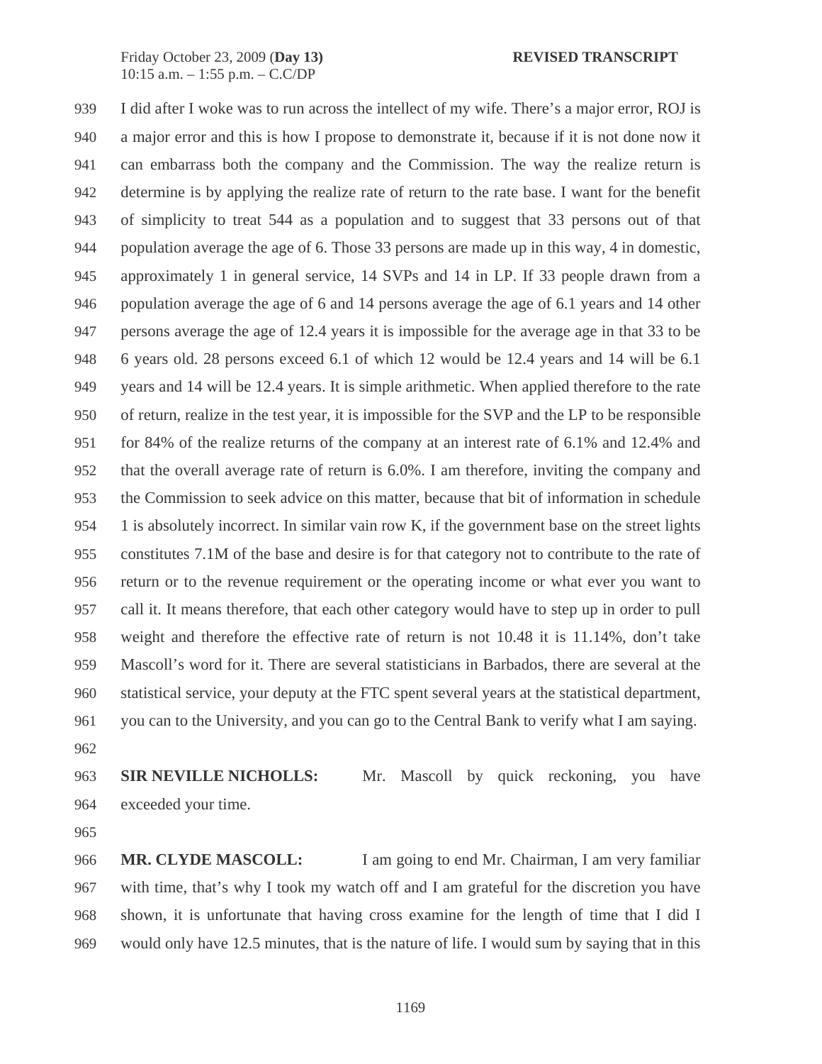939 I did after I woke was to run across the intellect of my wife. There's a major error, ROJ is
940 a major error and this is how I propose to demonstrate it, because if it is not done now it
941 can embarrass both the company and the Commission. The way the realize return is
942 determine is by applying the realize rate of return to the rate base. I want for the benefit
943 of simplicity to treat 544 as a population and to suggest that 33 persons out of that
944 population average the age of 6. Those 33 persons are made up in this way, 4 in domestic,
945 approximately 1 in general service, 14 SVPs and 14 in LP. If 33 people drawn from a
946 population average the age of 6 and 14 persons average the age of 6.1 years and 14 other
947 persons average the age of 12.4 years it is impossible for the average age in that 33 to be
948 6 years old. 28 persons exceed 6.1 of which 12 would be 12.4 years and 14 will be 6.1
949 years and 14 will be 12.4 years. It is simple arithmetic. When applied therefore to the rate
950 of return, realize in the test year, it is impossible for the SVP and the LP to be responsible
951 for 84% of the realize returns of the company at an interest rate of 6.1% and 12.4% and
952 that the overall average rate of return is 6.0%. I am therefore, inviting the company and
953 the Commission to seek advice on this matter, because that bit of information in schedule
954 1 is absolutely incorrect. In similar vain row K, if the government base on the street lights
955 constitutes 7.1M of the base and desire is for that category not to contribute to the rate of
956 return or to the revenue requirement or the operating income or what ever you want to
957 call it. It means therefore, that each other category would have to step up in order to pull
958 weight and therefore the effective rate of return is not 10.48 it is 11.14%, don't take
959 Mascoll's word for it. There are several statisticians in Barbados, there are several at the
960 statistical service, your deputy at the FTC spent several years at the statistical department,
961 you can to the University, and you can go to the Central Bank to verify what I am saying.
962
963 **SIR NEVILLE NICHOLLS:** Mr. Mascoll by quick reckoning, you have
964 exceeded your time.
965
966 **MR. CLYDE MASCOLL:** I am going to end Mr. Chairman, I am very familiar
967 with time, that's why I took my watch off and I am grateful for the discretion you have
968 shown, it is unfortunate that having cross examine for the length of time that I did I
969 would only have 12.5 minutes, that is the nature of life. I would sum by saying that in this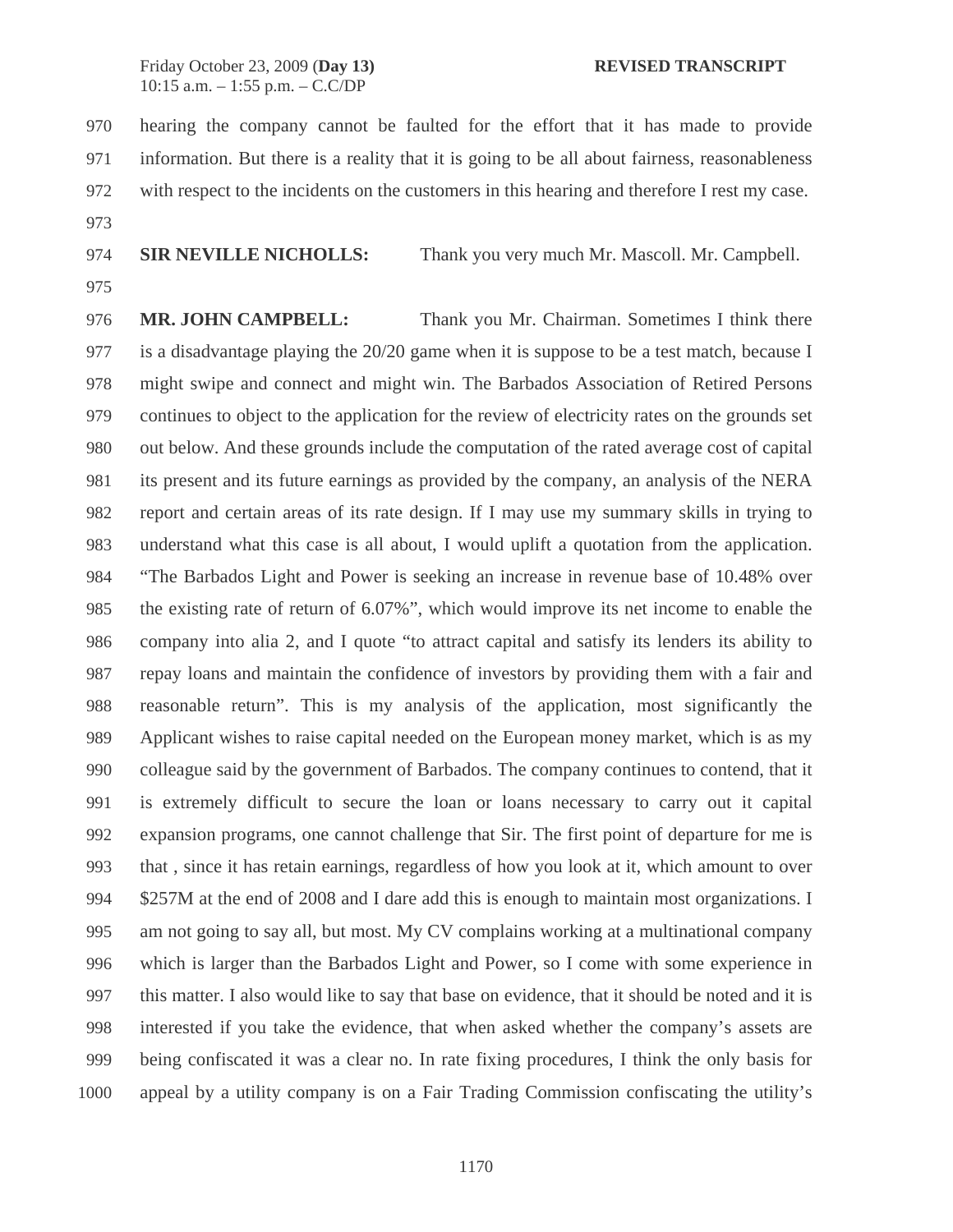hearing the company cannot be faulted for the effort that it has made to provide information. But there is a reality that it is going to be all about fairness, reasonableness with respect to the incidents on the customers in this hearing and therefore I rest my case.

**SIR NEVILLE NICHOLLS:** Thank you very much Mr. Mascoll. Mr. Campbell.

**MR. JOHN CAMPBELL:** Thank you Mr. Chairman. Sometimes I think there is a disadvantage playing the 20/20 game when it is suppose to be a test match, because I might swipe and connect and might win. The Barbados Association of Retired Persons continues to object to the application for the review of electricity rates on the grounds set out below. And these grounds include the computation of the rated average cost of capital its present and its future earnings as provided by the company, an analysis of the NERA report and certain areas of its rate design. If I may use my summary skills in trying to understand what this case is all about, I would uplift a quotation from the application. "The Barbados Light and Power is seeking an increase in revenue base of 10.48% over the existing rate of return of 6.07%", which would improve its net income to enable the company into alia 2, and I quote "to attract capital and satisfy its lenders its ability to repay loans and maintain the confidence of investors by providing them with a fair and reasonable return". This is my analysis of the application, most significantly the Applicant wishes to raise capital needed on the European money market, which is as my colleague said by the government of Barbados. The company continues to contend, that it is extremely difficult to secure the loan or loans necessary to carry out it capital expansion programs, one cannot challenge that Sir. The first point of departure for me is that , since it has retain earnings, regardless of how you look at it, which amount to over $257M at the end of 2008 and I dare add this is enough to maintain most organizations. I am not going to say all, but most. My CV complains working at a multinational company which is larger than the Barbados Light and Power, so I come with some experience in this matter. I also would like to say that base on evidence, that it should be noted and it is interested if you take the evidence, that when asked whether the company's assets are being confiscated it was a clear no. In rate fixing procedures, I think the only basis for appeal by a utility company is on a Fair Trading Commission confiscating the utility's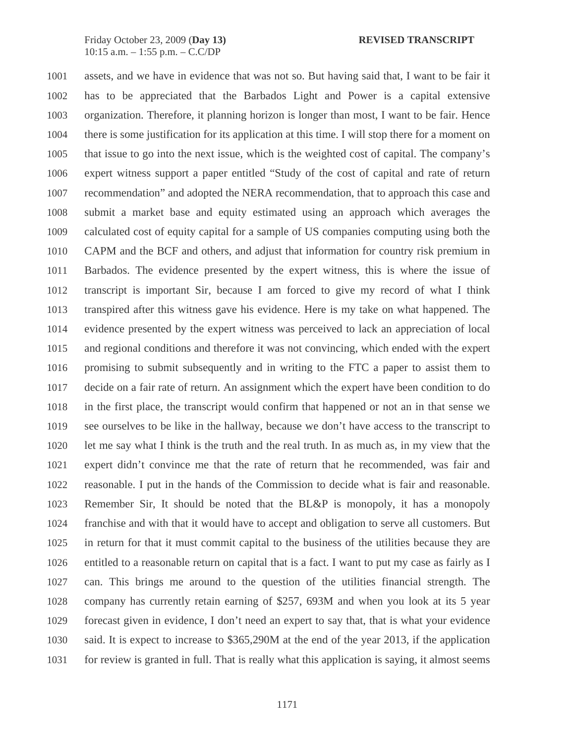1001 assets, and we have in evidence that was not so. But having said that, I want to be fair it
1002 has to be appreciated that the Barbados Light and Power is a capital extensive
1003 organization. Therefore, it planning horizon is longer than most, I want to be fair. Hence
1004 there is some justification for its application at this time. I will stop there for a moment on
1005 that issue to go into the next issue, which is the weighted cost of capital. The company's
1006 expert witness support a paper entitled "Study of the cost of capital and rate of return
1007 recommendation" and adopted the NERA recommendation, that to approach this case and
1008 submit a market base and equity estimated using an approach which averages the
1009 calculated cost of equity capital for a sample of US companies computing using both the
1010 CAPM and the BCF and others, and adjust that information for country risk premium in
1011 Barbados. The evidence presented by the expert witness, this is where the issue of
1012 transcript is important Sir, because I am forced to give my record of what I think
1013 transpired after this witness gave his evidence. Here is my take on what happened. The
1014 evidence presented by the expert witness was perceived to lack an appreciation of local
1015 and regional conditions and therefore it was not convincing, which ended with the expert
1016 promising to submit subsequently and in writing to the FTC a paper to assist them to
1017 decide on a fair rate of return. An assignment which the expert have been condition to do
1018 in the first place, the transcript would confirm that happened or not an in that sense we
1019 see ourselves to be like in the hallway, because we don't have access to the transcript to
1020 let me say what I think is the truth and the real truth. In as much as, in my view that the
1021 expert didn't convince me that the rate of return that he recommended, was fair and
1022 reasonable. I put in the hands of the Commission to decide what is fair and reasonable.
1023 Remember Sir, It should be noted that the BL&P is monopoly, it has a monopoly
1024 franchise and with that it would have to accept and obligation to serve all customers. But
1025 in return for that it must commit capital to the business of the utilities because they are
1026 entitled to a reasonable return on capital that is a fact. I want to put my case as fairly as I
1027 can. This brings me around to the question of the utilities financial strength. The
1028 company has currently retain earning of $257, 693M and when you look at its 5 year
1029 forecast given in evidence, I don't need an expert to say that, that is what your evidence
1030 said. It is expect to increase to $365,290M at the end of the year 2013, if the application
1031 for review is granted in full. That is really what this application is saying, it almost seems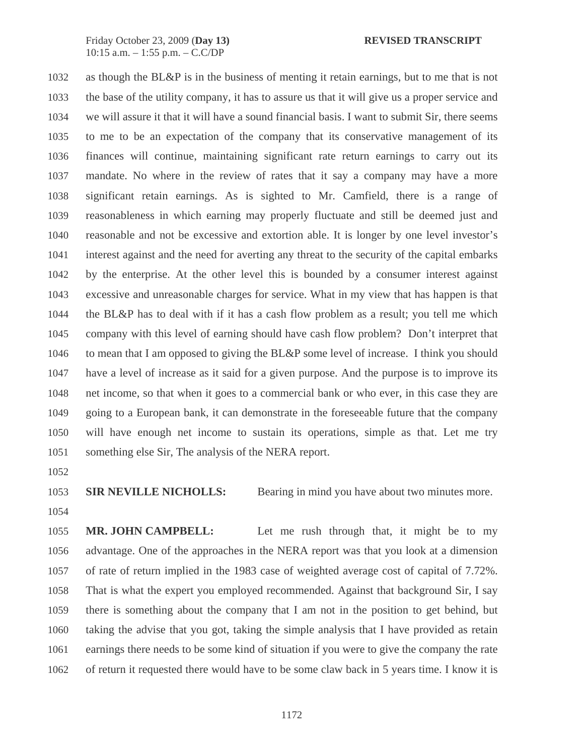as though the BL&P is in the business of menting it retain earnings, but to me that is not the base of the utility company, it has to assure us that it will give us a proper service and we will assure it that it will have a sound financial basis. I want to submit Sir, there seems to me to be an expectation of the company that its conservative management of its finances will continue, maintaining significant rate return earnings to carry out its mandate. No where in the review of rates that it say a company may have a more significant retain earnings. As is sighted to Mr. Camfield, there is a range of reasonableness in which earning may properly fluctuate and still be deemed just and reasonable and not be excessive and extortion able. It is longer by one level investor's interest against and the need for averting any threat to the security of the capital embarks by the enterprise. At the other level this is bounded by a consumer interest against excessive and unreasonable charges for service. What in my view that has happen is that the BL&P has to deal with if it has a cash flow problem as a result; you tell me which company with this level of earning should have cash flow problem? Don't interpret that to mean that I am opposed to giving the BL&P some level of increase. I think you should have a level of increase as it said for a given purpose. And the purpose is to improve its net income, so that when it goes to a commercial bank or who ever, in this case they are going to a European bank, it can demonstrate in the foreseeable future that the company will have enough net income to sustain its operations, simple as that. Let me try something else Sir, The analysis of the NERA report.

**SIR NEVILLE NICHOLLS:** Bearing in mind you have about two minutes more.

**MR. JOHN CAMPBELL:** Let me rush through that, it might be to my advantage. One of the approaches in the NERA report was that you look at a dimension of rate of return implied in the 1983 case of weighted average cost of capital of 7.72%. That is what the expert you employed recommended. Against that background Sir, I say there is something about the company that I am not in the position to get behind, but taking the advise that you got, taking the simple analysis that I have provided as retain earnings there needs to be some kind of situation if you were to give the company the rate of return it requested there would have to be some claw back in 5 years time. I know it is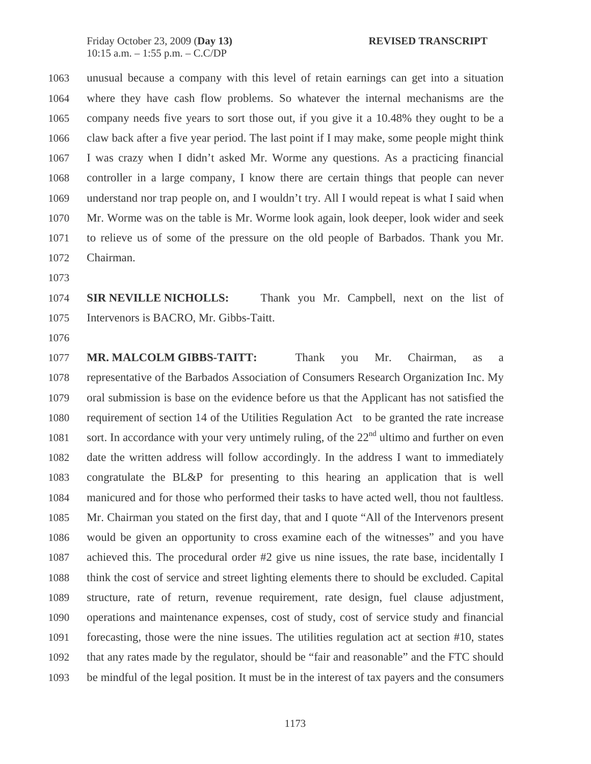1063 unusual because a company with this level of retain earnings can get into a situation
1064 where they have cash flow problems. So whatever the internal mechanisms are the
1065 company needs five years to sort those out, if you give it a 10.48% they ought to be a
1066 claw back after a five year period. The last point if I may make, some people might think
1067 I was crazy when I didn't asked Mr. Worme any questions. As a practicing financial
1068 controller in a large company, I know there are certain things that people can never
1069 understand nor trap people on, and I wouldn't try. All I would repeat is what I said when
1070 Mr. Worme was on the table is Mr. Worme look again, look deeper, look wider and seek
1071 to relieve us of some of the pressure on the old people of Barbados. Thank you Mr.
1072 Chairman.

1073

1074 **SIR NEVILLE NICHOLLS:** Thank you Mr. Campbell, next on the list of
1075 Intervenors is BACRO, Mr. Gibbs-Taitt.

1076

1077 **MR. MALCOLM GIBBS-TAITT:** Thank you Mr. Chairman, as a
1078 representative of the Barbados Association of Consumers Research Organization Inc. My
1079 oral submission is base on the evidence before us that the Applicant has not satisfied the
1080 requirement of section 14 of the Utilities Regulation Act to be granted the rate increase
1081 sort. In accordance with your very untimely ruling, of the 22nd ultimo and further on even
1082 date the written address will follow accordingly. In the address I want to immediately
1083 congratulate the BL&P for presenting to this hearing an application that is well
1084 manicured and for those who performed their tasks to have acted well, thou not faultless.
1085 Mr. Chairman you stated on the first day, that and I quote "All of the Intervenors present
1086 would be given an opportunity to cross examine each of the witnesses" and you have
1087 achieved this. The procedural order #2 give us nine issues, the rate base, incidentally I
1088 think the cost of service and street lighting elements there to should be excluded. Capital
1089 structure, rate of return, revenue requirement, rate design, fuel clause adjustment,
1090 operations and maintenance expenses, cost of study, cost of service study and financial
1091 forecasting, those were the nine issues. The utilities regulation act at section #10, states
1092 that any rates made by the regulator, should be "fair and reasonable" and the FTC should
1093 be mindful of the legal position. It must be in the interest of tax payers and the consumers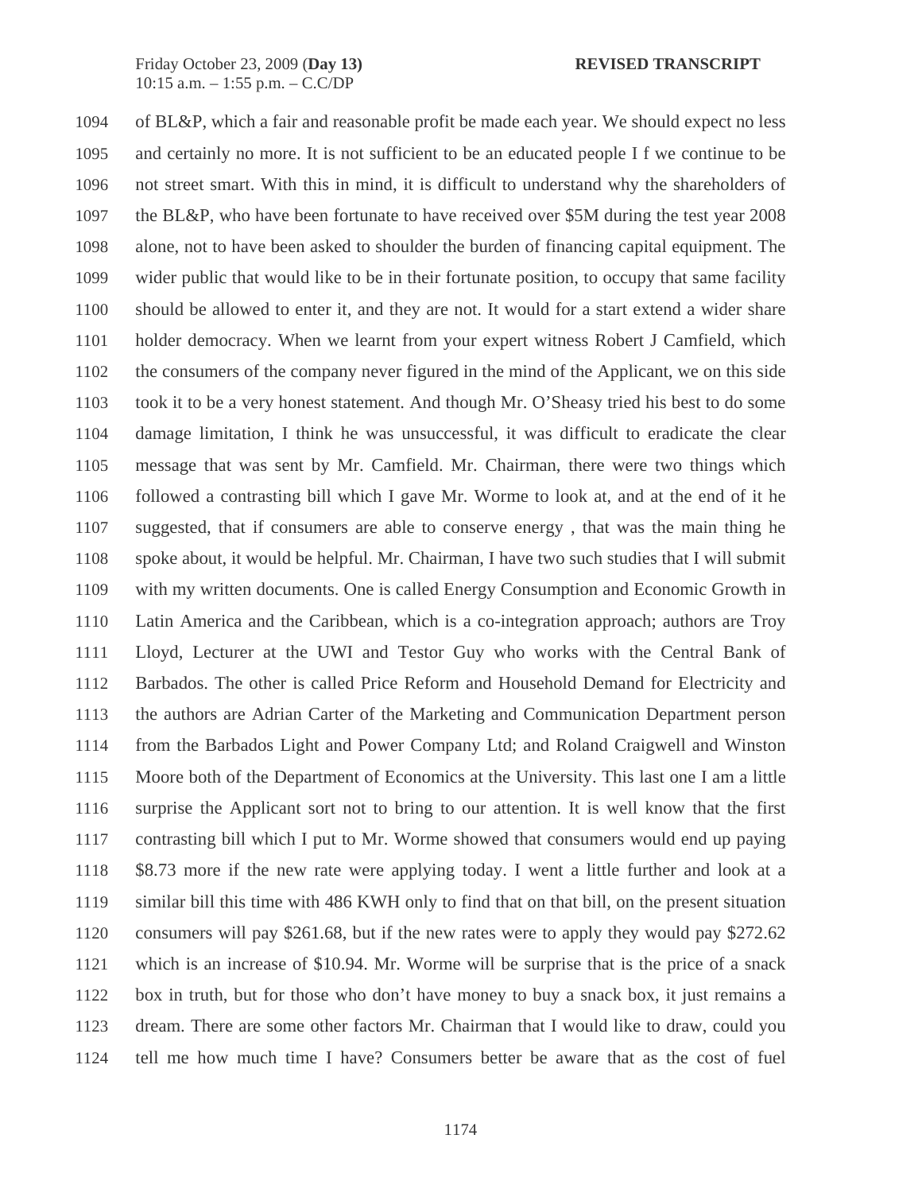of BL&P, which a fair and reasonable profit be made each year. We should expect no less and certainly no more. It is not sufficient to be an educated people I f we continue to be not street smart. With this in mind, it is difficult to understand why the shareholders of the BL&P, who have been fortunate to have received over $5M during the test year 2008 alone, not to have been asked to shoulder the burden of financing capital equipment. The wider public that would like to be in their fortunate position, to occupy that same facility should be allowed to enter it, and they are not. It would for a start extend a wider share holder democracy. When we learnt from your expert witness Robert J Camfield, which the consumers of the company never figured in the mind of the Applicant, we on this side took it to be a very honest statement. And though Mr. O'Sheasy tried his best to do some damage limitation, I think he was unsuccessful, it was difficult to eradicate the clear message that was sent by Mr. Camfield. Mr. Chairman, there were two things which followed a contrasting bill which I gave Mr. Worme to look at, and at the end of it he suggested, that if consumers are able to conserve energy , that was the main thing he spoke about, it would be helpful. Mr. Chairman, I have two such studies that I will submit with my written documents. One is called Energy Consumption and Economic Growth in Latin America and the Caribbean, which is a co-integration approach; authors are Troy Lloyd, Lecturer at the UWI and Testor Guy who works with the Central Bank of Barbados. The other is called Price Reform and Household Demand for Electricity and the authors are Adrian Carter of the Marketing and Communication Department person from the Barbados Light and Power Company Ltd; and Roland Craigwell and Winston Moore both of the Department of Economics at the University. This last one I am a little surprise the Applicant sort not to bring to our attention. It is well know that the first contrasting bill which I put to Mr. Worme showed that consumers would end up paying $8.73 more if the new rate were applying today. I went a little further and look at a similar bill this time with 486 KWH only to find that on that bill, on the present situation consumers will pay $261.68, but if the new rates were to apply they would pay $272.62 which is an increase of $10.94. Mr. Worme will be surprise that is the price of a snack box in truth, but for those who don't have money to buy a snack box, it just remains a dream. There are some other factors Mr. Chairman that I would like to draw, could you tell me how much time I have? Consumers better be aware that as the cost of fuel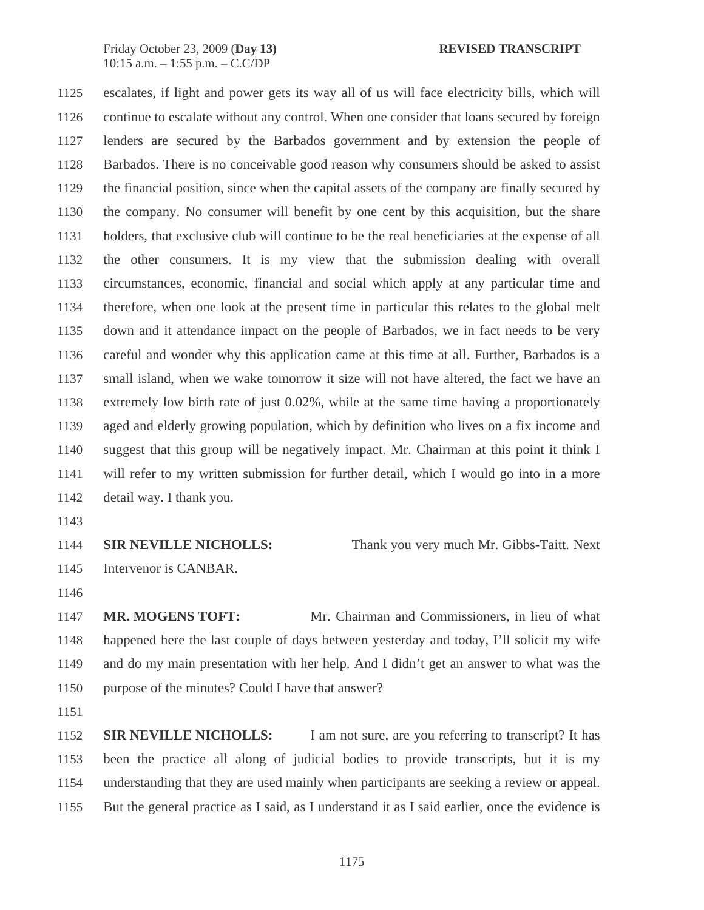escalates, if light and power gets its way all of us will face electricity bills, which will continue to escalate without any control. When one consider that loans secured by foreign lenders are secured by the Barbados government and by extension the people of Barbados. There is no conceivable good reason why consumers should be asked to assist the financial position, since when the capital assets of the company are finally secured by the company. No consumer will benefit by one cent by this acquisition, but the share holders, that exclusive club will continue to be the real beneficiaries at the expense of all the other consumers. It is my view that the submission dealing with overall circumstances, economic, financial and social which apply at any particular time and therefore, when one look at the present time in particular this relates to the global melt down and it attendance impact on the people of Barbados, we in fact needs to be very careful and wonder why this application came at this time at all. Further, Barbados is a small island, when we wake tomorrow it size will not have altered, the fact we have an extremely low birth rate of just 0.02%, while at the same time having a proportionately aged and elderly growing population, which by definition who lives on a fix income and suggest that this group will be negatively impact. Mr. Chairman at this point it think I will refer to my written submission for further detail, which I would go into in a more detail way. I thank you.

**SIR NEVILLE NICHOLLS:** Thank you very much Mr. Gibbs-Taitt. Next Intervenor is CANBAR.

**MR. MOGENS TOFT:** Mr. Chairman and Commissioners, in lieu of what happened here the last couple of days between yesterday and today, I'll solicit my wife and do my main presentation with her help. And I didn't get an answer to what was the purpose of the minutes? Could I have that answer?

**SIR NEVILLE NICHOLLS:** I am not sure, are you referring to transcript? It has been the practice all along of judicial bodies to provide transcripts, but it is my understanding that they are used mainly when participants are seeking a review or appeal. But the general practice as I said, as I understand it as I said earlier, once the evidence is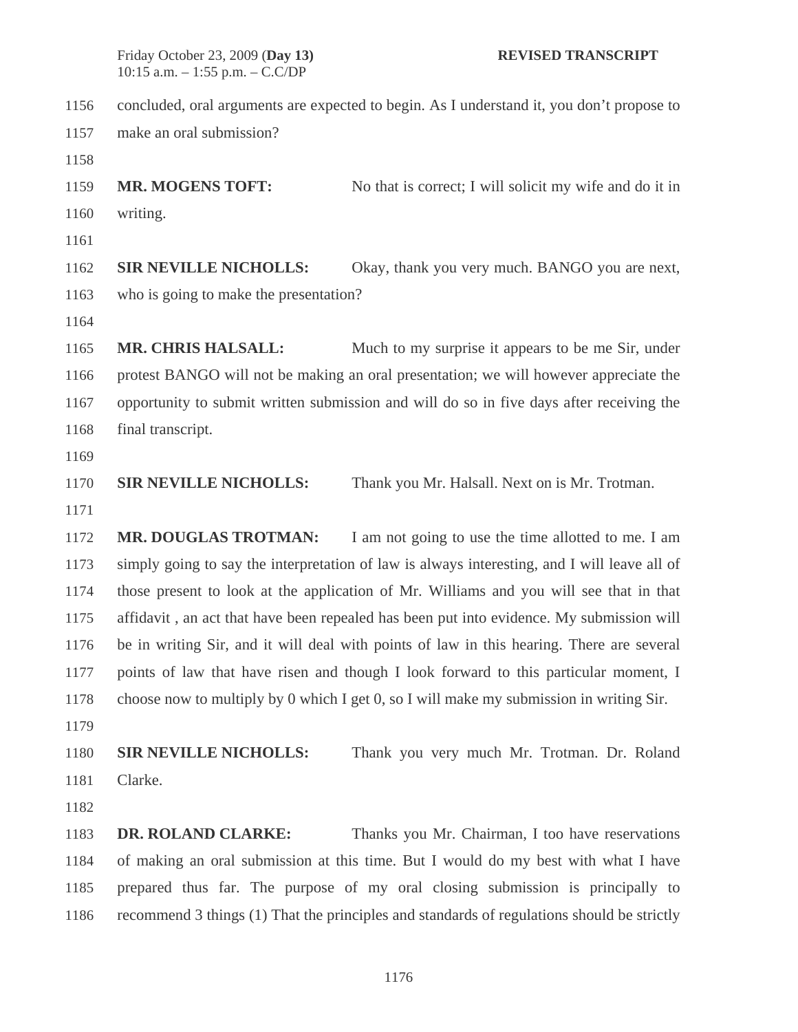concluded, oral arguments are expected to begin. As I understand it, you don't propose to make an oral submission?

**MR. MOGENS TOFT:** No that is correct; I will solicit my wife and do it in writing.

**SIR NEVILLE NICHOLLS:** Okay, thank you very much. BANGO you are next, who is going to make the presentation?

**MR. CHRIS HALSALL:** Much to my surprise it appears to be me Sir, under protest BANGO will not be making an oral presentation; we will however appreciate the opportunity to submit written submission and will do so in five days after receiving the final transcript.

**SIR NEVILLE NICHOLLS:** Thank you Mr. Halsall. Next on is Mr. Trotman.

**MR. DOUGLAS TROTMAN:** I am not going to use the time allotted to me. I am simply going to say the interpretation of law is always interesting, and I will leave all of those present to look at the application of Mr. Williams and you will see that in that affidavit , an act that have been repealed has been put into evidence. My submission will be in writing Sir, and it will deal with points of law in this hearing. There are several points of law that have risen and though I look forward to this particular moment, I choose now to multiply by 0 which I get 0, so I will make my submission in writing Sir.

**SIR NEVILLE NICHOLLS:** Thank you very much Mr. Trotman. Dr. Roland Clarke.

**DR. ROLAND CLARKE:** Thanks you Mr. Chairman, I too have reservations of making an oral submission at this time. But I would do my best with what I have prepared thus far. The purpose of my oral closing submission is principally to recommend 3 things (1) That the principles and standards of regulations should be strictly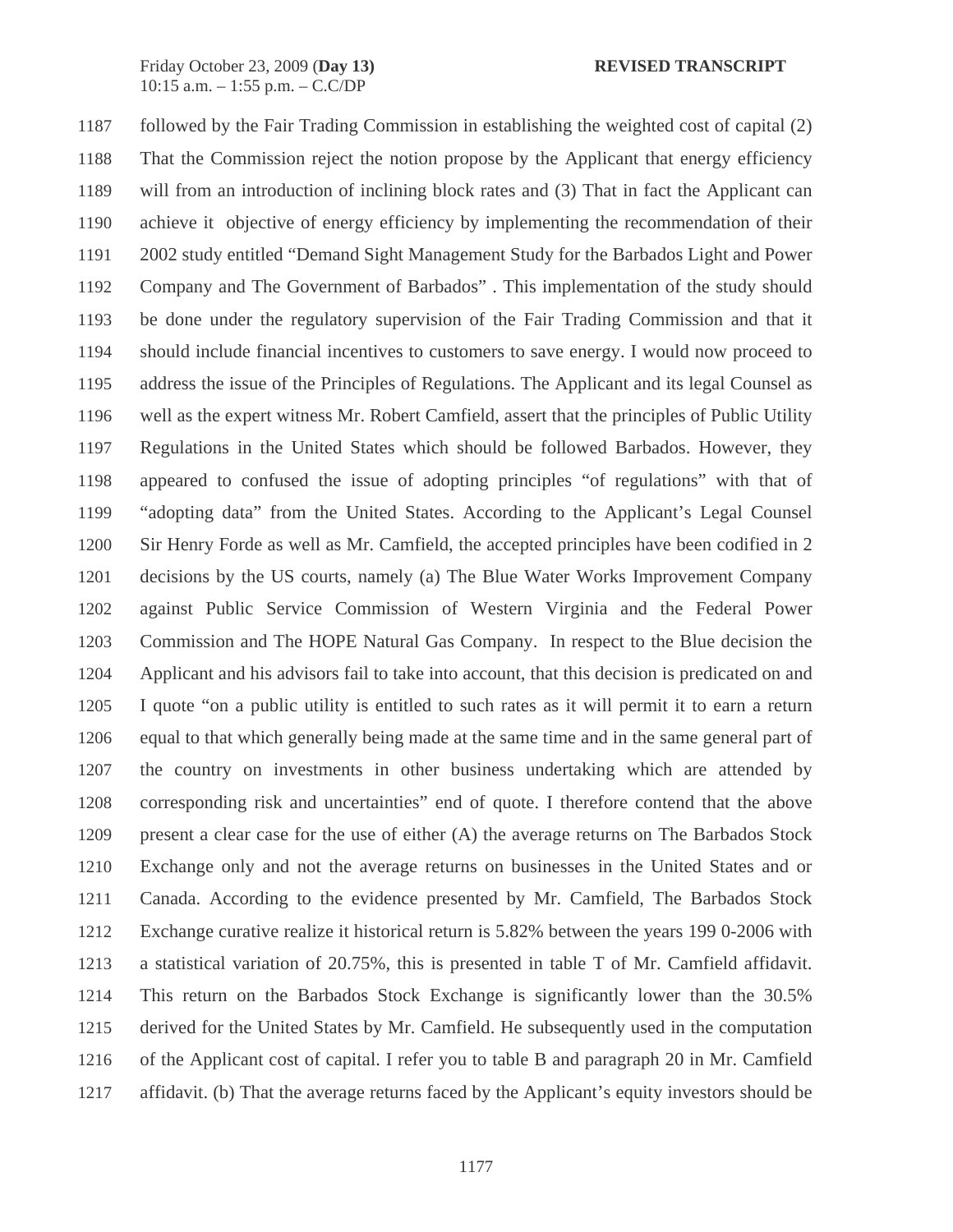1187 followed by the Fair Trading Commission in establishing the weighted cost of capital (2)
1188 That the Commission reject the notion propose by the Applicant that energy efficiency
1189 will from an introduction of inclining block rates and (3) That in fact the Applicant can
1190 achieve it objective of energy efficiency by implementing the recommendation of their
1191 2002 study entitled "Demand Sight Management Study for the Barbados Light and Power
1192 Company and The Government of Barbados" . This implementation of the study should
1193 be done under the regulatory supervision of the Fair Trading Commission and that it
1194 should include financial incentives to customers to save energy. I would now proceed to
1195 address the issue of the Principles of Regulations. The Applicant and its legal Counsel as
1196 well as the expert witness Mr. Robert Camfield, assert that the principles of Public Utility
1197 Regulations in the United States which should be followed Barbados. However, they
1198 appeared to confused the issue of adopting principles "of regulations" with that of
1199 "adopting data" from the United States. According to the Applicant's Legal Counsel
1200 Sir Henry Forde as well as Mr. Camfield, the accepted principles have been codified in 2
1201 decisions by the US courts, namely (a) The Blue Water Works Improvement Company
1202 against Public Service Commission of Western Virginia and the Federal Power
1203 Commission and The HOPE Natural Gas Company. In respect to the Blue decision the
1204 Applicant and his advisors fail to take into account, that this decision is predicated on and
1205 I quote "on a public utility is entitled to such rates as it will permit it to earn a return
1206 equal to that which generally being made at the same time and in the same general part of
1207 the country on investments in other business undertaking which are attended by
1208 corresponding risk and uncertainties" end of quote. I therefore contend that the above
1209 present a clear case for the use of either (A) the average returns on The Barbados Stock
1210 Exchange only and not the average returns on businesses in the United States and or
1211 Canada. According to the evidence presented by Mr. Camfield, The Barbados Stock
1212 Exchange curative realize it historical return is 5.82% between the years 199 0-2006 with
1213 a statistical variation of 20.75%, this is presented in table T of Mr. Camfield affidavit.
1214 This return on the Barbados Stock Exchange is significantly lower than the 30.5%
1215 derived for the United States by Mr. Camfield. He subsequently used in the computation
1216 of the Applicant cost of capital. I refer you to table B and paragraph 20 in Mr. Camfield
1217 affidavit. (b) That the average returns faced by the Applicant's equity investors should be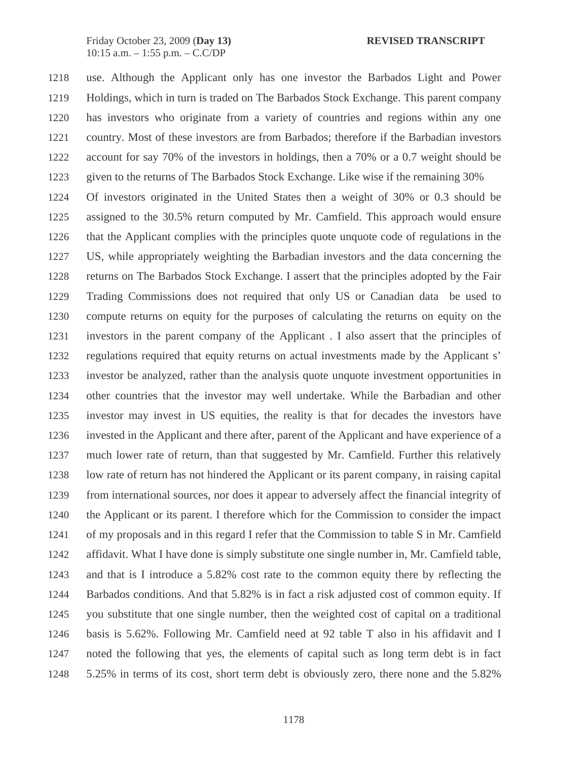use. Although the Applicant only has one investor the Barbados Light and Power Holdings, which in turn is traded on The Barbados Stock Exchange. This parent company has investors who originate from a variety of countries and regions within any one country. Most of these investors are from Barbados; therefore if the Barbadian investors account for say 70% of the investors in holdings, then a 70% or a 0.7 weight should be given to the returns of The Barbados Stock Exchange. Like wise if the remaining 30% Of investors originated in the United States then a weight of 30% or 0.3 should be assigned to the 30.5% return computed by Mr. Camfield. This approach would ensure that the Applicant complies with the principles quote unquote code of regulations in the US, while appropriately weighting the Barbadian investors and the data concerning the returns on The Barbados Stock Exchange. I assert that the principles adopted by the Fair Trading Commissions does not required that only US or Canadian data be used to compute returns on equity for the purposes of calculating the returns on equity on the investors in the parent company of the Applicant . I also assert that the principles of regulations required that equity returns on actual investments made by the Applicant s' investor be analyzed, rather than the analysis quote unquote investment opportunities in other countries that the investor may well undertake. While the Barbadian and other investor may invest in US equities, the reality is that for decades the investors have invested in the Applicant and there after, parent of the Applicant and have experience of a much lower rate of return, than that suggested by Mr. Camfield. Further this relatively low rate of return has not hindered the Applicant or its parent company, in raising capital from international sources, nor does it appear to adversely affect the financial integrity of the Applicant or its parent. I therefore which for the Commission to consider the impact of my proposals and in this regard I refer that the Commission to table S in Mr. Camfield affidavit. What I have done is simply substitute one single number in, Mr. Camfield table, and that is I introduce a 5.82% cost rate to the common equity there by reflecting the Barbados conditions. And that 5.82% is in fact a risk adjusted cost of common equity. If you substitute that one single number, then the weighted cost of capital on a traditional basis is 5.62%. Following Mr. Camfield need at 92 table T also in his affidavit and I noted the following that yes, the elements of capital such as long term debt is in fact 5.25% in terms of its cost, short term debt is obviously zero, there none and the 5.82%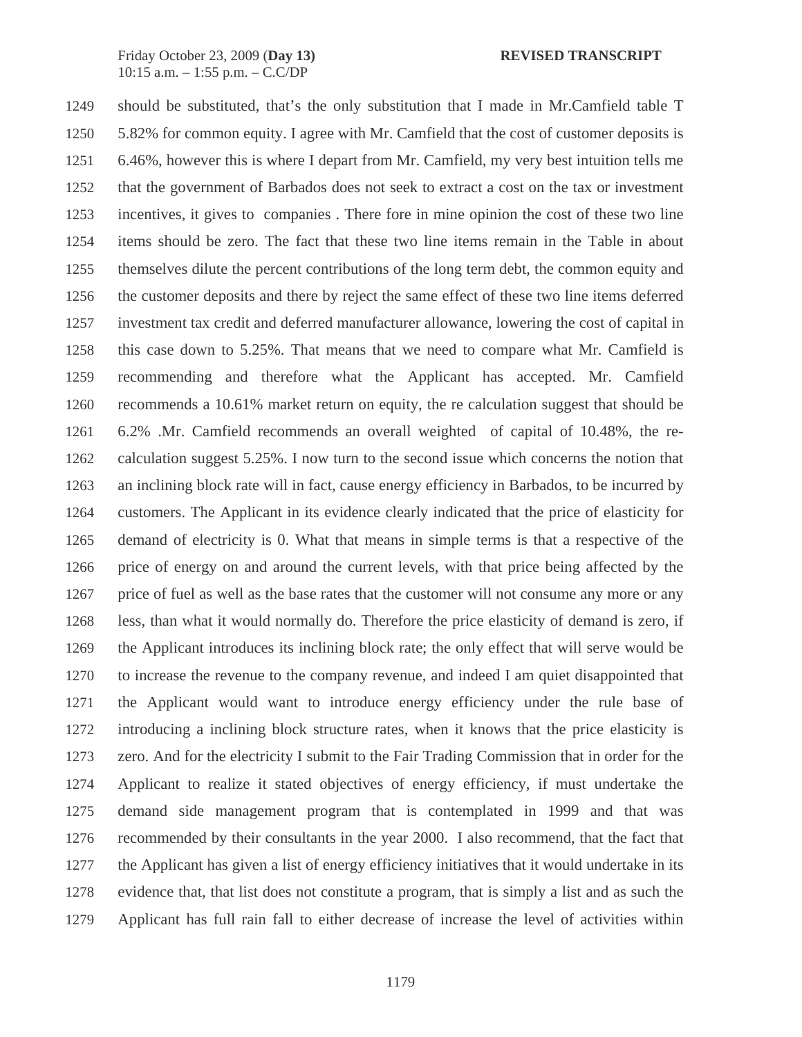should be substituted, that's the only substitution that I made in Mr.Camfield table T 5.82% for common equity. I agree with Mr. Camfield that the cost of customer deposits is 6.46%, however this is where I depart from Mr. Camfield, my very best intuition tells me that the government of Barbados does not seek to extract a cost on the tax or investment incentives, it gives to companies . There fore in mine opinion the cost of these two line items should be zero. The fact that these two line items remain in the Table in about themselves dilute the percent contributions of the long term debt, the common equity and the customer deposits and there by reject the same effect of these two line items deferred investment tax credit and deferred manufacturer allowance, lowering the cost of capital in this case down to 5.25%. That means that we need to compare what Mr. Camfield is recommending and therefore what the Applicant has accepted. Mr. Camfield recommends a 10.61% market return on equity, the re calculation suggest that should be 6.2% .Mr. Camfield recommends an overall weighted of capital of 10.48%, the re-calculation suggest 5.25%. I now turn to the second issue which concerns the notion that an inclining block rate will in fact, cause energy efficiency in Barbados, to be incurred by customers. The Applicant in its evidence clearly indicated that the price of elasticity for demand of electricity is 0. What that means in simple terms is that a respective of the price of energy on and around the current levels, with that price being affected by the price of fuel as well as the base rates that the customer will not consume any more or any less, than what it would normally do. Therefore the price elasticity of demand is zero, if the Applicant introduces its inclining block rate; the only effect that will serve would be to increase the revenue to the company revenue, and indeed I am quiet disappointed that the Applicant would want to introduce energy efficiency under the rule base of introducing a inclining block structure rates, when it knows that the price elasticity is zero. And for the electricity I submit to the Fair Trading Commission that in order for the Applicant to realize it stated objectives of energy efficiency, if must undertake the demand side management program that is contemplated in 1999 and that was recommended by their consultants in the year 2000. I also recommend, that the fact that the Applicant has given a list of energy efficiency initiatives that it would undertake in its evidence that, that list does not constitute a program, that is simply a list and as such the Applicant has full rain fall to either decrease of increase the level of activities within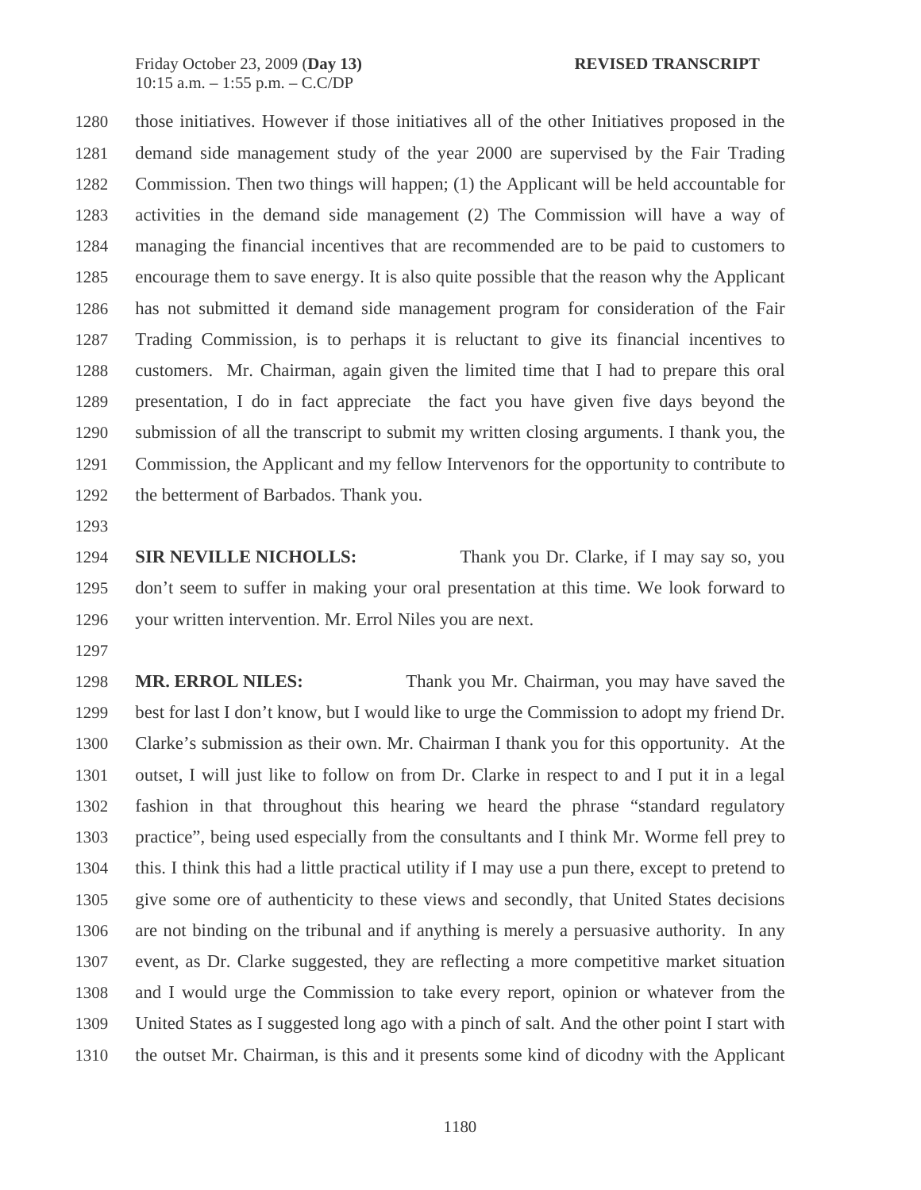1280 those initiatives. However if those initiatives all of the other Initiatives proposed in the
1281 demand side management study of the year 2000 are supervised by the Fair Trading
1282 Commission. Then two things will happen; (1) the Applicant will be held accountable for
1283 activities in the demand side management (2) The Commission will have a way of
1284 managing the financial incentives that are recommended are to be paid to customers to
1285 encourage them to save energy. It is also quite possible that the reason why the Applicant
1286 has not submitted it demand side management program for consideration of the Fair
1287 Trading Commission, is to perhaps it is reluctant to give its financial incentives to
1288 customers. Mr. Chairman, again given the limited time that I had to prepare this oral
1289 presentation, I do in fact appreciate the fact you have given five days beyond the
1290 submission of all the transcript to submit my written closing arguments. I thank you, the
1291 Commission, the Applicant and my fellow Intervenors for the opportunity to contribute to
1292 the betterment of Barbados. Thank you.
1293
1294 **SIR NEVILLE NICHOLLS:** Thank you Dr. Clarke, if I may say so, you
1295 don't seem to suffer in making your oral presentation at this time. We look forward to
1296 your written intervention. Mr. Errol Niles you are next.
1297
1298 **MR. ERROL NILES:** Thank you Mr. Chairman, you may have saved the
1299 best for last I don't know, but I would like to urge the Commission to adopt my friend Dr.
1300 Clarke's submission as their own. Mr. Chairman I thank you for this opportunity. At the
1301 outset, I will just like to follow on from Dr. Clarke in respect to and I put it in a legal
1302 fashion in that throughout this hearing we heard the phrase "standard regulatory
1303 practice", being used especially from the consultants and I think Mr. Worme fell prey to
1304 this. I think this had a little practical utility if I may use a pun there, except to pretend to
1305 give some ore of authenticity to these views and secondly, that United States decisions
1306 are not binding on the tribunal and if anything is merely a persuasive authority. In any
1307 event, as Dr. Clarke suggested, they are reflecting a more competitive market situation
1308 and I would urge the Commission to take every report, opinion or whatever from the
1309 United States as I suggested long ago with a pinch of salt. And the other point I start with
1310 the outset Mr. Chairman, is this and it presents some kind of dicodny with the Applicant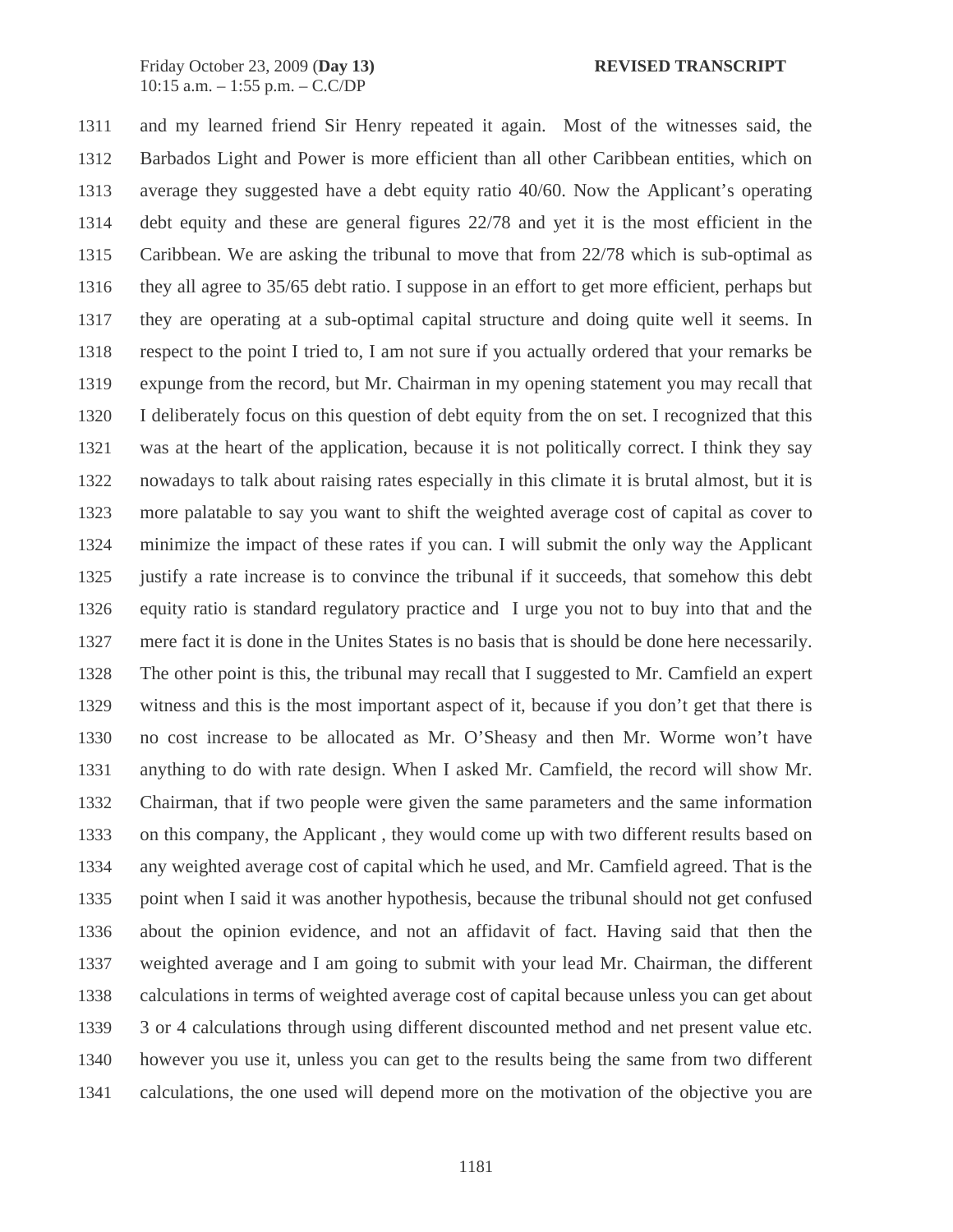1311 and my learned friend Sir Henry repeated it again. Most of the witnesses said, the
1312 Barbados Light and Power is more efficient than all other Caribbean entities, which on
1313 average they suggested have a debt equity ratio 40/60. Now the Applicant's operating
1314 debt equity and these are general figures 22/78 and yet it is the most efficient in the
1315 Caribbean. We are asking the tribunal to move that from 22/78 which is sub-optimal as
1316 they all agree to 35/65 debt ratio. I suppose in an effort to get more efficient, perhaps but
1317 they are operating at a sub-optimal capital structure and doing quite well it seems. In
1318 respect to the point I tried to, I am not sure if you actually ordered that your remarks be
1319 expunge from the record, but Mr. Chairman in my opening statement you may recall that
1320 I deliberately focus on this question of debt equity from the on set. I recognized that this
1321 was at the heart of the application, because it is not politically correct. I think they say
1322 nowadays to talk about raising rates especially in this climate it is brutal almost, but it is
1323 more palatable to say you want to shift the weighted average cost of capital as cover to
1324 minimize the impact of these rates if you can. I will submit the only way the Applicant
1325 justify a rate increase is to convince the tribunal if it succeeds, that somehow this debt
1326 equity ratio is standard regulatory practice and I urge you not to buy into that and the
1327 mere fact it is done in the Unites States is no basis that is should be done here necessarily.
1328 The other point is this, the tribunal may recall that I suggested to Mr. Camfield an expert
1329 witness and this is the most important aspect of it, because if you don't get that there is
1330 no cost increase to be allocated as Mr. O'Sheasy and then Mr. Worme won't have
1331 anything to do with rate design. When I asked Mr. Camfield, the record will show Mr.
1332 Chairman, that if two people were given the same parameters and the same information
1333 on this company, the Applicant , they would come up with two different results based on
1334 any weighted average cost of capital which he used, and Mr. Camfield agreed. That is the
1335 point when I said it was another hypothesis, because the tribunal should not get confused
1336 about the opinion evidence, and not an affidavit of fact. Having said that then the
1337 weighted average and I am going to submit with your lead Mr. Chairman, the different
1338 calculations in terms of weighted average cost of capital because unless you can get about
1339 3 or 4 calculations through using different discounted method and net present value etc.
1340 however you use it, unless you can get to the results being the same from two different
1341 calculations, the one used will depend more on the motivation of the objective you are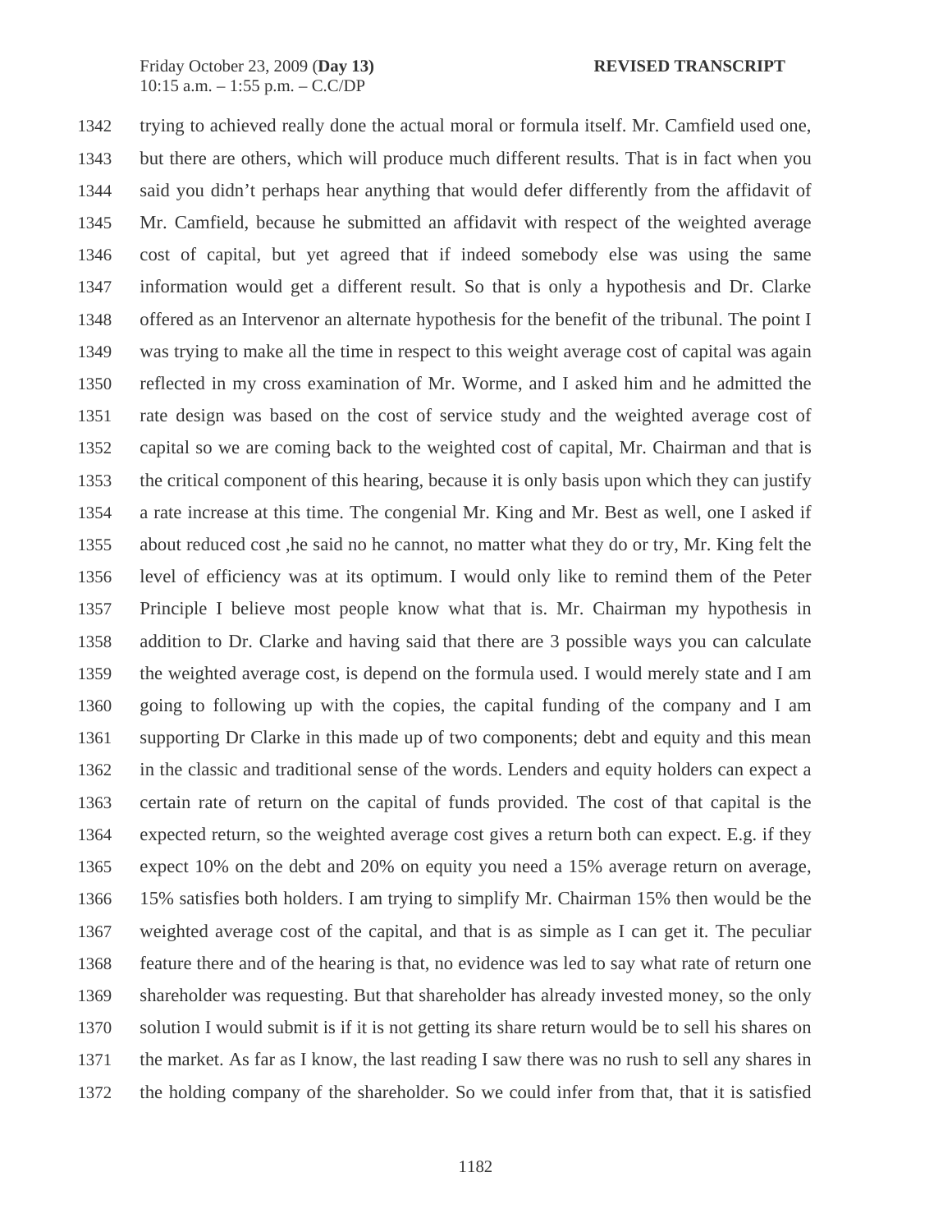1342 trying to achieved really done the actual moral or formula itself. Mr. Camfield used one,
1343 but there are others, which will produce much different results. That is in fact when you
1344 said you didn't perhaps hear anything that would defer differently from the affidavit of
1345 Mr. Camfield, because he submitted an affidavit with respect of the weighted average
1346 cost of capital, but yet agreed that if indeed somebody else was using the same
1347 information would get a different result. So that is only a hypothesis and Dr. Clarke
1348 offered as an Intervenor an alternate hypothesis for the benefit of the tribunal. The point I
1349 was trying to make all the time in respect to this weight average cost of capital was again
1350 reflected in my cross examination of Mr. Worme, and I asked him and he admitted the
1351 rate design was based on the cost of service study and the weighted average cost of
1352 capital so we are coming back to the weighted cost of capital, Mr. Chairman and that is
1353 the critical component of this hearing, because it is only basis upon which they can justify
1354 a rate increase at this time. The congenial Mr. King and Mr. Best as well, one I asked if
1355 about reduced cost ,he said no he cannot, no matter what they do or try, Mr. King felt the
1356 level of efficiency was at its optimum. I would only like to remind them of the Peter
1357 Principle I believe most people know what that is. Mr. Chairman my hypothesis in
1358 addition to Dr. Clarke and having said that there are 3 possible ways you can calculate
1359 the weighted average cost, is depend on the formula used. I would merely state and I am
1360 going to following up with the copies, the capital funding of the company and I am
1361 supporting Dr Clarke in this made up of two components; debt and equity and this mean
1362 in the classic and traditional sense of the words. Lenders and equity holders can expect a
1363 certain rate of return on the capital of funds provided. The cost of that capital is the
1364 expected return, so the weighted average cost gives a return both can expect. E.g. if they
1365 expect 10% on the debt and 20% on equity you need a 15% average return on average,
1366 15% satisfies both holders. I am trying to simplify Mr. Chairman 15% then would be the
1367 weighted average cost of the capital, and that is as simple as I can get it. The peculiar
1368 feature there and of the hearing is that, no evidence was led to say what rate of return one
1369 shareholder was requesting. But that shareholder has already invested money, so the only
1370 solution I would submit is if it is not getting its share return would be to sell his shares on
1371 the market. As far as I know, the last reading I saw there was no rush to sell any shares in
1372 the holding company of the shareholder. So we could infer from that, that it is satisfied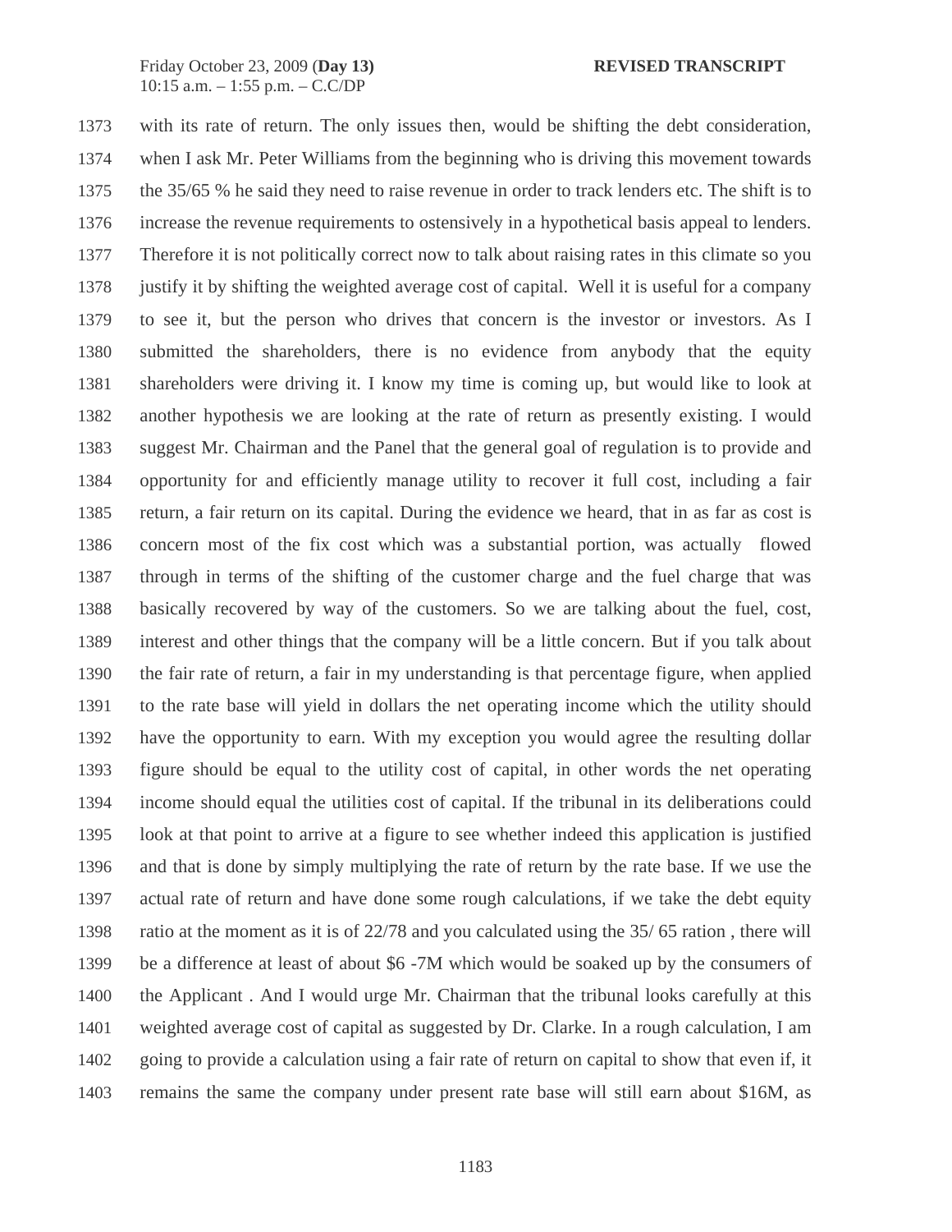1373 with its rate of return. The only issues then, would be shifting the debt consideration,
1374 when I ask Mr. Peter Williams from the beginning who is driving this movement towards
1375 the 35/65 % he said they need to raise revenue in order to track lenders etc. The shift is to
1376 increase the revenue requirements to ostensively in a hypothetical basis appeal to lenders.
1377 Therefore it is not politically correct now to talk about raising rates in this climate so you
1378 justify it by shifting the weighted average cost of capital. Well it is useful for a company
1379 to see it, but the person who drives that concern is the investor or investors. As I
1380 submitted the shareholders, there is no evidence from anybody that the equity
1381 shareholders were driving it. I know my time is coming up, but would like to look at
1382 another hypothesis we are looking at the rate of return as presently existing. I would
1383 suggest Mr. Chairman and the Panel that the general goal of regulation is to provide and
1384 opportunity for and efficiently manage utility to recover it full cost, including a fair
1385 return, a fair return on its capital. During the evidence we heard, that in as far as cost is
1386 concern most of the fix cost which was a substantial portion, was actually flowed
1387 through in terms of the shifting of the customer charge and the fuel charge that was
1388 basically recovered by way of the customers. So we are talking about the fuel, cost,
1389 interest and other things that the company will be a little concern. But if you talk about
1390 the fair rate of return, a fair in my understanding is that percentage figure, when applied
1391 to the rate base will yield in dollars the net operating income which the utility should
1392 have the opportunity to earn. With my exception you would agree the resulting dollar
1393 figure should be equal to the utility cost of capital, in other words the net operating
1394 income should equal the utilities cost of capital. If the tribunal in its deliberations could
1395 look at that point to arrive at a figure to see whether indeed this application is justified
1396 and that is done by simply multiplying the rate of return by the rate base. If we use the
1397 actual rate of return and have done some rough calculations, if we take the debt equity
1398 ratio at the moment as it is of 22/78 and you calculated using the 35/ 65 ration , there will
1399 be a difference at least of about $6 -7M which would be soaked up by the consumers of
1400 the Applicant . And I would urge Mr. Chairman that the tribunal looks carefully at this
1401 weighted average cost of capital as suggested by Dr. Clarke. In a rough calculation, I am
1402 going to provide a calculation using a fair rate of return on capital to show that even if, it
1403 remains the same the company under present rate base will still earn about $16M, as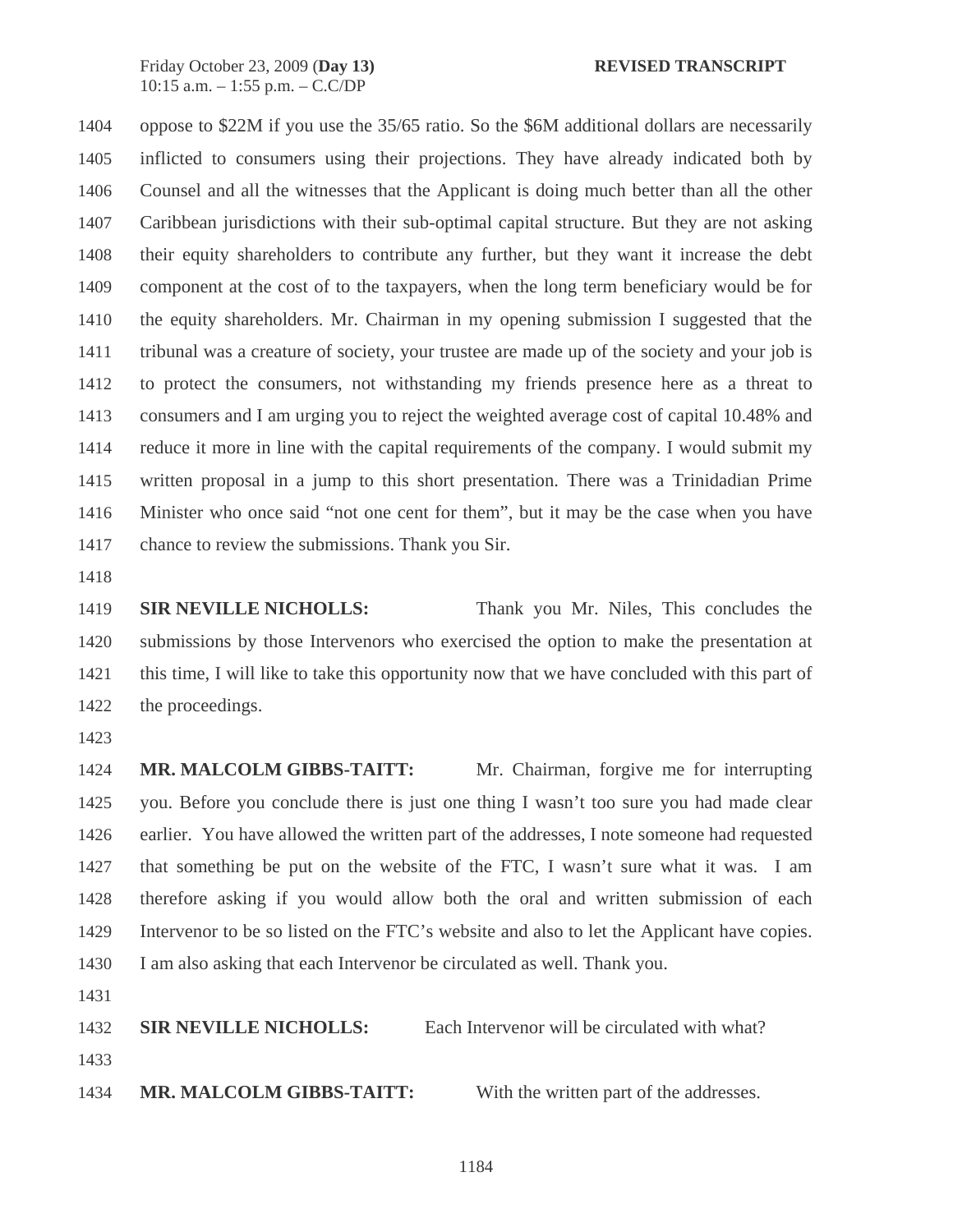1404 oppose to $22M if you use the 35/65 ratio. So the $6M additional dollars are necessarily
1405 inflicted to consumers using their projections. They have already indicated both by
1406 Counsel and all the witnesses that the Applicant is doing much better than all the other
1407 Caribbean jurisdictions with their sub-optimal capital structure. But they are not asking
1408 their equity shareholders to contribute any further, but they want it increase the debt
1409 component at the cost of to the taxpayers, when the long term beneficiary would be for
1410 the equity shareholders. Mr. Chairman in my opening submission I suggested that the
1411 tribunal was a creature of society, your trustee are made up of the society and your job is
1412 to protect the consumers, not withstanding my friends presence here as a threat to
1413 consumers and I am urging you to reject the weighted average cost of capital 10.48% and
1414 reduce it more in line with the capital requirements of the company. I would submit my
1415 written proposal in a jump to this short presentation. There was a Trinidadian Prime
1416 Minister who once said "not one cent for them", but it may be the case when you have
1417 chance to review the submissions. Thank you Sir.
1418
1419 **SIR NEVILLE NICHOLLS:** Thank you Mr. Niles, This concludes the
1420 submissions by those Intervenors who exercised the option to make the presentation at
1421 this time, I will like to take this opportunity now that we have concluded with this part of
1422 the proceedings.
1423
1424 **MR. MALCOLM GIBBS-TAITT:** Mr. Chairman, forgive me for interrupting
1425 you. Before you conclude there is just one thing I wasn't too sure you had made clear
1426 earlier. You have allowed the written part of the addresses, I note someone had requested
1427 that something be put on the website of the FTC, I wasn't sure what it was. I am
1428 therefore asking if you would allow both the oral and written submission of each
1429 Intervenor to be so listed on the FTC's website and also to let the Applicant have copies.
1430 I am also asking that each Intervenor be circulated as well. Thank you.
1431
1432 **SIR NEVILLE NICHOLLS:** Each Intervenor will be circulated with what?
1433
1434 **MR. MALCOLM GIBBS-TAITT:** With the written part of the addresses.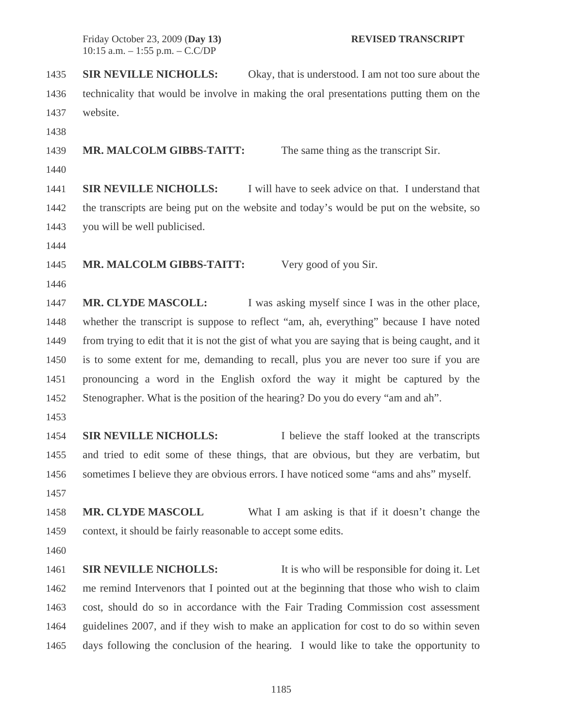**SIR NEVILLE NICHOLLS:** Okay, that is understood. I am not too sure about the technicality that would be involve in making the oral presentations putting them on the website.

**MR. MALCOLM GIBBS-TAITT:** The same thing as the transcript Sir.

**SIR NEVILLE NICHOLLS:** I will have to seek advice on that. I understand that the transcripts are being put on the website and today's would be put on the website, so you will be well publicised.

**MR. MALCOLM GIBBS-TAITT:** Very good of you Sir.

**MR. CLYDE MASCOLL:** I was asking myself since I was in the other place, whether the transcript is suppose to reflect "am, ah, everything" because I have noted from trying to edit that it is not the gist of what you are saying that is being caught, and it is to some extent for me, demanding to recall, plus you are never too sure if you are pronouncing a word in the English oxford the way it might be captured by the Stenographer. What is the position of the hearing? Do you do every "am and ah".

**SIR NEVILLE NICHOLLS:** I believe the staff looked at the transcripts and tried to edit some of these things, that are obvious, but they are verbatim, but sometimes I believe they are obvious errors. I have noticed some "ams and ahs" myself.

**MR. CLYDE MASCOLL** What I am asking is that if it doesn't change the context, it should be fairly reasonable to accept some edits.

**SIR NEVILLE NICHOLLS:** It is who will be responsible for doing it. Let me remind Intervenors that I pointed out at the beginning that those who wish to claim cost, should do so in accordance with the Fair Trading Commission cost assessment guidelines 2007, and if they wish to make an application for cost to do so within seven days following the conclusion of the hearing. I would like to take the opportunity to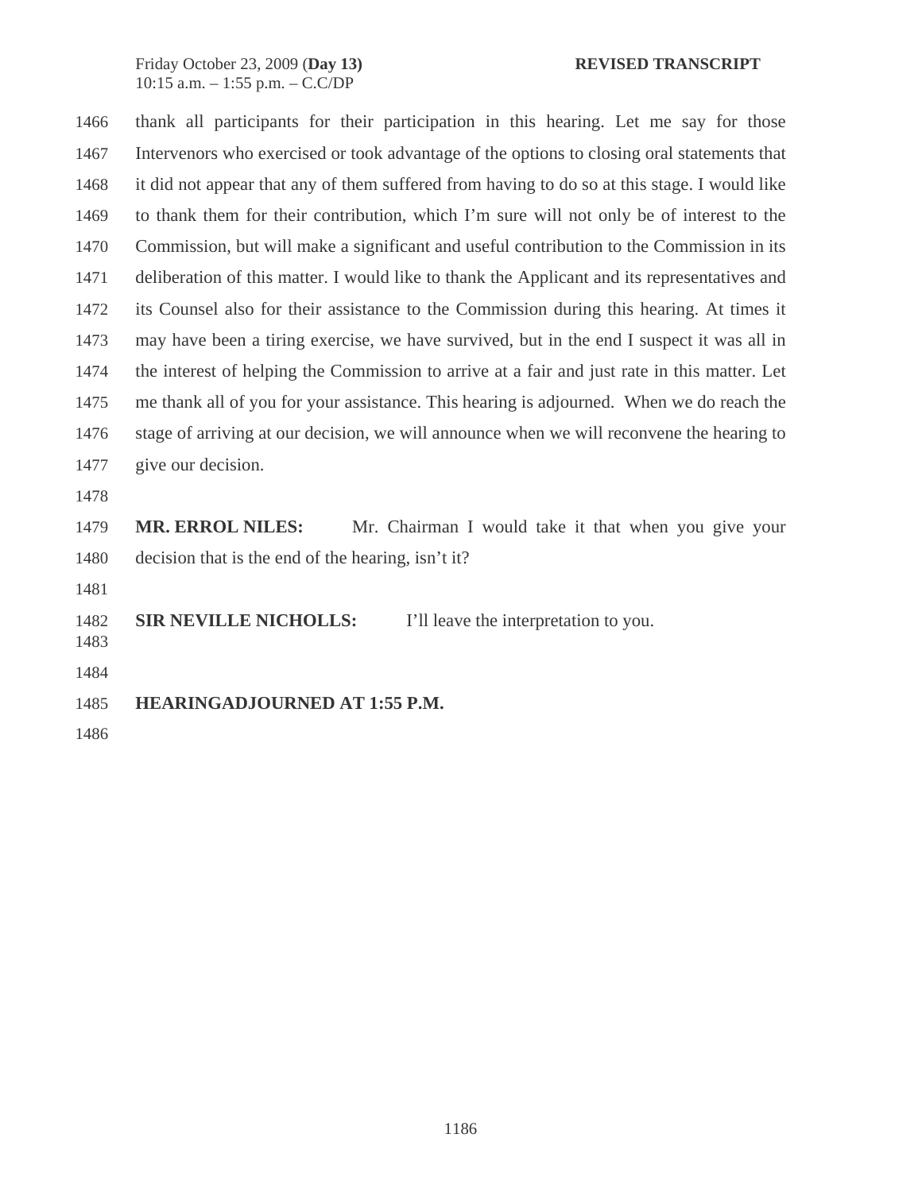thank all participants for their participation in this hearing. Let me say for those Intervenors who exercised or took advantage of the options to closing oral statements that it did not appear that any of them suffered from having to do so at this stage. I would like to thank them for their contribution, which I'm sure will not only be of interest to the Commission, but will make a significant and useful contribution to the Commission in its deliberation of this matter. I would like to thank the Applicant and its representatives and its Counsel also for their assistance to the Commission during this hearing. At times it may have been a tiring exercise, we have survived, but in the end I suspect it was all in the interest of helping the Commission to arrive at a fair and just rate in this matter. Let me thank all of you for your assistance. This hearing is adjourned. When we do reach the stage of arriving at our decision, we will announce when we will reconvene the hearing to give our decision.

**MR. ERROL NILES:** Mr. Chairman I would take it that when you give your decision that is the end of the hearing, isn't it?

**SIR NEVILLE NICHOLLS:** I'll leave the interpretation to you.

**HEARINGADJOURNED AT 1:55 P.M.**